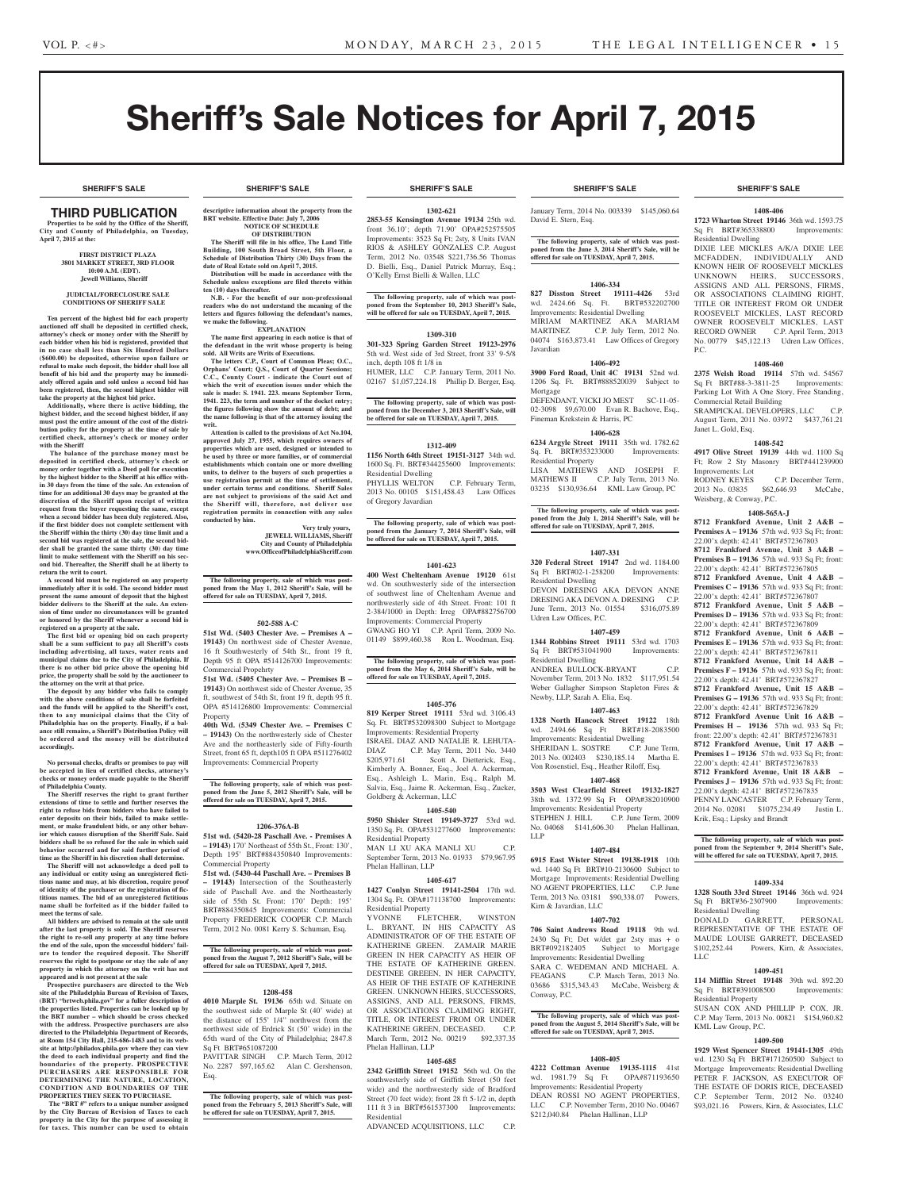# Sheriff's Sale Notices for April 7, 2015

## SHERIFF'S SALE

### THIRD PUBLICATION

**Properties to be sold by the Office of the Sheriff, City and County of Philadelphia, on Tuesday, April 7, 2015 at the:**

**FIRST DISTRICT PLAZA**
**3801 MARKET STREET, 3RD FLOOR**
**10:00 A.M. (EDT).**
**Jewell Williams, Sheriff**

**JUDICIAL/FORECLOSURE SALE CONDITIONS OF SHERIFF SALE**

**Ten percent of the highest bid for each property auctioned off shall be deposited in certified check, attorney's check or money order with the Sheriff by each bidder when his bid is registered, provided that in no case shall less than Six Hundred Dollars ($600.00) be deposited, otherwise upon failure or refusal to make such deposit, the bidder shall lose all benefit of his bid and the property may be immediately offered again and sold unless a second bid has been registered, then, the second highest bidder will take the property at the highest bid price.**

**Additionally, where there is active bidding, the highest bidder, and the second highest bidder, if any must post the entire amount of the cost of the distribution policy for the property at the time of sale by certified check, attorney's check or money order with the Sheriff**

**The balance of the purchase money must be deposited in certified check, attorney's check or money order together with a Deed poll for execution by the highest bidder to the Sheriff at his office within 30 days from the time of the sale. An extension of time for an additional 30 days may be granted at the discretion of the Sheriff upon receipt of written request from the buyer requesting the same, except when a second bidder has been duly registered. Also, if the first bidder does not complete settlement with the Sheriff within the thirty (30) day time limit and a second bid was registered at the sale, the second bidder shall be granted the same thirty (30) day time limit to make settlement with the Sheriff on his second bid. Thereafter, the Sheriff shall be at liberty to return the writ to court.**

**A second bid must be registered on any property immediately after it is sold. The second bidder must present the same amount of deposit that the highest bidder delivers to the Sheriff at the sale. An extension of time under no circumstances will be granted or honored by the Sheriff whenever a second bid is registered on a property at the sale.**

**The first bid or opening bid on each property shall be a sum sufficient to pay all Sheriff's costs including advertising, all taxes, water rents and municipal claims due to the City of Philadelphia. If there is no other bid price above the opening bid price, the property shall be sold by the auctioneer to the attorney on the writ at that price.**

**The deposit by any bidder who fails to comply with the above conditions of sale shall be forfeited and the funds will be applied to the Sheriff's cost, then to any municipal claims that the City of Philadelphia has on the property. Finally, if a balance still remains, a Sheriff's Distribution Policy will be ordered and the money will be distributed accordingly.**

**No personal checks, drafts or promises to pay will be accepted in lieu of certified checks, attorney's checks or money orders made payable to the Sheriff of Philadelphia County.**

**The Sheriff reserves the right to grant further extensions of time to settle and further reserves the right to refuse bids from bidders who have failed to enter deposits on their bids, failed to make settlement, or make fraudulent bids, or any other behavior which causes disruption of the Sheriff Sale. Said bidders shall be so refused for the sale in which said behavior occurred and for said further period of time as the Sheriff in his discretion shall determine.**

**The Sheriff will not acknowledge a deed poll to any individual or entity using an unregistered fictitious name and may, at his discretion, require proof of identity of the purchaser or the registration of fictitious names. The bid of an unregistered fictitious name shall be forfeited as if the bidder failed to meet the terms of sale.**

**All bidders are advised to remain at the sale until after the last property is sold. The Sheriff reserves the right to re-sell any property at any time before the end of the sale, upon the successful bidders' failure to tender the required deposit. The Sheriff reserves the right to postpone or stay the sale of any property in which the attorney on the writ has not appeared and is not present at the sale**

**Prospective purchasers are directed to the Web site of the Philadelphia Bureau of Revision of Taxes, (BRT) "brtweb.phila.gov" for a fuller description of the properties listed. Properties can be looked up by the BRT number – which should be cross checked with the address. Prospective purchasers are also directed to the Philadelphia Department of Records, at Room 154 City Hall, 215-686-1483 and to its website at http://philadox.phila.gov where they can view the deed to each individual property and find the boundaries of the property. PROSPECTIVE PURCHASERS ARE RESPONSIBLE FOR DETERMINING THE NATURE, LOCATION, CONDITION AND BOUNDARIES OF THE PROPERTIES THEY SEEK TO PURCHASE.**

**The "BRT #" refers to a unique number assigned by the City Bureau of Revision of Taxes to each property in the City for the purpose of assessing it for taxes. This number can be used to obtain descriptive information about the property from the BRT website. Effective Date: July 7, 2006**

**NOTICE OF SCHEDULE OF DISTRIBUTION**

**The Sheriff will file in his office, The Land Title Building, 100 South Broad Street, 5th Floor, a Schedule of Distribution Thirty (30) Days from the date of Real Estate sold on April 7, 2015.**

**Distribution will be made in accordance with the Schedule unless exceptions are filed thereto within ten (10) days thereafter.**

**N.B. - For the benefit of our non-professional readers who do not understand the meaning of the letters and figures following the defendant's names, we make the following.**

**EXPLANATION**

**The name first appearing in each notice is that of the defendant in the writ whose property is being sold. All Writs are Writs of Executions.**

**The letters C.P., Court of Common Pleas; O.C., Orphans' Court; Q.S., Court of Quarter Sessions; C.C., County Court - indicate the Court out of which the writ of execution issues under which the sale is made: S. 1941. 223. means September Term, 1941. 223, the term and number of the docket entry; the figures following show the amount of debt; and the name following is that of the attorney issuing the writ.**

**Attention is called to the provisions of Act No.104, approved July 27, 1955, which requires owners of properties which are used, designed or intended to be used by three or more families, or of commercial establishments which contain one or more dwelling units, to deliver to the buyers of such properties a use registration permit at the time of settlement, under certain terms and conditions. Sheriff Sales are not subject to provisions of the said Act and the Sheriff will, therefore, not deliver use registration permits in connection with any sales conducted by him.**

**Very truly yours,**
**JEWELL WILLIAMS, Sheriff**
**City and County of Philadelphia**
**www.OfficeofPhiladelphiaSheriff.com**

**The following property, sale of which was postponed from the May 1, 2012 Sheriff's Sale, will be offered for sale on TUESDAY, April 7, 2015.**

**502-588 A-C**

**51st Wd. (5403 Chester Ave. – Premises A – 19143)** On northwest side of Chester Avenue, 16 ft Southwesterly of 54th St., front 19 ft, Depth 95 ft OPA #514126700 Improvements: Commercial Propehrty

**51st Wd. (5405 Chester Ave. – Premises B – 19143)** On northwest side of Chester Avenue, 35 ft, southwest of 54th St, front 19 ft, depth 95 ft. OPA #514126800 Improvements: Commercial Property

**40th Wd. (5349 Chester Ave. – Premises C – 19143)** On the northwesterly side of Chester Ave and the northeasterly side of Fifty-fourth Street, front 65 ft, depth105 ft OPA #511276402 Improvements: Commercial Property

**The following property, sale of which was postponed from the June 5, 2012 Sheriff's Sale, will be offered for sale on TUESDAY, April 7, 2015.**

**1206-376A-B**

**51st wd. (5420-28 Paschall Ave. - Premises A – 19143)** 170' Northeast of 55th St., Front: 130', Depth 195' BRT#884350840 Improvements: Commercial Property

**51st wd. (5430-44 Paschall Ave. – Premises B – 19143)** Intersection of the Southeasterly side of Paschall Ave. and the Northeasterly side of 55th St. Front: 170' Depth: 195' BRT#884350845 Improvements: Commercial Property FREDERICK COOPER C.P. March Term, 2012 No. 0081 Kerry S. Schuman, Esq.

**The following property, sale of which was postponed from the August 7, 2012 Sheriff's Sale, will be offered for sale on TUESDAY, April 7, 2015.**

**1208-458**

**4010 Marple St. 19136** 65th wd. Situate on the southwest side of Marple St (40' wide) at the distance of 155' 1/4" northwest from the northwest side of Erdrick St (50' wide) in the 65th ward of the City of Philadelphia; 2847.8 Sq Ft BRT#651087200
PAVITTAR SINGH C.P. March Term, 2012 No. 2287 $97,165.62 Alan C. Gershenson, Esq.

**The following property, sale of which was postponed from the February 5, 2013 Sheriff's Sale, will be offered for sale on TUESDAY, April 7, 2015.**

**1302-621**

**2853-55 Kensington Avenue 19134** 25th wd. front 36.10'; depth 71.90' OPA#252575505 Improvements: 3523 Sq Ft; 2sty, 8 Units IVAN RIOS & ASHLEY GONZALES C.P. August Term, 2012 No. 03548 $221,736.56 Thomas D. Bielli, Esq., Daniel Patrick Murray, Esq.; O'Kelly Ernst Bielli & Wallen, LLC

**The following property, sale of which was postponed from the September 10, 2013 Sheriff's Sale, will be offered for sale on TUESDAY, April 7, 2015.**

**1309-310**

**301-323 Spring Garden Street 19123-2976** 5th wd. West side of 3rd Street, front 33' 9-5/8 inch, depth 108 ft 1/8 in
HUMER, LLC C.P. January Term, 2011 No. 02167 $1,057,224.18 Phillip D. Berger, Esq.

**The following property, sale of which was postponed from the December 3, 2013 Sheriff's Sale, will be offered for sale on TUESDAY, April 7, 2015.**

**1312-409**

**1156 North 64th Street 19151-3127** 34th wd. 1600 Sq. Ft. BRT#344255600 Improvements: Residential Dwelling
PHYLLIS WELTON C.P. February Term, 2013 No. 00105 $151,458.43 Law Offices of Gregory Javardian

**The following property, sale of which was postponed from the January 7, 2014 Sheriff's Sale, will be offered for sale on TUESDAY, April 7, 2015.**

**1401-623**

**400 West Cheltenham Avenue 19120** 61st wd. On southwesterly side of the intersection of southwest line of Cheltenham Avenue and northwesterly side of 4th Street. Front: 101 ft 2-384/1000 in Depth: Irreg OPA#882756700 Improvements: Commercial Property
GWANG HO YI C.P. April Term, 2009 No. 01149 $899,460.38 Ron L. Woodman, Esq.

**The following property, sale of which was postponed from the May 6, 2014 Sheriff's Sale, will be offered for sale on TUESDAY, April 7, 2015.**

**1405-376**

**819 Kerper Street 19111** 53rd wd. 3106.43 Sq. Ft. BRT#532098300 Subject to Mortgage Improvements: Residential Property
ISRAEL DIAZ AND NATALIE R. LEHUTA-DIAZ C.P. May Term, 2011 No. 3440 $205,971.61 Scott A. Dietterick, Esq., Kimberly A. Bonner, Esq., Joel A. Ackerman, Esq., Ashleigh L. Marin, Esq., Ralph M. Salvia, Esq., Jaime R. Ackerman, Esq., Zucker, Goldberg & Ackerman, LLC

**1405-540**

**5950 Shisler Street 19149-3727** 53rd wd. 1350 Sq. Ft. OPA#531277600 Improvements: Residential Property
MAN LI XU AKA MANLI XU C.P. September Term, 2013 No. 01933 $79,967.95 Phelan Hallinan, LLP

**1405-617**

**1427 Conlyn Street 19141-2504** 17th wd. 1304 Sq. Ft. OPA#171138700 Improvements: Residential Property
YVONNE FLETCHER, WINSTON L. BRYANT, IN HIS CAPACITY AS ADMINISTRATOR OF OF THE ESTATE OF KATHERINE GREEN. ZAMAIR MARIE GREEN IN HER CAPACITY AS HEIR OF THE ESTATE OF KATHERINE GREEN. DESTINEE GREEEN, IN HER CAPACITY, AS HEIR OF THE ESTATE OF KATHERINE GREEN. UNKNOWN HEIRS, SUCCESSORS, ASSIGNS, AND ALL PERSONS, FIRMS, OR ASSOCIATIONS CLAIMING RIGHT, TITLE, OR INTEREST FROM OR UNDER KATHERINE GREEN, DECEASED. C.P. March Term, 2012 No. 00219 $92,337.35 Phelan Hallinan, LLP

**1405-685**

**2342 Griffith Street 19152** 56th wd. On the southwesterly side of Griffith Street (50 feet wide) and the northwesterly side of Bradford Street (70 feet wide); front 28 ft 5-1/2 in, depth 111 ft 3 in BRT#561537300 Improvements: Residential
ADVANCED ACQUISITIONS, LLC C.P. January Term, 2014 No. 003339 $145,060.64 David E. Stern, Esq.

**The following property, sale of which was postponed from the June 3, 2014 Sheriff's Sale, will be offered for sale on TUESDAY, April 7, 2015.**

**1406-334**

**827 Disston Street 19111-4426** 53rd wd. 2424.66 Sq. Ft. BRT#532202700 Improvements: Residential Dwelling
MIRIAM MARTINEZ AKA MARIAM MARTINEZ C.P. July Term, 2012 No. 04074 $163,873.41 Law Offices of Gregory Javardian

**1406-492**

**3900 Ford Road, Unit 4C 19131** 52nd wd. 1206 Sq. Ft. BRT#888520039 Subject to Mortgage
DEFENDANT, VICKI JO MEST SC-11-05-02-3098 $9,670.00 Evan R. Bachove, Esq., Fineman Krekstein & Harris, PC

**1406-628**

**6234 Argyle Street 19111** 35th wd. 1782.62 Sq. Ft. BRT#353233000 Improvements: Residential Property
LISA MATHEWS AND JOSEPH F. MATHEWS II C.P. July Term, 2013 No. 03235 $130,936.64 KML Law Group, PC

**The following property, sale of which was postponed from the July 1, 2014 Sheriff's Sale, will be offered for sale on TUESDAY, April 7, 2015.**

**1407-331**

**320 Federal Street 19147** 2nd wd. 1184.00 Sq Ft BRT#02-1-258200 Improvements: Residential Dwelling
DEVON DRESING AKA DEVON ANNE DRESING AKA DEVON A. DRESING C.P. June Term, 2013 No. 01554 $316,075.89 Udren Law Offices, P.C.

**1407-459**

**1344 Robbins Street 19111** 53rd wd. 1703 Sq Ft BRT#531041900 Improvements: Residential Dwelling
ANDREA BULLOCK-BRYANT C.P. November Term, 2013 No. 1832 $117,951.54 Weber Gallagher Simpson Stapleton Fires & Newby, LLP, Sarah A. Elia, Esq.

**1407-463**

**1328 North Hancock Street 19122** 18th wd. 2494.66 Sq Ft BRT#18-2083500 Improvements: Residential Dwelling
SHERIDAN L. SOSTRE C.P. June Term, 2013 No. 002403 $230,185.14 Martha E. Von Rosenstiel, Esq., Heather Riloff, Esq.

**1407-468**

**3503 West Clearfield Street 19132-1827** 38th wd. 1372.99 Sq Ft OPA#382010900 Improvements: Residential Property
STEPHEN J. HILL C.P. June Term, 2009 No. 04068 $141,606.30 Phelan Hallinan, LLP

**1407-484**

**6915 East Wister Street 19138-1918** 10th wd. 1440 Sq Ft BRT#10-2130600 Subject to Mortgage Improvements: Residential Dwelling
NO AGENT PROPERTIES, LLC C.P. June Term, 2013 No. 03181 $90,338.07 Powers, Kirn & Javardian, LLC

**1407-702**

**706 Saint Andrews Road 19118** 9th wd. 2430 Sq Ft; Det w/det gar 2sty mas + o BRT#092182405 Subject to Mortgage Improvements: Residential Dwelling
SARA C. WEDEMAN AND MICHAEL A. FEAGANS C.P. March Term, 2013 No. 03686 $315,343.43 McCabe, Weisberg & Conway, P.C.

**The following property, sale of which was postponed from the August 5, 2014 Sheriff's Sale, will be offered for sale on TUESDAY, April 7, 2015.**

**1408-405**

**4222 Cottman Avenue 19135-1115** 41st wd. 1981.79 Sq Ft OPA#871193650 Improvements: Residential Property
DEAN ROSSI NO AGENT PROPERTIES, LLC C.P. November Term, 2010 No. 00467 $212,040.84 Phelan Hallinan, LLP

**1408-406**

**1723 Wharton Street 19146** 36th wd. 1593.75 Sq Ft BRT#365338800 Improvements: Residential Dwelling
DIXIE LEE MICKLES A/K/A DIXIE LEE MCFADDEN, INDIVIDUALLY AND KNOWN HEIR OF ROOSEVELT MICKLES UNKNOWN HEIRS, SUCCESSORS, ASSIGNS AND ALL PERSONS, FIRMS, OR ASSOCIATIONS CLAIMING RIGHT, TITLE OR INTEREST FROM OR UNDER ROOSEVELT MICKLES, LAST RECORD OWNER ROOSEVELT MICKLES, LAST RECORD OWNER C.P. April Term, 2013 No. 00779 $45,122.13 Udren Law Offices, P.C.

**1408-460**

**2375 Welsh Road 19114** 57th wd. 54567 Sq Ft BRT#88-3-3811-25 Improvements: Parking Lot With A One Story, Free Standing, Commercial Retail Building
SRAMPICKAL DEVELOPERS, LLC C.P. August Term, 2011 No. 03972 $437,761.21 Janet L. Gold, Esq.

**1408-542**

**4917 Olive Street 19139** 44th wd. 1100 Sq Ft; Row 2 Sty Masonry BRT#441239900 Improvements: Lot
RODNEY KEYES C.P. December Term, 2013 No. 03835 $62,646.93 McCabe, Weisberg, & Conway, P.C.

**1408-565A-J**

**8712 Frankford Avenue, Unit 2 A&B – Premises A – 19136** 57th wd. 933 Sq Ft; front: 22.00'x depth: 42.41' BRT#572367803

**8712 Frankford Avenue, Unit 3 A&B – Premises B – 19136** 57th wd. 933 Sq Ft; front: 22.00'x depth: 42.41' BRT#572367805

**8712 Frankford Avenue, Unit 4 A&B – Premises C – 19136** 57th wd. 933 Sq Ft; front: 22.00'x depth: 42.41' BRT#572367807

**8712 Frankford Avenue, Unit 5 A&B – Premises D – 19136** 57th wd. 933 Sq Ft; front: 22.00'x depth: 42.41' BRT#572367809

**8712 Frankford Avenue, Unit 6 A&B – Premises E – 19136** 57th wd. 933 Sq Ft; front: 22.00'x depth: 42.41' BRT#572367811

**8712 Frankford Avenue, Unit 14 A&B – Premises F – 19136** 57th wd. 933 Sq Ft; front: 22.00'x depth: 42.41' BRT#572367827

**8712 Frankford Avenue, Unit 15 A&B – Premises G – 19136** 57th wd. 933 Sq Ft; front: 22.00'x depth: 42.41' BRT#572367829

**8712 Frankford Avenue, Unit 16 A&B – Premises H – 19136** 57th wd. 933 Sq Ft; front: 22.00'x depth: 42.41' BRT#572367831

**8712 Frankford Avenue, Unit 17 A&B – Premises I – 19136** 57th wd. 933 Sq Ft; front: 22.00'x depth: 42.41' BRT#572367833

**8712 Frankford Avenue, Unit 18 A&B – Premises J – 19136** 57th wd. 933 Sq Ft; front: 22.00'x depth: 42.41' BRT#572367835
PENNY LANCASTER C.P. February Term, 2014 No. 02081 $1075,234.49 Justin L. Krik, Esq.; Lipsky and Brandt

**The following property, sale of which was postponed from the September 9, 2014 Sheriff's Sale, will be offered for sale on TUESDAY, April 7, 2015.**

**1409-334**

**1328 South 33rd Street 19146** 36th wd. 924 Sq Ft BRT#36-2307900 Improvements: Residential Dwelling
DONALD GARRETT, PERSONAL REPRESENTATIVE OF THE ESTATE OF MAUDE LOUISE GARRETT, DECEASED $102,252.44 Powers, Kirn, & Associates, LLC

**1409-451**

**114 Mifflin Street 19148** 39th wd. 892.20 Sq Ft BRT#391008500 Improvements: Residential Property
SUSAN COX AND PHILLIP P. COX, JR. C.P. May Term, 2013 No. 00821 $154,960.82 KML Law Group, P.C.

**1409-500**

**1929 West Spencer Street 19141-1305** 49th wd. 1230 Sq Ft BRT#171260500 Subject to Mortgage Improvements: Residential Dwelling
PETER F. JACKSON, AS EXECUTOR OF THE ESTATE OF DORIS RICE, DECEASED C.P. September Term, 2012 No. 03240 $93,021.16 Powers, Kirn, & Associates, LLC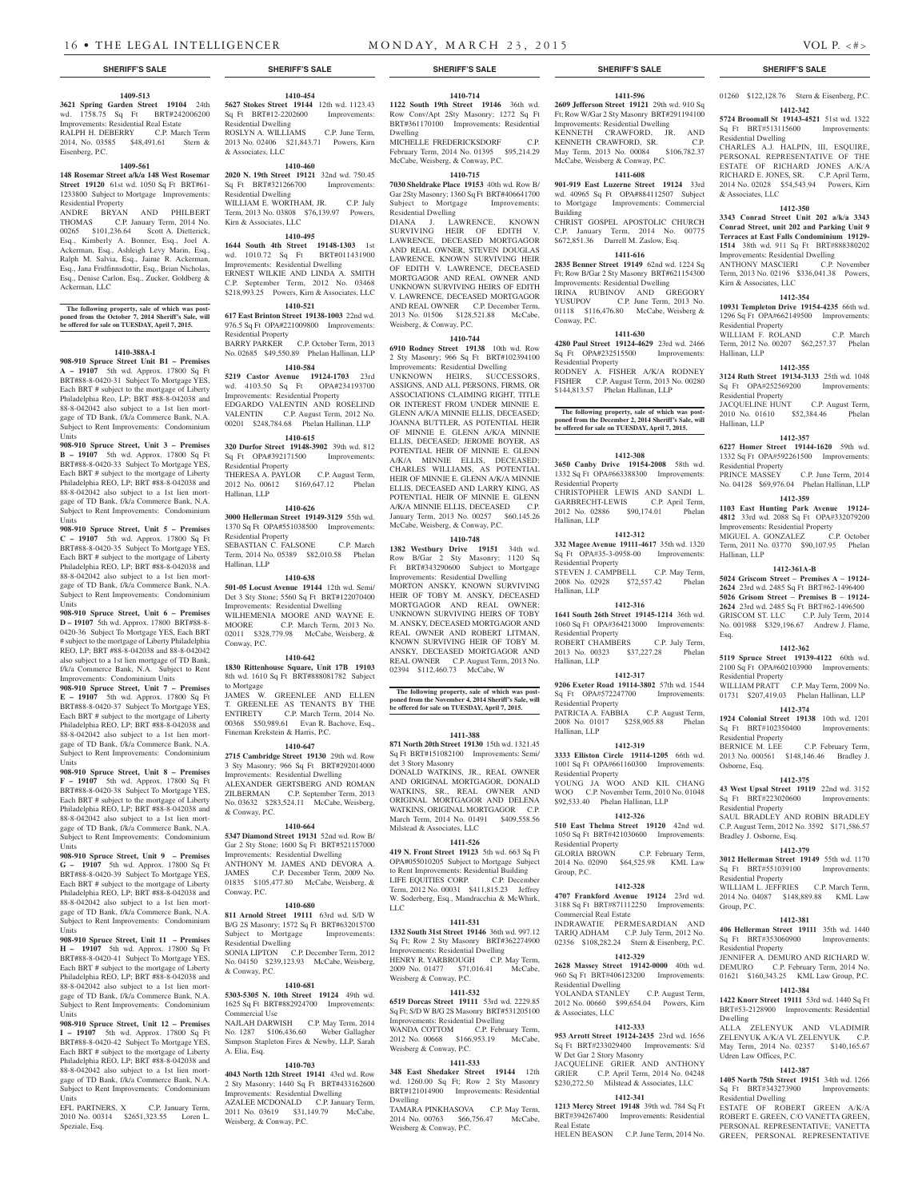**SHERIFF'S SALE**

**1409-513**

**3621 Spring Garden Street 19104** 24th wd. 1758.75 Sq Ft BRT#242006200 Improvements: Residential Real Estate

RALPH H. DEBERRY C.P. March Term 2014, No. 03585 $48,491.61 Stern & Eisenberg, P.C.

**1409-561**

**148 Rosemar Street a/k/a 148 West Rosemar Street 19120** 61st wd. 1050 Sq Ft BRT#61-1233800 Subject to Mortgage Improvements: Residential Property

ANDRE BRYAN AND PHILBERT THOMAS C.P. January Term, 2014 No. 00265 $101,236.64 Scott A. Dietterick, Esq., Kimberly A. Bonner, Esq., Joel A. Ackerman, Esq., Ashleigh Levy Marin, Esq., Ralph M. Salvia, Esq., Jaime R. Ackerman, Esq., Jana Fridfinnsdottir, Esq., Brian Nicholas, Esq., Denise Carlon, Esq., Zucker, Goldberg & Ackerman, LLC

**The following property, sale of which was postponed from the October 7, 2014 Sheriff's Sale, will be offered for sale on TUESDAY, April 7, 2015.**

**1410-388A-I**

**908-910 Spruce Street Unit B1 – Premises A – 19107** 5th wd. Approx. 17800 Sq Ft BRT#88-8-0420-31 Subject To Mortgage YES, Each BRT # subject to the mortgage of Liberty Philadelphia Reo, LP; BRT #88-8-042038 and 88-8-042042 also subject to a 1st lien mortgage of TD Bank, f/k/a Commerce Bank, N.A. Subject to Rent Improvements: Condominium Units

**908-910 Spruce Street, Unit 3 – Premises B – 19107** 5th wd. Approx. 17800 Sq Ft BRT#88-8-0420-33 Subject To Mortgage YES, Each BRT # subject to the mortgage of Liberty Philadelphia REO, LP; BRT #88-8-042038 and 88-8-042042 also subject to a 1st lien mortgage of TD Bank, f/k/a Commerce Bank, N.A. Subject to Rent Improvements: Condominium Units

**908-910 Spruce Street, Unit 5 – Premises C – 19107** 5th wd. Approx. 17800 Sq Ft BRT#88-8-0420-35 Subject To Mortgage YES, Each BRT # subject to the mortgage of Liberty Philadelphia REO, LP; BRT #88-8-042038 and 88-8-042042 also subject to a 1st lien mortgage of TD Bank, f/k/a Commerce Bank, N.A. Subject to Rent Improvements: Condominium Units

**908-910 Spruce Street, Unit 6 – Premises D – 19107** 5th wd. Approx. 17800 BRT#88-8-0420-36 Subject To Mortgage YES, Each BRT # subject to the mortgage of Liberty Philadelphia REO, LP; BRT #88-8-042038 and 88-8-042042 also subject to a 1st lien mortgage of TD Bank, f/k/a Commerce Bank, N.A. Subject to Rent Improvements: Condominium Units

**908-910 Spruce Street, Unit 7 – Premises E – 19107** 5th wd. Approx. 17800 Sq Ft BRT#88-8-0420-37 Subject To Mortgage YES, Each BRT # subject to the mortgage of Liberty Philadelphia REO, LP; BRT #88-8-042038 and 88-8-042042 also subject to a 1st lien mortgage of TD Bank, f/k/a Commerce Bank, N.A. Subject to Rent Improvements: Condominium Units

**908-910 Spruce Street, Unit 8 – Premises F – 19107** 5th wd. Approx. 17800 Sq Ft BRT#88-8-0420-38 Subject To Mortgage YES, Each BRT # subject to the mortgage of Liberty Philadelphia REO, LP; BRT #88-8-042038 and 88-8-042042 also subject to a 1st lien mortgage of TD Bank, f/k/a Commerce Bank, N.A. Subject to Rent Improvements: Condominium Units

**908-910 Spruce Street, Unit 9 – Premises G – 19107** 5th wd. Approx. 17800 Sq Ft BRT#88-8-0420-39 Subject To Mortgage YES, Each BRT # subject to the mortgage of Liberty Philadelphia REO, LP; BRT #88-8-042038 and 88-8-042042 also subject to a 1st lien mortgage of TD Bank, f/k/a Commerce Bank, N.A. Subject to Rent Improvements: Condominium Units

**908-910 Spruce Street, Unit 11 – Premises H – 19107** 5th wd. Approx. 17800 Sq Ft BRT#88-8-0420-41 Subject To Mortgage YES, Each BRT # subject to the mortgage of Liberty Philadelphia REO, LP; BRT #88-8-042038 and 88-8-042042 also subject to a 1st lien mortgage of TD Bank, f/k/a Commerce Bank, N.A. Subject to Rent Improvements: Condominium Units

**908-910 Spruce Street, Unit 12 – Premises I – 19107** 5th wd. Approx. 17800 Sq Ft BRT#88-8-0420-42 Subject To Mortgage YES, Each BRT # subject to the mortgage of Liberty Philadelphia REO, LP; BRT #88-8-042038 and 88-8-042042 also subject to a 1st lien mortgage of TD Bank, f/k/a Commerce Bank, N.A. Subject to Rent Improvements: Condominium Units

EFL PARTNERS, X C.P. January Term, 2010 No. 00314 $2651,323.55 Loren L. Speziale, Esq.

**1410-454**

**5627 Stokes Street 19144** 12th wd. 1123.43 Sq Ft BRT#12-2202600 Improvements: Residential Dwelling

ROSLYN A. WILLIAMS C.P. June Term, 2013 No. 02406 $21,843.71 Powers, Kirn & Associates, LLC

**1410-460**

**2020 N. 19th Street 19121** 32nd wd. 750.45 Sq Ft BRT#321266700 Improvements: Residential Dwelling

WILLIAM E. WORTHAM, JR. C.P. July Term, 2013 No. 03808 $76,139.97 Powers, Kirn & Associates, LLC

**1410-495**

**1644 South 4th Street 19148-1303** 1st wd. 1010.72 Sq Ft BRT#011431900 Improvements: Residential Dwelling

ERNEST WILKIE AND LINDA A. SMITH C.P. September Term, 2012 No. 03468 $218,993.25 Powers, Kirn & Associates, LLC

**1410-521**

**617 East Brinton Street 19138-1003** 22nd wd. 976.5 Sq Ft OPA#221009800 Improvements: Residential Property

BARRY PARKER C.P. October Term, 2013 No. 02685 $49,550.89 Phelan Hallinan, LLP

**1410-584**

**5219 Castor Avenue 19124-1703** 23rd wd. 4103.50 Sq Ft OPA#234193700 Improvements: Residential Property

EDGARDO VALENTIN AND ROSELIND VALENTIN C.P. August Term, 2012 No. 00201 $248,784.68 Phelan Hallinan, LLP

**1410-615**

**320 Durfor Street 19148-3902** 39th wd. 812 Sq Ft OPA#392171500 Improvements: Residential Property

THERESA A. PAYLOR C.P. August Term, 2012 No. 00612 $169,647.12 Phelan Hallinan, LLP

**1410-626**

**3000 Hellerman Street 19149-3129** 55th wd. 1370 Sq Ft OPA#551038500 Improvements: Residential Property

SEBASTIAN C. FALSONE C.P. March Term, 2014 No. 05389 $82,010.58 Phelan Hallinan, LLP

**1410-638**

**501-05 Locust Avenue 19144** 12th wd. Semi/Det 3 Sty Stone; 5560 Sq Ft BRT#122070400 Improvements: Residential Dwelling

WILHEMENIA MOORE AND WAYNE E. MOORE C.P. March Term, 2013 No. 02011 $328,779.98 McCabe, Weisberg, & Conway, P.C.

**1410-642**

**1830 Rittenhouse Square, Unit 17B 19103** 8th wd. 1610 Sq Ft BRT#888081782 Subject to Mortgage

JAMES W. GREENLEE AND ELLEN T. GREENLEE AS TENANTS BY THE ENTIRETY C.P. March Term, 2014 No. 00368 $50,989.61 Evan R. Bachove, Esq., Fineman Krekstein & Harris, P.C.

**1410-647**

**2715 Cambridge Street 19130** 29th wd. Row 3 Sty Masonry; 966 Sq Ft BRT#292014000 Improvements: Residential Dwelling

ALEXANDER GERTSBERG AND ROMAN ZILBERMAN C.P. September Term, 2013 No. 03632 $283,524.11 McCabe, Weisberg, & Conway, P.C.

**1410-664**

**5347 Diamond Street 19131** 52nd wd. Row B/Gar 2 Sty Stone; 1600 Sq Ft BRT#521157000 Improvements: Residential Dwelling

ANTHONY M. JAMES AND DEVORA A. JAMES C.P. December Term, 2009 No. 01835 $105,477.80 McCabe, Weisberg, & Conway, P.C.

**1410-680**

**811 Arnold Street 19111** 63rd wd. S/D W B/G 2S Masonry; 1572 Sq Ft BRT#632015700 Subject to Mortgage Improvements: Residential Dwelling

SONIA LIPTON C.P. December Term, 2012 No. 04150 $239,123.93 McCabe, Weisberg, & Conway, P.C.

**1410-681**

**5303-5305 N. 10th Street 19124** 49th wd. 1625 Sq Ft BRT#882924700 Improvements: Commercial Use

NAJLAH DARWISH C.P. May Term, 2014 No. 1287 $106,436.60 Weber Gallagher Simpson Stapleton Fires & Newby, LLP, Sarah A. Elia, Esq.

**1410-703**

**4043 North 12th Street 19141** 43rd wd. Row 2 Sty Masonry; 1440 Sq Ft BRT#433162600 Improvements: Residential Dwelling

AZALEE MCDONALD C.P. January Term, 2011 No. 03619 $31,149.79 McCabe, Weisberg, & Conway, P.C.

**1410-714**

**1122 South 19th Street 19146** 36th wd. Row Conv/Apt 2Sty Masonry; 1272 Sq Ft BRT#361170100 Improvements: Residential Dwelling

MICHELLE FREDERICKSDORF C.P. February Term, 2014 No. 01395 $95,214.29 McCabe, Weisberg, & Conway, P.C.

**1410-715**

**7030 Sheldrake Place 19153** 40th wd. Row B/Gar 2Sty Masonry; 1360 Sq Ft BRT#406641700 Subject to Mortgage Improvements: Residential Dwelling

DIANA J. LAWRENCE, KNOWN SURVIVING HEIR OF EDITH V. LAWRENCE, DECEASED MORTGAGOR AND REAL OWNER, STEVEN DOUGLAS LAWRENCE, KNOWN SURVIVING HEIR OF EDITH V. LAWRENCE, DECEASED MORTGAGOR AND REAL OWNER AND UNKNOWN SURVIVING HEIRS OF EDITH V. LAWRENCE, DECEASED MORTGAGOR AND REAL OWNER C.P. December Term, 2013 No. 01506 $128,521.88 McCabe, Weisberg, & Conway, P.C.

**1410-744**

**6910 Rodney Street 19138** 10th wd. Row 2 Sty Masonry; 966 Sq Ft BRT#102394100 Improvements: Residential Dwelling

UNKNOWN HEIRS, SUCCESSORS, ASSIGNS, AND ALL PERSONS, FIRMS, OR ASSOCIATIONS CLAIMING RIGHT, TITLE OR INTEREST FROM UNDER MINNIE E. GLENN A/K/A MINNIE ELLIS, DECEASED; JOANNA BUTTLER, AS POTENTIAL HEIR OF MINNIE E. GLENN A/K/A MINNIE ELLIS, DECEASED; JEROME BOYER, AS POTENTIAL HEIR OF MINNIE E. GLENN A/K/A MINNIE ELLIS, DECEASED; CHARLES WILLIAMS, AS POTENTIAL HEIR OF MINNIE E. GLENN A/K/A MINNIE ELLIS, DECEASED AND LARRY KING, AS POTENTIAL HEIR OF MINNIE E. GLENN A/K/A MINNIE ELLIS, DECEASED C.P. January Term, 2013 No. 00257 $60,145.26 McCabe, Weisberg, & Conway, P.C.

**1410-748**

**1382 Westbury Drive 19151** 34th wd. Row B/Gar 2 Sty Masonry; 1120 Sq Ft BRT#343290600 Subject to Mortgage Improvements: Residential Dwelling

MORTON ANSKY, KNOWN SURVIVING HEIR OF TOBY M. ANSKY, DECEASED MORTGAGOR AND REAL OWNER; UNKNOWN SURVIVING HEIRS OF TOBY M. ANSKY, DECEASED MORTGAGOR AND REAL OWNER AND ROBERT LITMAN, KNOWN SURVIVING HEIR OF TOBY M. ANSKY, DECEASED MORTGAGOR AND REAL OWNER C.P. August Term, 2013 No. 02394 $112,460.73 McCabe, W

**The following property, sale of which was postponed from the November 4, 2014 Sheriff's Sale, will be offered for sale on TUESDAY, April 7, 2015.**

**1411-388**

**871 North 20th Street 19130** 15th wd. 1321.45 Sq Ft BRT#151082100 Improvements: Semi/det 3 Story Masonry

DONALD WATKINS, JR., REAL OWNER AND ORIGINAL MORTGAGOR, DONALD WATKINS, SR., REAL OWNER AND ORIGINAL MORTGAGOR AND DELENA WATKINS, ORIGINAL MORTGAGOR C.P. March Term, 2014 No. 01491 $409,558.56 Milstead & Associates, LLC

**1411-526**

**419 N. Front Street 19123** 5th wd. 663 Sq Ft OPA#055010205 Subject to Mortgage Subject to Rent Improvements: Residential Building

LIFE EQUITIES CORP. C.P. December Term, 2012 No. 00031 $411,815.23 Jeffrey W. Soderberg, Esq., Mandracchia & McWhirk, LLC

**1411-531**

**1332 South 31st Street 19146** 36th wd. 997.12 Sq Ft; Row 2 Sty Masonry BRT#362274900 Improvements: Residential Dwelling

HENRY R. YARBROUGH C.P. May Term, 2009 No. 01477 $71,016.41 McCabe, Weisberg & Conway, P.C.

**1411-532**

**6519 Dorcas Street 19111** 53rd wd. 2229.85 Sq Ft; S/D W B/G 2S Masonry BRT#531205100 Improvements: Residential Dwelling

WANDA COTTOM C.P. February Term, 2012 No. 00668 $166,953.19 McCabe, Weisberg & Conway, P.C.

**1411-533**

**348 East Shedaker Street 19144** 12th wd. 1260.00 Sq Ft; Row 2 Sty Masonry BRT#121014900 Improvements: Residential Dwelling

TAMARA PINKHASOVA C.P. May Term, 2014 No. 00763 $66,756.47 McCabe, Weisberg & Conway, P.C.

**1411-596**

**2609 Jefferson Street 19121** 29th wd. 910 Sq Ft; Row W/Gar 2 Sty Masonry BRT#291194100 Improvements: Residential Dwelling

KENNETH CRAWFORD, JR. AND KENNETH CRAWFORD, SR. C.P. May Term, 2013 No. 00084 $106,782.37 McCabe, Weisberg & Conway, P.C.

**1411-608**

**901-919 East Luzerne Street 19124** 33rd wd. 40965 Sq Ft OPA#884112507 Subject to Mortgage Improvements: Commercial Building

CHRIST GOSPEL APOSTOLIC CHURCH C.P. January Term, 2014 No. 00775 $672,851.36 Darrell M. Zaslow, Esq.

**1411-616**

**2835 Benner Street 19149** 62nd wd. 1224 Sq Ft; Row B/Gar 2 Sty Masonry BRT#621154300 Improvements: Residential Dwelling

IRINA RUBINOV AND GREGORY YUSUPOV C.P. June Term, 2013 No. 01118 $116,476.80 McCabe, Weisberg & Conway, P.C.

**1411-630**

**4280 Paul Street 19124-4629** 23rd wd. 2466 Sq Ft OPA#232515500 Improvements: Residential Property

RODNEY A. FISHER A/K/A RODNEY FISHER C.P. August Term, 2013 No. 00280 $144,813.57 Phelan Hallinan, LLP

**The following property, sale of which was postponed from the December 2, 2014 Sheriff's Sale, will be offered for sale on TUESDAY, April 7, 2015.**

**1412-308**

**3650 Canby Drive 19154-2008** 58th wd. 1332 Sq Ft OPA#663388300 Improvements: Residential Property

CHRISTOPHER LEWIS AND SANDI L. GARBRECHT-LEWIS C.P. April Term, 2012 No. 02886 $90,174.01 Phelan Hallinan, LLP

**1412-312**

**332 Magee Avenue 19111-4617** 35th wd. 1320 Sq Ft OPA#35-3-0958-00 Improvements: Residential Property

STEVEN J. CAMPBELL C.P. May Term, 2008 No. 02928 $72,557.42 Phelan Hallinan, LLP

**1412-316**

**1641 South 26th Street 19145-1214** 36th wd. 1060 Sq Ft OPA#364213000 Improvements: Residential Property

ROBERT CHAMBERS C.P. July Term, 2013 No. 00323 $37,227.28 Phelan Hallinan, LLP

**1412-317**

**9206 Exeter Road 19114-3802** 57th wd. 1544 Sq Ft OPA#572247700 Improvements: Residential Property

PATRICIA A. FABBIA C.P. August Term, 2008 No. 01017 $258,905.88 Phelan Hallinan, LLP

**1412-319**

**3333 Elliston Circle 19114-1205** 66th wd. 1001 Sq Ft OPA#661160300 Improvements: Residential Property

YOUNG JA WOO AND KIL CHANG WOO C.P. November Term, 2010 No. 01048 $92,533.40 Phelan Hallinan, LLP

**1412-326**

**510 East Thelma Street 19120** 42nd wd. 1050 Sq Ft BRT#421030600 Improvements: Residential Property

GLORIA BROWN C.P. February Term, 2014 No. 02090 $64,525.98 KML Law Group, P.C.

**1412-328**

**4707 Frankford Avenue 19124** 23rd wd. 3188 Sq Ft BRT#871112250 Improvements: Commercial Real Estate

INDRAWATIE PERMESARDIAN AND TARIQ ADHAM C.P. July Term, 2012 No. 02356 $108,282.24 Stern & Eisenberg, P.C.

**1412-329**

**2628 Massey Street 19142-0000** 40th wd. 960 Sq Ft BRT#406123200 Improvements: Residential Dwelling

YOLANDA STANLEY C.P. August Term, 2012 No. 00660 $99,654.04 Powers, Kirn & Associates, LLC

**1412-333**

**953 Arrott Street 19124-2435** 23rd wd. 1656 Sq Ft BRT#233029400 Improvements: S/d W Det Gar 2 Story Masonry

JACQUELINE GRIER AND ANTHONY GRIER C.P. April Term, 2014 No. 04248 $230,272.50 Milstead & Associates, LLC

**1412-341**

**1213 Mercy Street 19148** 39th wd. 784 Sq Ft BRT#394267400 Improvements: Residential Real Estate

HELEN BEASON C.P. June Term, 2014 No. 01260 $122,128.76 Stern & Eisenberg, P.C.

**1412-342**

**5724 Broomall St 19143-4521** 51st wd. 1322 Sq Ft BRT#513115600 Improvements: Residential Dwelling

CHARLES A.J. HALPIN, III, ESQUIRE, PERSONAL REPRESENTATIVE OF THE ESTATE OF RICHARD JONES A/K/A RICHARD E. JONES, SR. C.P. April Term, 2014 No. 02028 $54,543.94 Powers, Kirn & Associates, LLC

**1412-350**

**3343 Conrad Street Unit 202 a/k/a 3343 Conrad Street, unit 202 and Parking Unit 9 Terraces at East Falls Condominium 19129-1514** 38th wd. 911 Sq Ft BRT#888380202 Improvements: Residential Dwelling

ANTHONY MASCIERI C.P. November Term, 2013 No. 02196 $336,041.38 Powers, Kirn & Associates, LLC

**1412-354**

**10931 Templeton Drive 19154-4235** 66th wd. 1296 Sq Ft OPA#662149500 Improvements: Residential Property

WILLIAM F. ROLAND C.P. March Term, 2012 No. 00207 $62,257.37 Phelan Hallinan, LLP

**1412-355**

**3124 Ruth Street 19134-3133** 25th wd. 1048 Sq Ft OPA#252569200 Improvements: Residential Property

JACQUELINE HUNT C.P. August Term, 2010 No. 01610 $52,384.46 Phelan Hallinan, LLP

**1412-357**

**6227 Homer Street 19144-1620** 59th wd. 1332 Sq Ft OPA#592261500 Improvements: Residential Property

PRINCE MASSEY C.P. June Term, 2014 No. 04128 $69,976.04 Phelan Hallinan, LLP

**1412-359**

**1103 East Hunting Park Avenue 19124-4812** 33rd wd. 2088 Sq Ft OPA#332079200 Improvements: Residential Property

MIGUEL A. GONZALEZ C.P. October Term, 2011 No. 03770 $90,107.95 Phelan Hallinan, LLP

**1412-361A-B**

**5024 Griscom Street – Premises A – 19124-2624** 23rd wd. 2485 Sq Ft BRT#62-1496400

**5026 Grisom Street – Premises B – 19124-2624** 23rd wd. 2485 Sq Ft BRT#62-1496500

GRISCOM ST. LLC C.P. July Term, 2014 No. 001988 $329,196.67 Andrew J. Flame, Esq.

**1412-362**

**5119 Spruce Street 19139-4122** 60th wd. 2100 Sq Ft OPA#602103900 Improvements: Residential Property

WILLIAM PRATT C.P. May Term, 2009 No. 01731 $207,419.03 Phelan Hallinan, LLP

**1412-374**

**1924 Colonial Street 19138** 10th wd. 1201 Sq Ft BRT#102350400 Improvements: Residential Property

BERNICE M. LEE C.P. February Term, 2013 No. 000561 $148,146.46 Bradley J. Osborne, Esq.

**1412-375**

**43 West Upsal Street 19119** 22nd wd. 3152 Sq Ft BRT#223020600 Improvements: Residential Property

SAUL BRADLEY AND ROBIN BRADLEY C.P. August Term, 2012 No. 3592 $171,586.57 Bradley J. Osborne, Esq.

**1412-379**

**3012 Hellerman Street 19149** 55th wd. 1170 Sq Ft BRT#551039100 Improvements: Residential Property

WILLIAM L. JEFFRIES C.P. March Term, 2014 No. 04087 $148,889.88 KML Law Group, P.C.

**1412-381**

**406 Hellerman Street 19111** 35th wd. 1440 Sq Ft BRT#353060900 Improvements: Residential Property

JENNIFER A. DEMURO AND RICHARD W. DEMURO C.P. February Term, 2014 No. 01621 $160,343.25 KML Law Group, P.C.

**1412-384**

**1422 Knorr Street 19111** 53rd wd. 1440 Sq Ft BRT#53-2128900 Improvements: Residential Dwelling

ALLA ZELENYUK AND VLADIMIR ZELENYUK A/K/A VL ZELENYUK C.P. May Term, 2014 No. 02357 $140,165.67 Udren Law Offices, P.C.

**1412-387**

**1405 North 75th Street 19151** 34th wd. 1266 Sq Ft BRT#343273900 Improvements: Residential Dwelling

ESTATE OF ROBERT GREEN A/K/A ROBERT E. GREEN, C/O VANETTA GREEN, PERSONAL REPRESENTATIVE; VANETTA GREEN, PERSONAL REPRESENTATIVE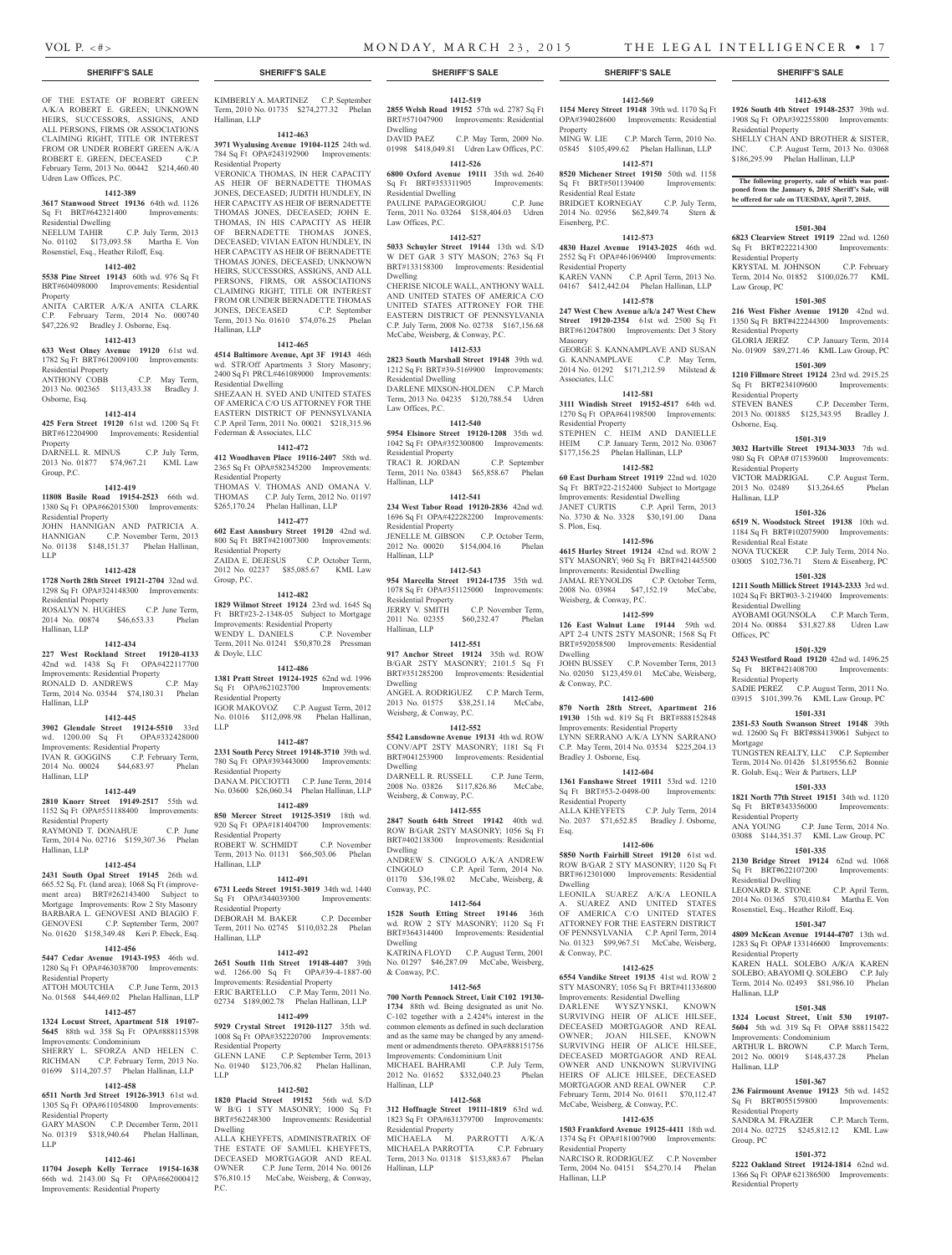OF THE ESTATE OF ROBERT GREEN A/K/A ROBERT E. GREEN; UNKNOWN HEIRS, SUCCESSORS, ASSIGNS, AND ALL PERSONS, FIRMS OR ASSOCIATIONS CLAIMING RIGHT, TITLE OR INTEREST FROM OR UNDER ROBERT GREEN A/K/A ROBERT E. GREEN, DECEASED C.P. February Term, 2013 No. 00442 $214,460.40 Udren Law Offices, P.C.

**1412-389**

**3617 Stanwood Street 19136** 64th wd. 1126 Sq Ft BRT#642321400 Improvements: Residential Dwelling

NEELUM TAHIR C.P. July Term, 2013 No. 01102 $173,093.58 Martha E. Von Rosenstiel, Esq., Heather Riloff, Esq.

**1412-402**

**5538 Pine Street 19143** 60th wd. 976 Sq Ft BRT#604098000 Improvements: Residential Property

ANITA CARTER A/K/A ANITA CLARK C.P. February Term, 2014 No. 000740 $47,226.92 Bradley J. Osborne, Esq.

**1412-413**

**633 West Olney Avenue 19120** 61st wd. 1782 Sq Ft BRT#612009100 Improvements: Residential Property

ANTHONY COBB C.P. May Term, 2013 No. 002365 $113,433.38 Bradley J. Osborne, Esq.

**1412-414**

**425 Fern Street 19120** 61st wd. 1200 Sq Ft BRT#612204900 Improvements: Residential Property

DARNELL R. MINUS C.P. July Term, 2013 No. 01877 $74,967.21 KML Law Group, P.C.

**1412-419**

**11808 Basile Road 19154-2523** 66th wd. 1380 Sq Ft OPA#662015300 Improvements: Residential Property

JOHN HANNIGAN AND PATRICIA A. HANNIGAN C.P. November Term, 2013 No. 01138 $148,151.37 Phelan Hallinan, LLP

**1412-428**

**1728 North 28th Street 19121-2704** 32nd wd. 1298 Sq Ft OPA#324148300 Improvements: Residential Property

ROSALYN N. HUGHES C.P. June Term, 2014 No. 00874 $46,653.33 Phelan Hallinan, LLP

**1412-434**

**227 West Rockland Street 19120-4133** 42nd wd. 1438 Sq Ft OPA#422117700 Improvements: Residential Property

RONALD D. ANDREWS C.P. May Term, 2014 No. 03544 $74,180.31 Phelan Hallinan, LLP

**1412-445**

**3902 Glendale Street 19124-5510** 33rd wd. 1200.00 Sq Ft OPA#332428000 Improvements: Residential Property

IVAN R. GOGGINS C.P. February Term, 2014 No. 00024 $44,683.97 Phelan Hallinan, LLP

**1412-449**

**2810 Knorr Street 19149-2517** 55th wd. 1152 Sq Ft OPA#551188400 Improvements: Residential Property

RAYMOND T. DONAHUE C.P. June Term, 2014 No. 02716 $159,307.36 Phelan Hallinan, LLP

**1412-454**

**2431 South Opal Street 19145** 26th wd. 665.52 Sq. Ft. (land area); 1068 Sq Ft (improvement area) BRT#262143400 Subject to Mortgage Improvements: Row 2 Sty Masonry BARBARA L. GENOVESI AND BIAGIO F. GENOVESI C.P. September Term, 2007 No. 01620 $158,349.48 Keri P. Ebeck, Esq.

**1412-456**

**5447 Cedar Avenue 19143-1953** 46th wd. 1280 Sq Ft OPA#463038700 Improvements: Residential Property

ATTOH MOUTCHIA C.P. June Term, 2013 No. 01568 $44,469.02 Phelan Hallinan, LLP

**1412-457**

**1324 Locust Street, Apartment 518 19107-5645** 88th wd. 358 Sq Ft OPA#888115398 Improvements: Condominium

SHERRY L. SFORZA AND HELEN C. RICHMAN C.P. February Term, 2013 No. 01699 $114,207.57 Phelan Hallinan, LLP

**1412-458**

**6511 North 3rd Street 19126-3913** 61st wd. 1305 Sq Ft OPA#611054800 Improvements: Residential Property

GARY MASON C.P. December Term, 2011 No. 01319 $318,940.64 Phelan Hallinan, LLP

**1412-461**

**11704 Joseph Kelly Terrace 19154-1638** 66th wd. 2143.00 Sq Ft OPA#662000412 Improvements: Residential Property

KIMBERLY A. MARTINEZ C.P. September Term, 2010 No. 01735 $274,277.32 Phelan Hallinan, LLP

**1412-463**

**3971 Wyalusing Avenue 19104-1125** 24th wd. 784 Sq Ft OPA#243192900 Improvements: Residential Property

VERONICA THOMAS, IN HER CAPACITY AS HEIR OF BERNADETTE THOMAS JONES, DECEASED; JUDITH HUNDLEY, IN HER CAPACITY AS HEIR OF BERNADETTE THOMAS JONES, DECEASED; JOHN E. THOMAS, IN HIS CAPACITY AS HEIR OF BERNADETTE THOMAS JONES, DECEASED; VIVIAN EATON HUNDLEY, IN HER CAPACITY AS HEIR OF BERNADETTE THOMAS JONES, DECEASED; UNKNOWN HEIRS, SUCCESSORS, ASSIGNS, AND ALL PERSONS, FIRMS, OR ASSOCIATIONS CLAIMING RIGHT, TITLE OR INTEREST FROM OR UNDER BERNADETTE THOMAS JONES, DECEASED C.P. September Term, 2013 No. 01610 $74,076.25 Phelan Hallinan, LLP

**1412-465**

**4514 Baltimore Avenue, Apt 3F 19143** 46th wd. STR/Off Apartments 3 Story Masonry; 2400 Sq Ft PRCL#461089000 Improvements: Residential Dwelling

SHEZAAN H. SYED AND UNITED STATES OF AMERICA C/O US ATTORNEY FOR THE EASTERN DISTRICT OF PENNSYLVANIA C.P. April Term, 2011 No. 00021 $218,315.96 Federman & Associates, LLC

**1412-472**

**412 Woodhaven Place 19116-2407** 58th wd. 2365 Sq Ft OPA#582345200 Improvements: Residential Property

THOMAS V. THOMAS AND OMANA V. THOMAS C.P. July Term, 2012 No. 01197 $265,170.24 Phelan Hallinan, LLP

**1412-477**

**602 East Annsbury Street 19120** 42nd wd. 800 Sq Ft BRT#421007300 Improvements: Residential Property

ZAIDA E. DEJESUS C.P. October Term, 2012 No. 02237 $85,085.67 KML Law Group, P.C.

**1412-482**

**1829 Wilmot Street 19124** 23rd wd. 1645 Sq Ft BRT#23-2-1348-05 Subject to Mortgage Improvements: Residential Property

WENDY L. DANIELS C.P. November Term, 2011 No. 01241 $50,870.28 Pressman & Doyle, LLC

**1412-486**

**1381 Pratt Street 19124-1925** 62nd wd. 1996 Sq Ft OPA#621023700 Improvements: Residential Property

IGOR MAKOVOZ C.P. August Term, 2012 No. 01016 $112,098.98 Phelan Hallinan, LLP

**1412-487**

**2331 South Percy Street 19148-3710** 39th wd. 780 Sq Ft OPA#393443000 Improvements: Residential Property

DANA M. PICCIOTTI C.P. June Term, 2014 No. 03600 $26,060.34 Phelan Hallinan, LLP

**1412-489**

**850 Mercer Street 19125-3519** 18th wd. 920 Sq Ft OPA#181404700 Improvements: Residential Property

ROBERT W. SCHMIDT C.P. November Term, 2013 No. 01131 $66,503.06 Phelan Hallinan, LLP

**1412-491**

**6731 Leeds Street 19151-3019** 34th wd. 1440 Sq Ft OPA#344039300 Improvements: Residential Property

DEBORAH M. BAKER C.P. December Term, 2011 No. 02745 $110,032.28 Phelan Hallinan, LLP

**1412-492**

**2651 South 11th Street 19148-4407** 39th wd. 1266.00 Sq Ft OPA#39-4-1887-00 Improvements: Residential Property

ERIC BARTELLO C.P. May Term, 2011 No. 02734 $189,002.78 Phelan Hallinan, LLP

**1412-499**

**5929 Crystal Street 19120-1127** 35th wd. 1008 Sq Ft OPA#352220700 Improvements: Residential Property

GLENN LANE C.P. September Term, 2013 No. 01940 $123,706.82 Phelan Hallinan, LLP

**1412-502**

**1820 Placid Street 19152** 56th wd. S/D W B/G 1 STY MASONRY; 1000 Sq Ft BRT#562248300 Improvements: Residential Dwelling

ALLA KHEYFETS, ADMINISTRATRIX OF THE ESTATE OF SAMUEL KHEYFETS, DECEASED MORTGAGOR AND REAL OWNER C.P. June Term, 2014 No. 00126 $76,810.15 McCabe, Weisberg & Conway, P.C.

**1412-519**

**2855 Welsh Road 19152** 57th wd. 2787 Sq Ft BRT#571047900 Improvements: Residential Dwelling

DAVID PAEZ C.P. May Term, 2009 No. 01998 $418,049.81 Udren Law Offices, P.C.

**1412-526**

**6800 Oxford Avenue 19111** 35th wd. 2640 Sq Ft BRT#353311905 Improvements: Residential Dwelling

PAULINE PAPAGEORGIOU C.P. June Term, 2011 No. 03264 $158,404.03 Udren Law Offices, P.C.

**1412-527**

**5033 Schuyler Street 19144** 13th wd. S/D W DET GAR 3 STY MASON; 2763 Sq Ft BRT#133158300 Improvements: Residential Dwelling

CHERISE NICOLE WALL, ANTHONY WALL AND UNITED STATES OF AMERICA C/O UNITED STATES ATTRONEY FOR THE EASTERN DISTRICT OF PENNSYLVANIA C.P. July Term, 2008 No. 02738 $167,156.68 McCabe, Weisberg, & Conway, P.C.

**1412-533**

**2823 South Marshall Street 19148** 39th wd. 1212 Sq Ft BRT#39-5169900 Improvements: Residential Dwelling

DARLENE MIXSON-HOLDEN C.P. March Term, 2013 No. 04235 $120,788.54 Udren Law Offices, P.C.

**1412-540**

**5954 Elsinore Street 19120-1208** 35th wd. 1042 Sq Ft OPA#352300800 Improvements: Residential Property

TRACI R. JORDAN C.P. September Term, 2011 No. 03843 $65,858.67 Phelan Hallinan, LLP

**1412-541**

**234 West Tabor Road 19120-2836** 42nd wd. 1696 Sq Ft OPA#422282200 Improvements: Residential Property

JENELLE M. GIBSON C.P. October Term, 2012 No. 00020 $154,004.16 Phelan Hallinan, LLP

**1412-543**

**954 Marcella Street 19124-1735** 35th wd. 1078 Sq Ft OPA#351125000 Improvements: Residential Property

JERRY V. SMITH C.P. November Term, 2011 No. 02355 $60,232.47 Phelan Hallinan, LLP

**1412-551**

**917 Anchor Street 19124** 35th wd. ROW B/GAR 2STY MASONRY; 2101.5 Sq Ft BRT#351285200 Improvements: Residential Dwelling

ANGEL A. RODRIGUEZ C.P. March Term, 2013 No. 01575 $38,251.14 McCabe, Weisberg, & Conway, P.C.

**1412-552**

**5542 Lansdowne Avenue 19131** 4th wd. ROW CONV/APT 2STY MASONRY; 1181 Sq Ft BRT#041253900 Improvements: Residential Dwelling

DARNELL R. RUSSELL C.P. June Term, 2008 No. 03826 $117,826.86 McCabe, Weisberg, & Conway, P.C.

**1412-555**

**2847 South 64th Street 19142** 40th wd. ROW B/GAR 2STY MASONRY; 1056 Sq Ft BRT#402138300 Improvements: Residential Dwelling

ANDREW S. CINGOLO A/K/A ANDREW CINGOLO C.P. April Term, 2014 No. 01170 $36,198.02 McCabe, Weisberg, & Conway, P.C.

**1412-564**

**1528 South Etting Street 19146** 36th wd. ROW 2 STY MASONRY; 1120 Sq Ft BRT#364314400 Improvements: Residential Dwelling

KATRINA FLOYD C.P. August Term, 2001 No. 01297 $46,287.09 McCabe, Weisberg, & Conway, P.C.

**1412-565**

**700 North Pennock Street, Unit C102 19130-1734** 88th wd. Being designated as unit No. C-102 together with a 2.424% interest in the common elements as defined in such declaration and as the same may be changed by any amendment or admendments thereto. OPA#888151756 Improvements: Condominium Unit

MICHAEL BAHRAMI C.P. July Term, 2012 No. 01652 $332,040.23 Phelan Hallinan, LLP

**1412-568**

**312 Hoffnagle Street 19111-1819** 63rd wd. 1823 Sq Ft OPA#631379700 Improvements: Residential Property

MICHAELA M. PARROTTI A/K/A MICHAELA PARROTTA C.P. February Term, 2013 No. 01318 $153,883.67 Phelan Hallinan, LLP

**1412-569**

**1154 Mercy Street 19148** 39th wd. 1170 Sq Ft OPA#394028600 Improvements: Residential Property

MING W. LIE C.P. March Term, 2010 No. 05845 $105,499.62 Phelan Hallinan, LLP

**1412-571**

**8520 Michener Street 19150** 50th wd. 1158 Sq Ft BRT#501139400 Improvements: Residential Real Estate

BRIDGET KORNEGAY C.P. July Term, 2014 No. 02956 $62,849.74 Stern & Eisenberg, P.C.

**1412-573**

**4830 Hazel Avenue 19143-2025** 46th wd. 2552 Sq Ft OPA#461069400 Improvements: Residential Property

KAREN VANN C.P. April Term, 2013 No. 04167 $412,442.04 Phelan Hallinan, LLP

**1412-578**

**247 West Chew Avenue a/k/a 247 West Chew Street 19120-2354** 61st wd. 2500 Sq Ft BRT#612047800 Improvements: Det 3 Story Masonry

GEORGE S. KANNAMPLAVE AND SUSAN G. KANNAMPLAVE C.P. May Term, 2014 No. 01292 $171,212.59 Milstead & Associates, LLC

**1412-581**

**3111 Windish Street 19152-4517** 64th wd. 1270 Sq Ft OPA#641198500 Improvements: Residential Property

STEPHEN C. HEIM AND DANIELLE HEIM C.P. January Term, 2012 No. 03067 $177,156.25 Phelan Hallinan, LLP

**1412-582**

**60 East Durham Street 19119** 22nd wd. 1020 Sq Ft BRT#22-2152400 Subject to Mortgage Improvements: Residential Dwelling

JANET CURTIS C.P. April Term, 2013 No. 3730 & No. 3328 $30,191.00 Dana S. Plon, Esq.

**1412-596**

**4615 Hurley Street 19124** 42nd wd. ROW 2 STY MASONRY; 960 Sq Ft BRT#421445500 Improvements: Residential Dwelling

JAMAL REYNOLDS C.P. October Term, 2008 No. 03984 $47,152.19 McCabe, Weisberg & Conway, P.C.

**1412-599**

**126 East Walnut Lane 19144** 59th wd. APT 2-4 UNTS 2STY MASONR; 1568 Sq Ft BRT#592058500 Improvements: Residential Dwelling

JOHN BUSSEY C.P. November Term, 2013 No. 02050 $123,459.01 McCabe, Weisberg, & Conway, P.C.

**1412-600**

**870 North 28th Street, Apartment 216 19130** 15th wd. 819 Sq Ft BRT#888152848 Improvements: Residential Property

LYNN SERRANO A/K/A LYNN SARRANO C.P. May Term, 2014 No. 03534 $225,204.13 Bradley J. Osborne, Esq.

**1412-604**

**1361 Fanshawe Street 19111** 53rd wd. 1210 Sq Ft BRT#53-2-0498-00 Improvements: Residential Property

ALLA KHEYFETS C.P. July Term, 2014 No. 2037 $71,652.85 Bradley J. Osborne, Esq.

**1412-606**

**5850 North Fairhill Street 19120** 61st wd. ROW B/GAR 2 STY MASONRY; 1120 Sq Ft BRT#612301000 Improvements: Residential Dwelling

LEONILA SUAREZ A/K/A LEONILA A. SUAREZ AND UNITED STATES OF AMERICA C/O UNITED STATES ATTORNEY FOR THE EASTERN DISTRICT OF PENNSYLVANIA C.P. April Term, 2014 No. 01323 $99,967.51 McCabe, Weisberg, & Conway, P.C.

**1412-625**

**6554 Vandike Street 19135** 41st wd. ROW 2 STY MASONRY; 1056 Sq Ft BRT#411336800 Improvements: Residential Dwelling

DARLENE WYSZYNSKI, KNOWN SURVIVING HEIR OF ALICE HILSEE, DECEASED MORTGAGOR AND REAL OWNER; JOAN HILSEE, KNOWN SURVIVING HEIR OF ALICE HILSEE, DECEASED MORTGAGOR AND REAL OWNER AND UNKNOWN SURVIVING HEIRS OF ALICE HILSEE, DECEASED MORTGAGOR AND REAL OWNER C.P. February Term, 2014 No. 01611 $70,112.47 McCabe, Weisberg, & Conway, P.C.

**1412-635**

**1503 Frankford Avenue 19125-4411** 18th wd. 1374 Sq Ft OPA#181007900 Improvements: Residential Property

NARCISO R. RODRIGUEZ C.P. November Term, 2004 No. 04151 $54,270.14 Phelan Hallinan, LLP

**1412-638**

**1926 South 4th Street 19148-2537** 39th wd. 1908 Sq Ft OPA#392255800 Improvements: Residential Property

SHELLY CHAN AND BROTHER & SISTER, INC. C.P. August Term, 2013 No. 03068 $186,295.99 Phelan Hallinan, LLP

**The following property, sale of which was postponed from the January 6, 2015 Sheriff's Sale, will be offered for sale on TUESDAY, April 7, 2015.**

**1501-304**

**6823 Clearview Street 19119** 22nd wd. 1260 Sq Ft BRT#222214300 Improvements: Residential Property

KRYSTAL M. JOHNSON C.P. February Term, 2014 No. 01852 $100,026.77 KML Law Group, PC

**1501-305**

**216 West Fisher Avenue 19120** 42nd wd. 1350 Sq Ft BRT#422244300 Improvements: Residential Property

GLORIA JEREZ C.P. January Term, 2014 No. 01909 $89,271.46 KML Law Group, PC

**1501-309**

**1210 Fillmore Street 19124** 23rd wd. 2915.25 Sq Ft BRT#234109600 Improvements: Residential Property

STEVEN BANES C.P. December Term, 2013 No. 001885 $125,343.95 Bradley J. Osborne, Esq.

**1501-319**

**3032 Hartville Street 19134-3033** 7th wd. 980 Sq Ft OPA# 071539600 Improvements: Residential Property

VICTOR MADRIGAL C.P. August Term, 2013 No. 02489 $13,264.65 Phelan Hallinan, LLP

**1501-326**

**6519 N. Woodstock Street 19138** 10th wd. 1184 Sq Ft BRT#102075900 Improvements: Residential Real Estate

NOVA TUCKER C.P. July Term, 2014 No. 03005 $102,736.71 Stern & Eisenberg, PC

**1501-328**

**1211 South Millick Street 19143-2323** 3rd wd. 1024 Sq Ft BRT#03-3-219400 Improvements: Residential Dwelling

AYOBAMI OGUNSOLA C.P. June Term, 2014 No. 00884 $31,827.88 Udren Law Offices, PC

**1501-329**

**5243 Westford Road 19120** 42nd wd. 1496.25 Sq Ft BRT#421408700 Improvements: Residential Property

SADIE PEREZ C.P. August Term, 2011 No. 03915 $101,399.76 KML Law Group, PC

**1501-331**

**2351-53 South Swanson Street 19148** 39th wd. 12600 Sq Ft BRT#884139061 Subject to Mortgage

TUNGSTEN REALTY, LLC C.P. September Term, 2014 No. 01426 $1,819556.62 Bonnie R. Golub, Esq.; Weir & Partners, LLP

**1501-333**

**1821 North 77th Street 19151** 34th wd. 1120 Sq Ft BRT#343356000 Improvements: Residential Property

ANA YOUNG C.P. June Term, 2014 No. 03088 $144,351.37 KML Law Group, PC

**1501-335**

**2130 Bridge Street 19124** 62nd wd. 1068 Sq Ft BRT#622107200 Improvements: Residential Dwelling

LEONARD R. STONE C.P. April Term, 2014 No. 01365 $70,410.84 Martha E. Von Rosenstiel, Esq., Heather Riloff, Esq.

**1501-347**

**4809 McKean Avenue 19144-4707** 13th wd. 1283 Sq Ft OPA# 133146600 Improvements: Residential Property

KAREN HALL SOLEBO A/K/A KAREN SOLEBO; ABAYOMI Q. SOLEBO C.P. July Term, 2014 No. 02493 $81,986.10 Phelan Hallinan, LLP

**1501-348**

**1324 Locust Street, Unit 530 19107-5604** 5th wd. 319 Sq Ft OPA# 888115422 Improvements: Condominium

ARTHUR L. BROWN C.P. March Term, 2012 No. 00019 $148,437.28 Phelan Hallinan, LLP

**1501-367**

**236 Fairmount Avenue 19123** 5th wd. 1452 Sq Ft BRT#055159800 Improvements: Residential Property

SANDRA M. FRAZIER C.P. March Term, 2014 No. 02725 $245,812.12 KML Law Group, PC

**1501-372**

**5222 Oakland Street 19124-1814** 62nd wd. 1366 Sq Ft OPA# 621386500 Improvements: Residential Property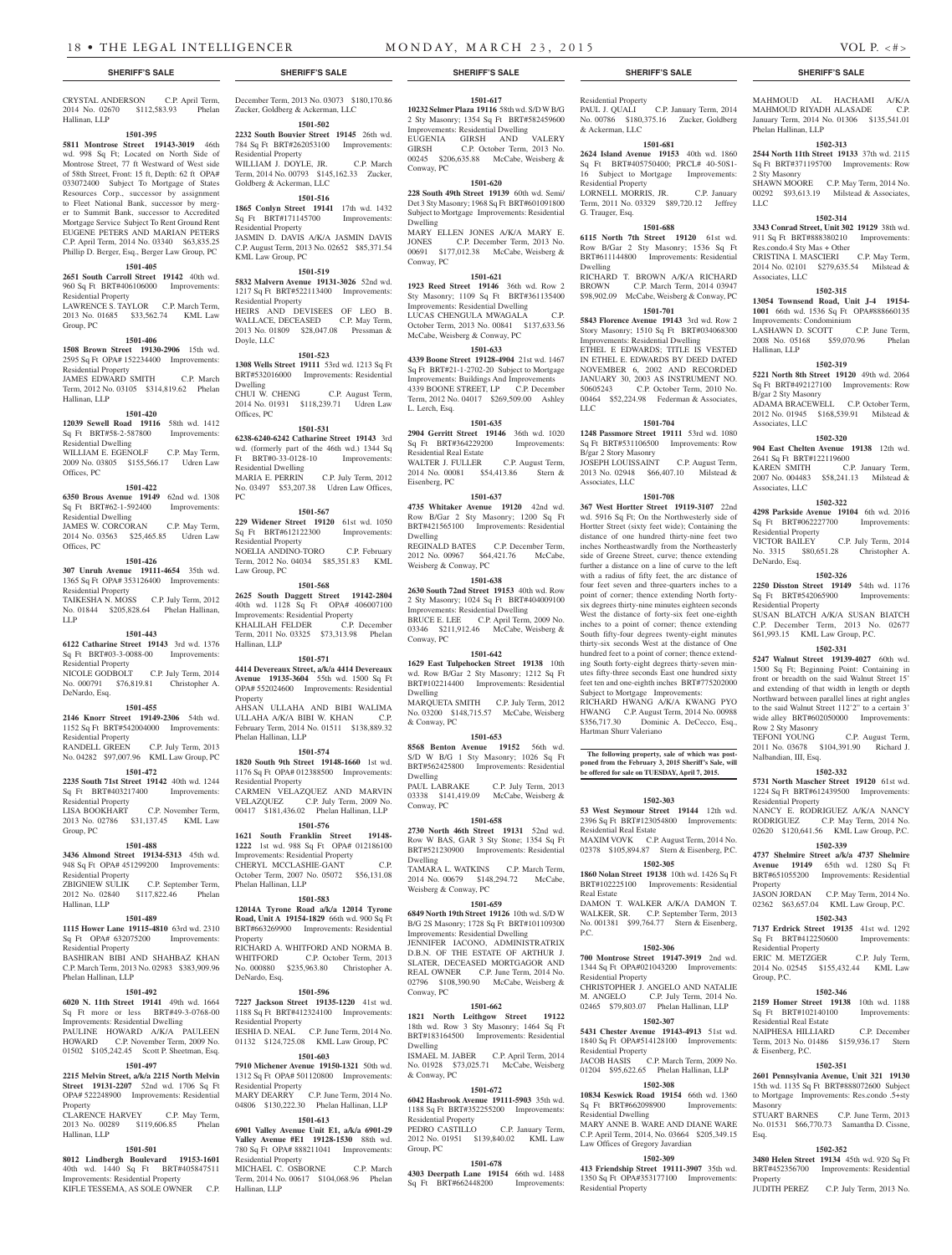## SHERIFF'S SALE

CRYSTAL ANDERSON C.P. April Term, 2014 No. 02670 $112,583.93 Phelan Hallinan, LLP

**1501-395**

**5811 Montrose Street 19143-3019** 46th wd. 998 Sq Ft; Located on North Side of Montrose Street, 77 ft Westward of West side of 58th Street, Front: 15 ft, Depth: 62 ft OPA# 033072400 Subject To Mortgage of States Resources Corp., successor by assignment to Fleet National Bank, successor by merger to Summit Bank, successor to Accredited Mortgage Service Subject To Rent Ground Rent EUGENE PETERS AND MARIAN PETERS C.P. April Term, 2014 No. 03340 $63,835.25 Phillip D. Berger, Esq., Berger Law Group, PC

**1501-405**

**2651 South Carroll Street 19142** 40th wd. 960 Sq Ft BRT#406106000 Improvements: Residential Property
LAWRENCE S. TAYLOR C.P. March Term, 2013 No. 01685 $33,562.74 KML Law Group, PC

**1501-406**

**1508 Brown Street 19130-2906** 15th wd. 2595 Sq Ft OPA# 152234400 Improvements: Residential Property
JAMES EDWARD SMITH C.P. March Term, 2012 No. 03105 $314,819.62 Phelan Hallinan, LLP

**1501-420**

**12039 Sewell Road 19116** 58th wd. 1412 Sq Ft BRT#58-2-587800 Improvements: Residential Dwelling
WILLIAM E. EGENOLF C.P. May Term, 2009 No. 03805 $155,566.17 Udren Law Offices, PC

**1501-422**

**6350 Brous Avenue 19149** 62nd wd. 1308 Sq Ft BRT#62-1-592400 Improvements: Residential Dwelling
JAMES W. CORCORAN C.P. May Term, 2014 No. 03563 $25,465.85 Udren Law Offices, PC

**1501-426**

**307 Unruh Avenue 19111-4654** 35th wd. 1365 Sq Ft OPA# 353126400 Improvements: Residential Property
TAIKESHA N. MOSS C.P. July Term, 2012 No. 01844 $205,828.64 Phelan Hallinan, LLP

**1501-443**

**6122 Catharine Street 19143** 3rd wd. 1376 Sq Ft BRT#03-3-0088-00 Improvements: Residential Property
NICOLE GODBOLT C.P. July Term, 2014 No. 000791 $76,819.81 Christopher A. DeNardo, Esq.

**1501-455**

**2146 Knorr Street 19149-2306** 54th wd. 1152 Sq Ft BRT#542004000 Improvements: Residential Property
RANDELL GREEN C.P. July Term, 2013 No. 04282 $97,007.96 KML Law Group, PC

**1501-472**

**2235 South 71st Street 19142** 40th wd. 1244 Sq Ft BRT#403217400 Improvements: Residential Property
LISA BOOKHART C.P. November Term, 2013 No. 02786 $31,137.45 KML Law Group, PC

**1501-488**

**3436 Almond Street 19134-5313** 45th wd. 948 Sq Ft OPA# 451299200 Improvements: Residential Property
ZBIGNIEW SULIK C.P. September Term, 2012 No. 02840 $117,822.46 Phelan Hallinan, LLP

**1501-489**

**1115 Hower Lane 19115-4810** 63rd wd. 2310 Sq Ft OPA# 632075200 Improvements: Residential Property
BASHIRAN BIBI AND SHAHBAZ KHAN C.P. March Term, 2013 No. 02983 $383,909.96 Phelan Hallinan, LLP

**1501-492**

**6020 N. 11th Street 19141** 49th wd. 1664 Sq Ft more or less BRT#49-3-0768-00 Improvements: Residential Dwelling
PAULINE HOWARD A/K/A PAULEEN HOWARD C.P. November Term, 2009 No. 01502 $105,242.45 Scott P. Sheetman, Esq.

**1501-497**

**2215 Melvin Street, a/k/a 2215 North Melvin Street 19131-2207** 52nd wd. 1706 Sq Ft OPA# 522248900 Improvements: Residential Property
CLARENCE HARVEY C.P. May Term, 2013 No. 00289 $119,606.85 Phelan Hallinan, LLP

**1501-501**

**8012 Lindbergh Boulevard 19153-1601** 40th wd. 1440 Sq Ft BRT#405847511 Improvements: Residential Property
KIFLE TESSEMA, AS SOLE OWNER C.P. December Term, 2013 No. 03073 $180,170.86 Zucker, Goldberg & Ackerman, LLC

**1501-502**

**2232 South Bouvier Street 19145** 26th wd. 784 Sq Ft BRT#262053100 Improvements: Residential Property
WILLIAM J. DOYLE, JR. C.P. March Term, 2014 No. 00793 $145,162.33 Zucker, Goldberg & Ackerman, LLC

**1501-516**

**1865 Conlyn Street 19141** 17th wd. 1432 Sq Ft BRT#171145700 Improvements: Residential Property
JASMIN D. DAVIS A/K/A JASMIN DAVIS C.P. August Term, 2013 No. 02652 $85,371.54 KML Law Group, PC

**1501-519**

**5832 Malvern Avenue 19131-3026** 52nd wd. 1217 Sq Ft BRT#522113400 Improvements: Residential Property
HEIRS AND DEVISEES OF LEO B. WALLACE, DECEASED C.P. May Term, 2013 No. 01809 $28,047.08 Pressman & Doyle, LLC

**1501-523**

**1308 Wells Street 19111** 53rd wd. 1213 Sq Ft BRT#532016000 Improvements: Residential Dwelling
CHUI W. CHENG C.P. August Term, 2014 No. 01931 $118,239.71 Udren Law Offices, PC

**1501-531**

**6238-6240-6242 Catharine Street 19143** 3rd wd. (formerly part of the 46th wd.) 1344 Sq Ft BRT#0-33-0128-10 Improvements: Residential Dwelling
MARIA E. PERRIN C.P. July Term, 2012 No. 03497 $53,207.38 Udren Law Offices, PC

**1501-567**

**229 Widener Street 19120** 61st wd. 1050 Sq Ft BRT#612122300 Improvements: Residential Property
NOELIA ANDINO-TORO C.P. February Term, 2012 No. 04034 $85,351.83 KML Law Group, PC

**1501-568**

**2625 South Daggett Street 19142-2804** 40th wd. 1128 Sq Ft OPA# 406007100 Improvements: Residential Property
KHALILAH FELDER C.P. December Term, 2011 No. 03325 $73,313.98 Phelan Hallinan, LLP

**1501-571**

**4414 Devereaux Street, a/k/a 4414 Devereaux Avenue 19135-3604** 55th wd. 1500 Sq Ft OPA# 552024600 Improvements: Residential Property
AHSAN ULLAHA AND BIBI WALIMA ULLAHA A/K/A BIBI W. KHAN C.P. February Term, 2014 No. 01511 $138,889.32 Phelan Hallinan, LLP

**1501-574**

**1820 South 9th Street 19148-1660** 1st wd. 1176 Sq Ft OPA# 012388500 Improvements: Residential Property
CARMEN VELAZQUEZ AND MARVIN VELAZQUEZ C.P. July Term, 2009 No. 00417 $181,436.02 Phelan Hallinan, LLP

**1501-576**

**1621 South Franklin Street 19148-1222** 1st wd. 988 Sq Ft OPA# 012186100 Improvements: Residential Property
CHERYL MCCLASHIE-GANT C.P. October Term, 2007 No. 05072 $56,131.08 Phelan Hallinan, LLP

**1501-583**

**12014A Tyrone Road a/k/a 12014 Tyrone Road, Unit A 19154-1829** 66th wd. 900 Sq Ft BRT#663269900 Improvements: Residential Property
RICHARD A. WHITFORD AND NORMA B. WHITFORD C.P. October Term, 2013 No. 000880 $235,963.80 Christopher A. DeNardo, Esq.

**1501-596**

**7227 Jackson Street 19135-1220** 41st wd. 1188 Sq Ft BRT#412324100 Improvements: Residential Property
IESHIA D. NEAL C.P. June Term, 2014 No. 01132 $124,725.08 KML Law Group, PC

**1501-603**

**7910 Michener Avenue 19150-1321** 50th wd. 1312 Sq Ft OPA# 501120800 Improvements: Residential Property
MARY DEARRY C.P. June Term, 2014 No. 04806 $130,222.30 Phelan Hallinan, LLP

**1501-613**

**6901 Valley Avenue Unit E1, a/k/a 6901-29 Valley Avenue #E1 19128-1530** 88th wd. 780 Sq Ft OPA# 888211041 Improvements: Residential Property
MICHAEL C. OSBORNE C.P. March Term, 2014 No. 00617 $104,068.96 Phelan Hallinan, LLP

**1501-617**

**10232 Selmer Plaza 19116** 58th wd. S/D W B/G 2 Sty Masonry; 1354 Sq Ft BRT#582459600 Improvements: Residential Dwelling
EUGENIA GIRSH AND VALERY GIRSH C.P. October Term, 2013 No. 00245 $206,635.88 McCabe, Weisberg & Conway, PC

**1501-620**

**228 South 49th Street 19139** 60th wd. Semi/Det 3 Sty Masonry; 1968 Sq Ft BRT#601091800 Subject to Mortgage Improvements: Residential Dwelling
MARY ELLEN JONES A/K/A MARY E. JONES C.P. December Term, 2013 No. 00691 $177,012.38 McCabe, Weisberg & Conway, PC

**1501-621**

**1923 Reed Street 19146** 36th wd. Row 2 Sty Masonry; 1109 Sq Ft BRT#361135400 Improvements: Residential Dwelling
LUCAS CHENGULA MWAGALA C.P. October Term, 2013 No. 00841 $137,633.56 McCabe, Weisberg & Conway, PC

**1501-633**

**4339 Boone Street 19128-4904** 21st wd. 1467 Sq Ft BRT#21-1-2702-20 Subject to Mortgage Improvements: Buildings And Improvements
4339 BOONE STREET, LP C.P. December Term, 2012 No. 04017 $269,509.00 Ashley L. Lerch, Esq.

**1501-635**

**2904 Gerritt Street 19146** 36th wd. 1020 Sq Ft BRT#364229200 Improvements: Residential Real Estate
WALTER J. FULLER C.P. August Term, 2014 No. 00081 $54,413.86 Stern & Eisenberg, PC

**1501-637**

**4735 Whitaker Avenue 19120** 42nd wd. Row B/Gar 2 Sty Masonry; 1200 Sq Ft BRT#421565100 Improvements: Residential Dwelling
REGINALD BATES C.P. December Term, 2012 No. 00967 $64,421.76 McCabe, Weisberg & Conway, PC

**1501-638**

**2630 South 72nd Street 19153** 40th wd. Row 2 Sty Masonry; 1024 Sq Ft BRT#404009100 Improvements: Residential Dwelling
BRUCE E. LEE C.P. April Term, 2009 No. 03346 $211,912.46 McCabe, Weisberg & Conway, PC

**1501-642**

**1629 East Tulpehocken Street 19138** 10th wd. Row B/Gar 2 Sty Masonry; 1212 Sq Ft BRT#102214400 Improvements: Residential Dwelling
MARQUETA SMITH C.P. July Term, 2012 No. 03200 $148,715.57 McCabe, Weisberg & Conway, PC

**1501-653**

**8568 Benton Avenue 19152** 56th wd. S/D W B/G 1 Sty Masonry; 1026 Sq Ft BRT#562425800 Improvements: Residential Dwelling
PAUL LABRAKE C.P. July Term, 2013 03338 $141,419.09 McCabe, Weisberg & Conway, PC

**1501-658**

**2730 North 46th Street 19131** 52nd wd. Row W BAS, GAR 3 Sty Stone; 1354 Sq Ft BRT#521230900 Improvements: Residential Dwelling
TAMARA L. WATKINS C.P. March Term, 2014 No. 00679 $148,294.72 McCabe, Weisberg & Conway, PC

**1501-659**

**6849 North 19th Street 19126** 10th wd. S/D W B/G 2S Masonry; 1728 Sq Ft BRT#101109300 Improvements: Residential Dwelling
JENNIFER IACONO, ADMINISTRATRIX D.B.N. OF THE ESTATE OF ARTHUR J. SLATER, DECEASED MORTGAGOR AND REAL OWNER C.P. June Term, 2014 No. 02796 $108,390.90 McCabe, Weisberg & Conway, PC

**1501-662**

**1821 North Leithgow Street 19122** 18th wd. Row 3 Sty Masonry; 1464 Sq Ft BRT#183164500 Improvements: Residential Dwelling
ISMAEL M. JABER C.P. April Term, 2014 No. 01928 $73,025.71 McCabe, Weisberg & Conway, PC

**1501-672**

**6042 Hasbrook Avenue 19111-5903** 35th wd. 1188 Sq Ft BRT#352255200 Improvements: Residential Property
PEDRO CASTILLO C.P. January Term, 2012 No. 01951 $139,840.02 KML Law Group, PC

**1501-678**

**4303 Deerpath Lane 19154** 66th wd. 1488 Sq Ft BRT#662448200 Improvements: Residential Property
PAUL J. QUALI C.P. January Term, 2014 No. 00786 $180,375.16 Zucker, Goldberg & Ackerman, LLC

**1501-681**

**2624 Island Avenue 19153** 40th wd. 1860 Sq Ft BRT#405750400; PRCL# 40-50S1-16 Subject to Mortgage Improvements: Residential Property
LORNELL MORRIS, JR. C.P. January Term, 2011 No. 03329 $89,720.12 Jeffrey G. Trauger, Esq.

**1501-688**

**6115 North 7th Street 19120** 61st wd. Row B/Gar 2 Sty Masonry; 1536 Sq Ft BRT#611144800 Improvements: Residential Dwelling
RICHARD T. BROWN A/K/A RICHARD BROWN C.P. March Term, 2014 03947 $98,902.09 McCabe, Weisberg & Conway, PC

**1501-701**

**5843 Florence Avenue 19143** 3rd wd. Row 2 Story Masonry; 1510 Sq Ft BRT#034068300 Improvements: Residential Dwelling
ETHEL E EDWARDS; TITLE IS VESTED IN ETHEL E. EDWARDS BY DEED DATED NOVEMBER 6, 2002 AND RECORDED JANUARY 30, 2003 AS INSTRUMENT NO. 50605243 C.P. October Term, 2010 No. 00464 $52,224.98 Federman & Associates, LLC

**1501-704**

**1248 Passmore Street 19111** 53rd wd. 1080 Sq Ft BRT#531106500 Improvements: Row B/gar 2 Story Masonry
JOSEPH LOUISSAINT C.P. August Term, 2013 No. 02948 $66,407.10 Milstead & Associates, LLC

**1501-708**

**367 West Hortter Street 19119-3107** 22nd wd. 5916 Sq Ft; On the Northwesterly side of Hortter Street (sixty feet wide); Containing the distance of one hundred thirty-nine feet two inches Northeastwardly from the Northeasterly side of Greene Street, curve; thence extending further a distance on a line of curve to the left with a radius of fifty feet, the arc distance of four feet seven and three-quarters inches to a point of corner; thence extending North forty-six degrees thirty-nine minutes eighteen seconds West the distance of forty-six feet one-eighth inches to a point of corner; thence extending South fifty-four degrees twenty-eight minutes thirty-six seconds West at the distance of One hundred feet to a point of corner; thence extending South forty-eight degrees thirty-seven minutes fifty-three seconds East one hundred sixty feet ten and one-eighth inches BRT#775202000 Subject to Mortgage Improvements:
RICHARD HWANG A/K/A KWANG PYO HWANG C.P. August Term, 2014 No. 00988 $356,717.30 Dominic A. DeCecco, Esq., Hartman Shurr Valeriano

**The following property, sale of which was postponed from the February 3, 2015 Sheriff's Sale, will be offered for sale on TUESDAY, April 7, 2015.**

**1502-303**

**53 West Seymour Street 19144** 12th wd. 2396 Sq Ft BRT#123054800 Improvements: Residential Real Estate
MAXIM VOVK C.P. August Term, 2014 No. 02378 $105,894.87 Stern & Eisenberg, P.C.

**1502-305**

**1860 Nolan Street 19138** 10th wd. 1426 Sq Ft BRT#102225100 Improvements: Residential Real Estate
DAMON T. WALKER A/K/A DAMON T. WALKER, SR. C.P. September Term, 2013 No. 001381 $99,764.77 Stern & Eisenberg, P.C.

**1502-306**

**700 Montrose Street 19147-3919** 2nd wd. 1344 Sq Ft OPA#021043200 Improvements: Residential Property
CHRISTOPHER J. ANGELO AND NATALIE M. ANGELO C.P. July Term, 2014 No. 02465 $79,803.07 Phelan Hallinan, LLP

**1502-307**

**5431 Chester Avenue 19143-4913** 51st wd. 1840 Sq Ft OPA#514128100 Improvements: Residential Property
JACOB HASIS C.P. March Term, 2009 No. 01204 $95,622.65 Phelan Hallinan, LLP

**1502-308**

**10834 Keswick Road 19154** 66th wd. 1360 Sq Ft BRT#662098900 Improvements: Residential Dwelling
MARY ANNE B. WARE AND DIANE WARE C.P. April Term, 2014, No. 03664 $205,349.15 Law Offices of Gregory Javardian

**1502-309**

**413 Friendship Street 19111-3907** 35th wd. 1350 Sq Ft OPA#353177100 Improvements: Residential Property
MAHMOUD AL HACHAMI A/K/A MAHMOUD RIYADH ALASADE C.P. January Term, 2014 No. 01306 $135,541.01 Phelan Hallinan, LLP

**1502-313**

**2544 North 11th Street 19133** 37th wd. 2115 Sq Ft BRT#371195700 Improvements: Row 2 Sty Masonry
SHAWN MOORE C.P. May Term, 2014 No. 00292 $93,613.19 Milstead & Associates, LLC

**1502-314**

**3343 Conrad Street, Unit 302 19129** 38th wd. 911 Sq Ft BRT#888380210 Improvements: Res.condo.4 Sty Mas + Other
CRISTINA I. MASCIERI C.P. May Term, 2014 No. 02101 $279,635.54 Milstead & Associates, LLC

**1502-315**

**13054 Townsend Road, Unit J-4 19154-1001** 66th wd. 1536 Sq Ft OPA#888660135 Improvements: Condominium
LASHAWN D. SCOTT C.P. June Term, 2008 No. 05168 $59,070.96 Phelan Hallinan, LLP

**1502-319**

**5221 North 8th Street 19120** 49th wd. 2064 Sq Ft BRT#492127100 Improvements: Row B/gar 2 Sty Masonry
ADAMA BRACEWELL C.P. October Term, 2012 No. 01945 $168,539.91 Milstead & Associates, LLC

**1502-320**

**904 East Chelten Avenue 19138** 12th wd. 2641 Sq Ft BRT#122119600
KAREN SMITH C.P. January Term, 2007 No. 004483 $58,241.13 Milstead & Associates, LLC

**1502-322**

**4298 Parkside Avenue 19104** 6th wd. 2016 Sq Ft BRT#062227700 Improvements: Residential Property
VICTOR BAILEY C.P. July Term, 2014 No. 3315 $80,651.28 Christopher A. DeNardo, Esq.

**1502-326**

**2250 Disston Street 19149** 54th wd. 1176 Sq Ft BRT#542065900 Improvements: Residential Property
SUSAN BLATCH A/K/A SUSAN BIATCH C.P. December Term, 2013 No. 02677 $61,993.15 KML Law Group, P.C.

**1502-331**

**5247 Walnut Street 19139-4027** 60th wd. 1500 Sq Ft; Beginning Point: Containing in front or breadth on the said Walnut Street 15' and extending of that width in length or depth Northward between parallel lines at right angles to the said Walnut Street 112'2" to a certain 3' wide alley BRT#602050000 Improvements: Row 2 Sty Masonry
TEFONI YOUNG C.P. August Term, 2011 No. 03678 $104,391.90 Richard J. Nalbandian, III, Esq.

**1502-332**

**5731 North Mascher Street 19120** 61st wd. 1224 Sq Ft BRT#612439500 Improvements: Residential Property
NANCY E. RODRIGUEZ A/K/A NANCY RODRIGUEZ C.P. May Term, 2014 No. 02620 $120,641.56 KML Law Group, P.C.

**1502-339**

**4737 Shelmire Street a/k/a 4737 Shelmire Avenue 19149** 65th wd. 1280 Sq Ft BRT#651055200 Improvements: Residential Property
JASON JORDAN C.P. May Term, 2014 No. 02362 $63,657.04 KML Law Group, P.C.

**1502-343**

**7137 Erdrick Street 19135** 41st wd. 1292 Sq Ft BRT#412250600 Improvements: Residential Property
ERIC M. METZGER C.P. July Term, 2014 No. 02545 $155,432.44 KML Law Group, P.C.

**1502-346**

**2159 Homer Street 19138** 10th wd. 1188 Sq Ft BRT#102140100 Improvements: Residential Real Estate
NAIPHESA HILLIARD C.P. December Term, 2013 No. 01486 $159,936.17 Stern & Eisenberg, P.C.

**1502-351**

**2601 Pennsylvania Avenue, Unit 321 19130** 15th wd. 1135 Sq Ft BRT#888072600 Subject to Mortgage Improvements: Res.condo .5+sty Masonry
STUART BARNES C.P. June Term, 2013 No. 01531 $66,770.73 Samantha D. Cissne, Esq.

**1502-352**

**3480 Helen Street 19134** 45th wd. 920 Sq Ft BRT#452356700 Improvements: Residential Property
JUDITH PEREZ C.P. July Term, 2013 No.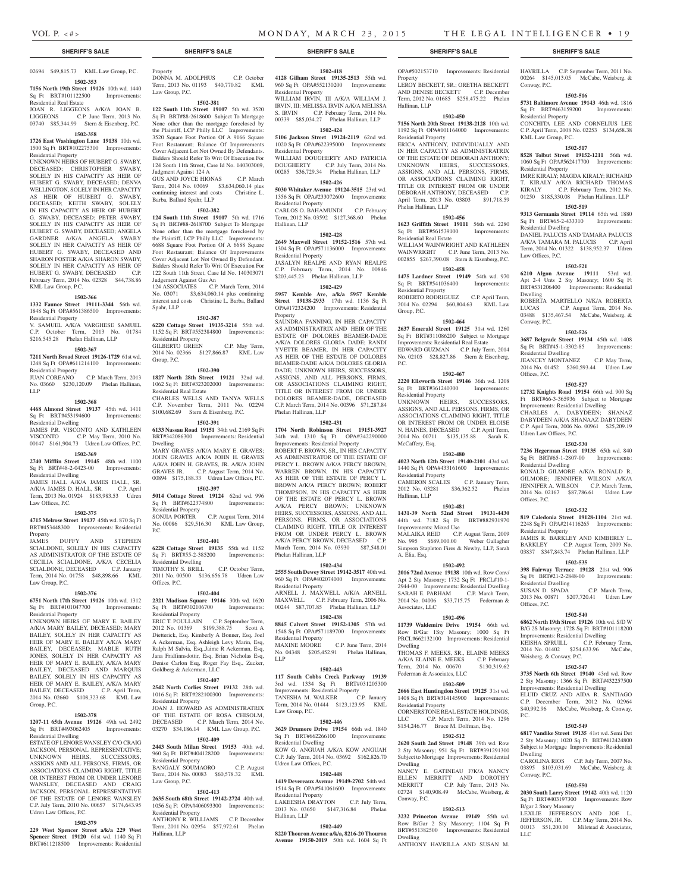**SHERIFF'S SALE** **SHERIFF'S SALE** **SHERIFF'S SALE** **SHERIFF'S SALE** **SHERIFF'S SALE**

02694 $49,815.73 KML Law Group, P.C.

**1502-353**

**7156 North 19th Street 19126** 10th wd. 1440 Sq Ft BRT#101122500 Improvements: Residential Real Estate

JOAN R. LIGGEONS A/K/A JOAN B. LIGGEONS C.P. June Term, 2013 No. 03740 $85,344.99 Stern & Eisenberg, P.C.

**1502-358**

**1726 East Washington Lane 19138** 10th wd. 1500 Sq Ft BRT#102275300 Improvements: Residential Property

UNKNOWN HEIRS OF HUBERT G. SWABY, DECEASED; CHRISTOPHER SWABY, SOLELY IN HIS CAPACITY AS HEIR OF HUBERT G. SWABY, DECEASED; DENVA WELLINGTON, SOLELY IN HER CAPACITY AS HEIR OF HUBERT G. SWABY, DECEASED; KEITH SWABY, SOLELY IN HIS CAPACITY AS HEIR OF HUBERT G. SWABY, DECEASED; PETER SWABY, SOLELY IN HIS CAPACITY AS HEIR OF HUBERT G. SWABY, DECEASED; ANGELA GARDNER A/K/A ANGELA SWABY SOLELY IN HER CAPACITY AS HEIR OF HUBERT G. SWABY, DECEASED AND SHARON FOSTER A/K/A SHARON SWABY, SOLELY IN HER CAPACITY AS HEIR OF HUBERT G. SWABY, DECEASED C.P. February Term, 2014 No. 02328 $44,738.86 KML Law Group, P.C.

**1502-366**

**1332 Faunce Street 19111-3344** 56th wd. 1848 Sq Ft OPA#561386500 Improvements: Residential Property

V. SAMUEL A/K/A VARGHESE SAMUEL C.P. October Term, 2013 No. 01784 $216,545.28 Phelan Hallinan, LLP

**1502-367**

**7211 North Broad Street 19126-1729** 61st wd. 1248 Sq Ft OPA#611214100 Improvements: Residential Property

JUAN COREANO C.P. March Term, 2013 No. 03660 $230,120.09 Phelan Hallinan, LLP

**1502-368**

**4468 Almond Street 19137** 45th wd. 1411 Sq Ft BRT#453194600 Improvements: Residential Dwelling

JAMES P.R. VISCONTO AND KATHLEEN VISCONTO C.P. May Term, 2010 No. 00147 $161,904.73 Udren Law Offices, P.C.

**1502-369**

**2740 Mifflin Street 19145** 48th wd. 1100 Sq Ft BRT#48-2-0423-00 Improvements: Residential Dwelling

JAMES HALL A/K/A JAMES HALL, SR. A/K/A JAMES D. HALL, SR. C.P. April Term, 2013 No. 01924 $183,983.53 Udren Law Offices, P.C.

**1502-375**

**4715 Melrose Street 19137** 45th wd. 870 Sq Ft BRT#453448300 Improvements: Residential Property

JAMES DUFFY AND STEPHEN SCIALDONE, SOLELY IN HIS CAPACITY AS ADMINISTRATOR OF THE ESTATE OF CECILIA SCIALDONE, A/K/A CECELIA SCIALDONE, DECEASED C.P. January Term, 2014 No. 01758 $48,898.66 KML Law Group, P.C.

**1502-376**

**6751 North 17th Street 19126** 10th wd. 1312 Sq Ft BRT#101047700 Improvements: Residential Property

UNKNOWN HEIRS OF MARY E. BAILEY A/K/A MARY BAILEY, DECEASED; MARY BAILEY, SOLELY IN HER CAPACITY AS HEIR OF MARY E. BAILEY A/K/A MARY BAILEY, DECEASED; MABLE RUTH JONES, SOLELY IN HER CAPACITY AS HEIR OF MARY E. BAILEY, A/K/A MARY BAILEY, DECEASED AND MARQUIS BAILEY, SOLELY IN HIS CAPACITY AS HEIR OF MARY E. BAILEY, A/K/A MARY BAILEY, DECEASED C.P. April Term, 2014 No. 02660 $108,323.68 KML Law Group, P.C.

**1502-378**

**1207-11 65th Avenue 19126** 49th wd. 2492 Sq Ft BRT#493062405 Improvements: Residential Dwelling

ESTATE OF LENORE WANSLEY C/O CRAIG JACKSON, PERSONAL REPRESENTATIVE; UNKNOWN HEIRS, SUCCESSORS, ASSIGNS AND ALL PERSONS, FIRMS, OR ASSOCIATIONS CLAIMING RIGHT, TITLE OR INTEREST FROM OR UNDER LENORE WANSLEY, DECEASED AND CRAIG JACKSON, PERSONAL REPRESENTATIVE OF THE ESTATE OF LENORE WANSLEY C.P. July Term, 2010 No. 00657 $174,643.95 Udren Law Offices, P.C.

**1502-379**

**229 West Spencer Street a/k/a 229 West Spencer Street 19120** 61st wd. 1140 Sq Ft BRT#611218500 Improvements: Residential Property

DONNA M. ADOLPHUS C.P. October Term, 2013 No. 01193 $40,770.82 KML Law Group, P.C.

**1502-381**

**122 South 11th Street 19107** 5th wd. 3520 Sq Ft BRT#88-2618600 Subject To Mortgage None other than the mortgage foreclosed by the Plaintiff, LCP Philly LLC Improvements: 3520 Square Foot Portion Of A 9166 Square Foot Restaurant; Balance Of Improvements Cover Adjacent Lot Not Owned By Defendants. Bidders Should Refer To Writ Of Execution For 124 South 11th Street, Case Id No. 140303069, Judgment Against 124 A

GUS AND JOYCE HIONAS C.P. March Term, 2014 No. 03069 $3,634,060.14 plus continuing interest and costs Christine L. Barba, Ballard Spahr, LLP

**1502-382**

**124 South 11th Street 19107** 5th wd. 1716 Sq Ft BRT#88-2618700 Subject To Mortgage None other than the mortgage foreclosed by the Plaintiff, LCP Philly LLC Improvements: 6688 Square Foot Portion Of A 6688 Square Foot Restaurant; Balance Of Improvements Cover Adjacent Lot Not Owned By Defendant. Bidders Should Refer To Writ Of Execution For 122 South 11th Street, Case Id No. 140303071 Judgement Against Gus An

124 ASSOCIATES C.P. March Term, 2014 No. 03071 $3,634,060.14 plus continuing interest and costs Christine L. Barba, Ballard Spahr, LLP

**1502-387**

**6220 Cottage Street 19135-3214** 55th wd. 1152 Sq Ft BRT#552384800 Improvements: Residential Property

GILBERTO GREEN C.P. May Term, 2014 No. 02366 $127,866.87 KML Law Group, P.C.

**1502-390**

**1827 North 28th Street 19121** 32nd wd. 1062 Sq Ft BRT#323202000 Improvements: Residential Real Estate

CHARLES WELLS AND TANYA WELLS C.P. November Term, 2011 No. 02294 $100,682.69 Stern & Eisenberg, P.C.

**1502-391**

**6133 Nassau Road 19151** 34th wd. 2169 Sq Ft BRT#342086300 Improvements: Residential Dwelling

MARY GRAVES A/K/A MARY E. GRAVES; JOHN GRAVES A/K/A JOHN H. GRAVES A/K/A JOHN H. GRAVES, JR. A/K/A JOHN GRAVES JR. C.P. August Term, 2014 No. 00894 $175,188.33 Udren Law Offices, P.C.

**1502-397**

**5014 Cottage Street 19124** 62nd wd. 996 Sq Ft BRT#622374800 Improvements: Residential Property

SONJIA PORTER C.P. August Term, 2014 No. 00086 $29,516.30 KML Law Group, P.C.

**1502-401**

**6228 Cottage Street 19135** 55th wd. 1152 Sq Ft BRT#55-2-385200 Improvements: Residential Dwelling

TIMOTHY S. BRILL C.P. October Term, 2011 No. 00500 $136,656.78 Udren Law Offices, P.C.

**1502-404**

**2321 Madison Square 19146** 30th wd. 1620 Sq Ft BRT#302106700 Improvements: Residential Property

ERIC T. POULLAIN C.P. September Term, 2012 No. 01369 $199,388.75 Scott A Dietterick, Esq. Kimberly A Bonner, Esq. Joel A Ackerman, Esq, Ashleigh Levy Marin, Esq, Ralph M Salvia, Esq, Jaime R Ackerman, Esq, Jana Fridfinnsdottir, Esq, Brian Nicholas Esq, Denise Carlon Esq, Roger Fay Esq., Zucker, Goldberg & Ackerman, LLC

**1502-407**

**2542 North Corlies Street 19132** 28th wd. 1016 Sq Ft BRT#282100300 Improvements: Residential Property

JOAN J. HOWARD AS ADMINISTRATRIX OF THE ESTATE OF ROSA CHISOLM, DECEASED C.P. March Term, 2014 No. 03270 $34,186.14 KML Law Group, P.C.

**1502-409**

**2443 South Milan Street 19153** 40th wd. 960 Sq Ft BRT#404128200 Improvements: Residential Property

BANGALY SOUMAORO C.P. August Term, 2014 No. 00083 $60,578.32 KML Law Group, P.C.

**1502-413**

**2635 South 68th Street 19142-2724** 40th wd. 1056 Sq Ft OPA#406093300 Improvements: Residential Property

ANTHONY R. WILLIAMS C.P. December Term, 2011 No. 02954 $57,972.61 Phelan Hallinan, LLP

**1502-418**

**4128 Gilham Street 19135-2513** 55th wd. 960 Sq Ft OPA#552130200 Improvements: Residential Property

WILLIAM IRVIN, III A/K/A WILLIAM J. IRVIN, III; MELISSA IRVIN A/K/A MELISSA S. IRVIN C.P. February Term, 2014 No. 00339 $85,034.27 Phelan Hallinan, LLP

**1502-424**

**5106 Jackson Street 19124-2119** 62nd wd. 1020 Sq Ft OPA#622395000 Improvements: Residential Property

WILLIAM DOUGHERTY AND PATRICIA DOUGHERTY C.P. July Term, 2014 No. 00285 $36,729.34 Phelan Hallinan, LLP

**1502-426**

**5030 Whitaker Avenue 19124-3515** 23rd wd. 1356 Sq Ft OPA#233072600 Improvements: Residential Property

CARLOS O. BAHAMUNDI C.P. February Term, 2012 No. 03592 $127,368.60 Phelan Hallinan, LLP

**1502-428**

**2649 Maxwell Street 19152-1516** 57th wd. 1304 Sq Ft OPA#571136000 Improvements: Residential Property

JASALYN REALPE AND RYAN REALPE C.P. February Term, 2014 No. 00846 $203,445.23 Phelan Hallinan, LLP

**1502-429**

**5957 Kemble Ave, a/k/a 5957 Kemble Street 19138-2933** 17th wd. 1136 Sq Ft OPA#172324200 Improvements: Residential Property

SAUNDRA FANNING, IN HER CAPACITY AS ADMINISTRATRIX AND HEIR OF THE ESTATE OF DOLORES BEAMER-DADE A/K/A DOLORES GLORIA DADE; RANDI YVETTE BEAMER, IN HER CAPACITY AS HEIR OF THE ESTATE OF DOLORES BEAMER-DADE A/K/A DOLORES GLORIA DADE; UNKNOWN HEIRS, SUCCESSORS, ASSIGNS, AND ALL PERSONS, FIRMS, OR ASSOCIATIONS CLAIMING RIGHT, TITLE OR INTEREST FROM OR UNDER DOLORES BEAMER-DADE, DECEASED C.P. March Term, 2014 No. 00396 $71,287.84 Phelan Hallinan, LLP

**1502-431**

**1704 North Robinson Street 19151-3927** 34th wd. 1310 Sq Ft OPA#342290000 Improvements: Residential Property

ROBERT F. BROWN, SR., IN HIS CAPACITY AS ADMINISTRATOR OF THE ESTATE OF PERCY L. BROWN A/K/A PERCY BROWN; WARREN BROWN, IN HIS CAPACITY AS HEIR OF THE ESTATE OF PERCY L. BROWN A/K/A PERCY BROWN; ROBERT THOMPSON, IN HIS CAPACITY AS HEIR OF THE ESTATE OF PERCY L. BROWN A/K/A PERCY BROWN; UNKNOWN HEIRS, SUCCESSORS, ASSIGNS, AND ALL PERSONS, FIRMS, OR ASSOCIATIONS CLAIMING RIGHT, TITLE OR INTEREST FROM OR UNDER PERCY L. BROWN A/K/A PERCY BROWN, DECEASED C.P. March Term, 2014 No. 03930 $87,548.01 Phelan Hallinan, LLP

**1502-434**

**2555 South Dewey Street 19142-3517** 40th wd. 960 Sq Ft OPA#402074000 Improvements: Residential Property

ARNELL J. MAXWELL A/K/A ARNELL MAXWELL C.P. February Term, 2006 No. 00244 $87,707.85 Phelan Hallinan, LLP

**1502-438**

**8845 Calvert Street 19152-1305** 57th wd. 1548 Sq Ft OPA#571189700 Improvements: Residential Property

MAXINE MOORE C.P. June Term, 2014 No. 04348 $205,452.91 Phelan Hallinan, LLP

**1502-443**

**117 South Cobbs Creek Parkway 19139** 3rd wd. 1334 Sq Ft BRT#031205300 Improvements: Residential Property

TANESHA M. WALKER C.P. January Term, 2014 No. 01444 $123,123.95 KML Law Group, P.C.

**1502-446**

**3629 Drumore Drive 19154** 66th wd. 1840 Sq Ft BRT#662266100 Improvements: Residential Dwelling

KOW G. ANGUAH A/K/A KOW ANGUAH C.P. July Term, 2014 No. 03692 $162,826.70 Udren Law Offices, P.C.

**1502-448**

**1419 Devereaux Avenue 19149-2702** 54th wd. 1514 Sq Ft OPA#541061600 Improvements: Residential Property

LAKEESHA DRAYTON C.P. July Term, 2013 No. 03650 $147,316.84 Phelan Hallinan, LLP

**1502-449**

**8220 Thouron Avenue a/k/a, 8216-20 Thouron Avenue 19150-2019** 50th wd. 1604 Sq Ft OPA#502153710 Improvements: Residential Property

LEROY BECKETT, SR.; ORETHA BECKETT AND DENISE BECKETT C.P. December Term, 2012 No. 01685 $258,475.22 Phelan Hallinan, LLP

**1502-450**

**7156 North 20th Street 19138-2128** 10th wd. 1192 Sq Ft OPA#101164000 Improvements: Residential Property

ERICA ANTHONY, INDIVIDUALLY AND IN HER CAPACITY AS ADMINISTRATRIX OF THE ESTATE OF DEBORAH ANTHONY; UNKNOWN HEIRS, SUCCESSORS, ASSIGNS, AND ALL PERSONS, FIRMS, OR ASSOCIATIONS CLAIMING RIGHT, TITLE OR INTEREST FROM OR UNDER DEBORAH ANTHONY, DECEASED C.P. April Term, 2013 No. 03803 $91,718.59 Phelan Hallinan, LLP

**1502-456**

**1623 Griffith Street 19111** 56th wd. 2280 Sq Ft BRT#561539100 Improvements: Residential Real Estate

WILLIAM WAINWRIGHT AND KATHLEEN WAINWRIGHT C.P. June Term, 2013 No. 002855 $267,390.08 Stern & Eisenberg, P.C.

**1502-458**

**1475 Lardner Street 19149** 54th wd. 970 Sq Ft BRT#541036400 Improvements: Residential Property

ROBERTO RODRIGUEZ C.P. April Term, 2014 No. 02294 $60,804.63 KML Law Group, P.C.

**1502-464**

**2637 Emerald Street 19125** 31st wd. 1260 Sq Ft BRT#311086200 Subject to Mortgage Improvements: Residential Real Estate

EDWARD GUZMAN C.P. July Term, 2014 No. 02105 $28,827.86 Stern & Eisenberg, P.C.

**1502-467**

**2220 Ellsworth Street 19146** 36th wd. 1208 Sq Ft BRT#361240300 Improvements: Residential Property

UNKNOWN HEIRS, SUCCESSORS, ASSIGNS, AND ALL PERSONS, FIRMS, OR ASSOCIATIONS CLAIMING RIGHT, TITLE OR INTEREST FROM OR UNDER ELOISE N. HAINES, DECEASED C.P. April Term, 2014 No. 00711 $135,135.88 Sarah K. McCaffery, Esq.

**1502-480**

**4023 North 12th Street 19140-2101** 43rd wd. 1440 Sq Ft OPA#433161600 Improvements: Residential Property

CAMERON SCALES C.P. January Term, 2012 No. 03281 $36,362.52 Phelan Hallinan, LLP

**1502-481**

**1431-39 North 52nd Street 19131-4430** 44th wd. 7182 Sq Ft BRT#882931970 Improvements: Mixed Use

MALAIKA REID C.P. August Term, 2009 No. 995 $689,000.00 Weber Gallagher Simpson Stapleton Fires & Newby, LLP, Sarah A. Elia, Esq.

**1502-492**

**2016 72nd Avenue 19138** 10th wd. Row Conv/ Apt 2 Sty Masonry; 1732 Sq Ft PRCL#10-1-2944-00 Improvements: Residential Dwelling

SARAH E. PARHAM C.P. March Term, 2014 No. 04006 $33,715.75 Federman & Associates, LLC

**1502-496**

**11739 Waldemire Drive 19154** 66th wd. Row B/Gar 1Sty Masonry; 1000 Sq Ft PRCL#662132100 Improvements: Residential Dwelling

THOMAS F. MEEKS, SR., ELAINE MEEKS A/K/A ELAINE E. MEEKS C.P. February Term, 2014 No. 00670 $130,319.62 Federman & Associates, LLC

**1502-509**

**2666 East Huntingdon Street 19125** 31st wd. 1408 Sq Ft BRT#314145900 Improvements: Residential Property

CORNERSTONE REAL ESTATE HOLDINGS, LLC C.P. March Term, 2014 No. 1296 $154,246.77 Bruce M. Dolfman, Esq.

**1502-512**

**2620 South 2nd Street 19148** 39th wd. Row 2 Sty Masonry; 951 Sq Ft BRT#391291300 Subject to Mortgage Improvements: Residential Dwelling

NANCY E. GATINEAU F/K/A NANCY ELLEN MERRITT AND DOROTHY MERRITT C.P. July Term, 2013 No. 02724 $140,908.49 McCabe, Weisberg, & Conway, P.C.

**1502-513**

**3232 Princeton Avenue 19149** 55th wd. Row B/Gar 2 Sty Masonry; 1104 Sq Ft BRT#551382500 Improvements: Residential Dwelling

ANTHONY HAVRILLA AND SUSAN M. HAVRILLA C.P. September Term, 2011 No. 00264 $145,013.05 McCabe, Weisberg, & Conway, P.C.

**1502-516**

**5731 Baltimore Avenue 19143** 46th wd. 1816 Sq Ft BRT#463159200 Improvements: Residential Property

CONCHITA LEE AND CORNELIUS LEE C.P. April Term, 2008 No. 02253 $134,658.38 KML Law Group, P.C.

**1502-517**

**8528 Tolbut Street 19152-1211** 56th wd. 1060 Sq Ft OPA#562417700 Improvements: Residential Property

IMRE KIRALY; MAGDA KIRALY; RICHARD T. KIRALY A/K/A RICHARD THOMAS KIRALY C.P. February Term, 2012 No. 01250 $185,330.08 Phelan Hallinan, LLP

**1502-519**

**9313 Germania Street 19114** 65th wd. 1880 Sq Ft BRT#65-2-433310 Improvements: Residential Dwelling

DANIEL PALUCIS AND TAMARA PALUCIS A/K/A TAMARA M. PALUCIS C.P. April Term, 2014 No. 01322 $138,952.37 Udren Law Offices, P.C.

**1502-521**

**6210 Algon Avenue 19111** 53rd wd. Apt 2-4 Unts 2 Sty Masonry; 1600 Sq Ft BRT#531206400 Improvements: Residential Dwelling

ROBERTA MARTELLO N/K/A ROBERTA LUCAS C.P. August Term, 2014 No. 03488 $135,467.54 McCabe, Weisberg, & Conway, P.C.

**1502-526**

**3687 Belgrade Street 19134** 45th wd. 1408 Sq Ft BRT#45-1-3302-85 Improvements: Residential Dwelling

JEANCEY MONTANEZ C.P. May Term, 2014 No. 01452 $260,593.44 Udren Law Offices, P.C.

**1502-527**

**12732 Knights Road 19154** 66th wd. 900 Sq Ft BRT#66-3-365936 Subject to Mortgage Improvements: Residential Dwelling

CHARLES A. DABYDEEN; SHANAZ DABYDEEN A/K/A SHANAAZ DABYDEEN C.P. April Term, 2006 No. 00961 $25,209.19 Udren Law Offices, P.C.

**1502-530**

**7236 Hegerman Street 19135** 65th wd. 840 Sq Ft BRT#65-1-2807-00 Improvements: Residential Dwelling

RONALD GILMORE A/K/A RONALD R. GILMORE; JENNIFER WILSON A/K/A JENNIFER A. WILSON C.P. March Term, 2014 No. 02167 $87,786.61 Udren Law Offices, P.C.

**1502-532**

**819 Caledonia Street 19128-1104** 21st wd. 2248 Sq Ft OPA#214116265 Improvements: Residential Property

JAMES R. BARKLEY AND KIMBERLY L. BARKLEY C.P. August Term, 2009 No. 03837 $347,843.74 Phelan Hallinan, LLP

**1502-535**

**398 Fairway Terrace 19128** 21st wd. 906 Sq Ft BRT#21-2-2848-00 Improvements: Residential Dwelling

SUSAN D. SPADA C.P. March Term, 2013 No. 00871 $207,720.41 Udren Law Offices, P.C.

**1502-540**

**6862 North 19th Street 19126** 10th wd. S/D W B/G 2S Masonry; 1728 Sq Ft BRT#101118200 Improvements: Residential Dwelling

KEISHA SPRUILL C.P. February Term, 2014 No. 01402 $254,633.96 McCabe, Weisberg, & Conway, P.C.

**1502-547**

**3735 North 6th Street 19140** 43rd wd. Row 2 Sty Masonry; 1366 Sq Ft BRT#432257500 Improvements: Residential Dwelling

ELUID CRUZ AND AIDA R. SANTIAGO C.P. December Term, 2012 No. 02964 $40,992.96 McCabe, Weisberg, & Conway, P.C.

**1502-549**

**6817 Vandike Street 19135** 41st wd. Semi Det 2 Sty Masonry; 1020 Sq Ft BRT#412424800 Subject to Mortgage Improvements: Residential Dwelling

CAROLINA RIOS C.P. July Term, 2007 No. 03895 $103,031.69 McCabe, Weisberg, & Conway, P.C.

**1502-550**

**2030 South Larry Street 19142** 40th wd. 1120 Sq Ft BRT#403197300 Improvements: Row B/gar 2 Story Masonry

LEXLIE JEFFERSON AND JOE L. JEFFERSON, JR. C.P. May Term, 2014 No. 01013 $51,200.00 Milstead & Associates, LLC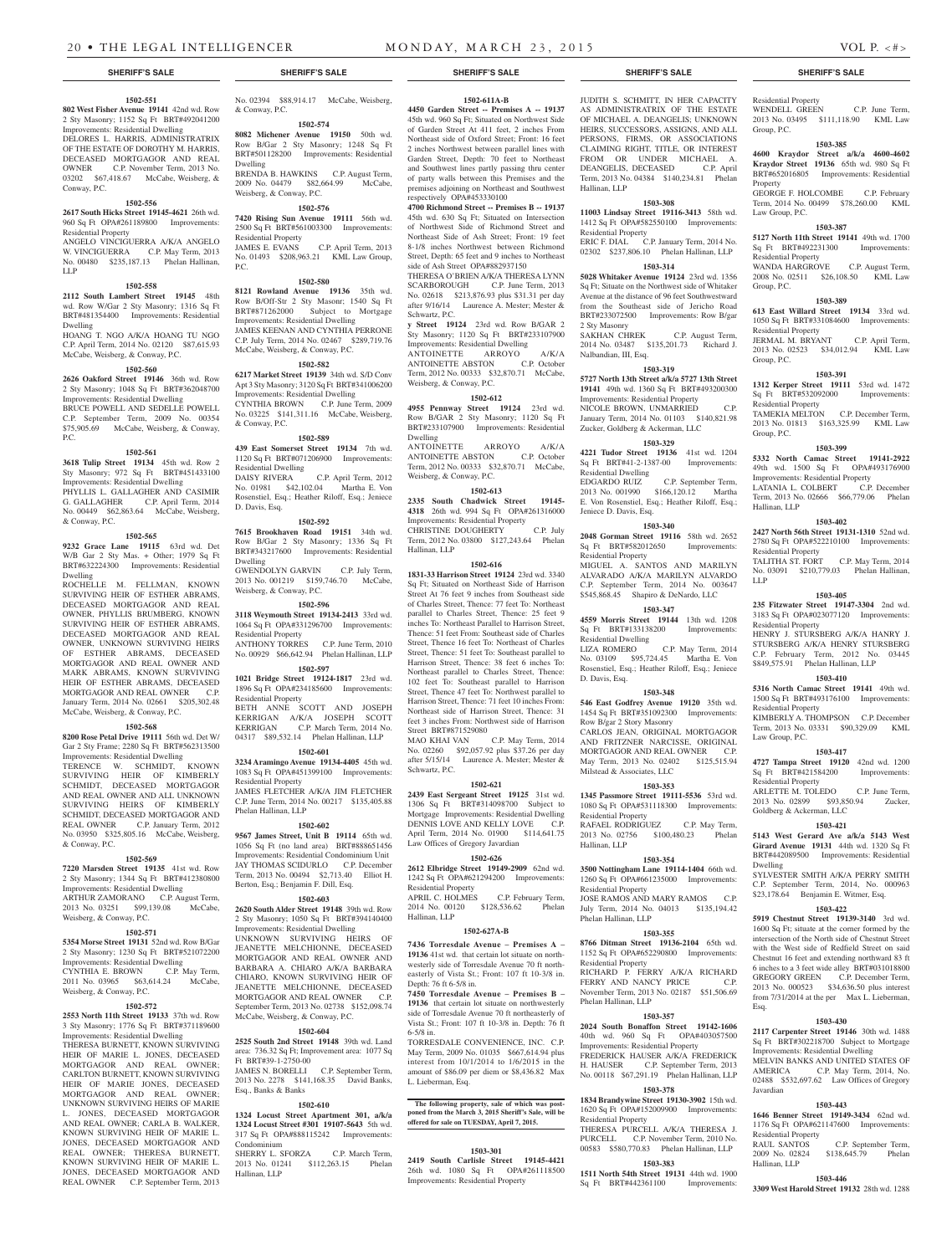**SHERIFF'S SALE**

**1502-551**

**802 West Fisher Avenue 19141** 42nd wd. Row 2 Sty Masonry; 1152 Sq Ft BRT#492041200 Improvements: Residential Dwelling

DELORES L. HARRIS, ADMINISTRATRIX OF THE ESTATE OF DOROTHY M. HARRIS, DECEASED MORTGAGOR AND REAL OWNER C.P. November Term, 2013 No. 03202 $67,418.67 McCabe, Weisberg, & Conway, P.C.

**1502-556**

**2617 South Hicks Street 19145-4621** 26th wd. 960 Sq Ft PRCL#261189800 Improvements: Residential Property

ANGELO VINCIGUERRA A/K/A ANGELO W. VINCIGUERRA C.P. May Term, 2013 No. 00480 $235,187.13 Phelan Hallinan, LLP

**1502-558**

**2112 South Lambert Street 19145** 48th wd. Row W/Gar 2 Sty Masonry; 1316 Sq Ft BRT#481354400 Improvements: Residential Dwelling

HOANG T. NGO A/K/A HOANG TU NGO C.P. April Term, 2014 No. 02120 $87,615.93 McCabe, Weisberg, & Conway, P.C.

**1502-560**

**2626 Oakford Street 19146** 36th wd. Row 2 Sty Masonry; 1048 Sq Ft BRT#362048700 Improvements: Residential Dwelling

BRUCE POWELL AND SEDELLE POWELL C.P. September Term, 2009 No. 00354 $75,905.69 McCabe, Weisberg, & Conway, P.C.

**1502-561**

**3618 Tulip Street 19134** 45th wd. Row 2 Sty Masonry; 972 Sq Ft BRT#451433100 Improvements: Residential Dwelling

PHYLLIS L. GALLAGHER AND CASIMIR G. GALLAGHER C.P. April Term, 2014 No. 00449 $62,863.64 McCabe, Weisberg, & Conway, P.C.

**1502-565**

**9232 Grace Lane 19115** 63rd wd. Det W/B Gar 2 Sty Mas. + Other; 1979 Sq Ft BRT#632224300 Improvements: Residential Dwelling

ROCHELLE M. FELLMAN, KNOWN SURVIVING HEIR OF ESTHER ABRAMS, DECEASED MORTGAGOR AND REAL OWNER, PHYLLIS BRUMBERG, KNOWN SURVIVING HEIR OF ESTHER ABRAMS, DECEASED MORTGAGOR AND REAL OWNER, UNKNOWN SURVIVING HEIRS OF ESTHER ABRAMS, DECEASED MORTGAGOR AND REAL OWNER AND MARK ABRAMS, KNOWN SURVIVING HEIR OF ESTHER ABRAMS, DECEASED MORTGAGOR AND REAL OWNER C.P. January Term, 2014 No. 02661 $205,302.48 McCabe, Weisberg, & Conway, P.C.

**1502-568**

**8200 Rose Petal Drive 19111** 56th wd. Det W/ Gar 2 Sty Frame; 2280 Sq Ft BRT#562313500 Improvements: Residential Dwelling

TERENCE W. SCHMIDT, KNOWN SURVIVING HEIR OF KIMBERLY SCHMIDT, DECEASED MORTGAGOR AND REAL OWNER AND ALL UNKNOWN SURVIVING HEIRS OF KIMBERLY SCHMIDT, DECEASED MORTGAGOR AND REAL OWNER C.P. January Term, 2012 No. 03950 $325,805.16 McCabe, Weisberg, & Conway, P.C.

**1502-569**

**7220 Marsden Street 19135** 41st wd. Row 2 Sty Masonry; 1344 Sq Ft BRT#412380800 Improvements: Residential Dwelling

ARTHUR ZAMORANO C.P. August Term, 2013 No. 03251 $99,139.08 McCabe, Weisberg, & Conway, P.C.

**1502-571**

**5354 Morse Street 19131** 52nd wd. Row B/Gar 2 Sty Masonry; 1230 Sq Ft BRT#521072200 Improvements: Residential Dwelling

CYNTHIA E. BROWN C.P. May Term, 2011 No. 03965 $63,614.24 McCabe, Weisberg, & Conway, P.C.

**1502-572**

**2553 North 11th Street 19133** 37th wd. Row 3 Sty Masonry; 1776 Sq Ft BRT#371189600 Improvements: Residential Dwelling

THERESA BURNETT, KNOWN SURVIVING HEIR OF MARIE L. JONES, DECEASED MORTGAGOR AND REAL OWNER; CARLTON BURNETT, KNOWN SURVIVING HEIR OF MARIE JONES, DECEASED MORTGAGOR AND REAL OWNER; UNKNOWN SURVIVING HEIRS OF MARIE L. JONES, DECEASED MORTGAGOR AND REAL OWNER; CARLA B. WALKER, KNOWN SURVIVING HEIR OF MARIE L. JONES, DECEASED MORTGAGOR AND REAL OWNER; THERESA BURNETT, KNOWN SURVIVING HEIR OF MARIE L. JONES, DECEASED MORTGAGOR AND REAL OWNER C.P. September Term, 2013 No. 02394 $88,914.17 McCabe, Weisberg, & Conway, P.C.

**1502-574**

**8082 Michener Avenue 19150** 50th wd. Row B/Gar 2 Sty Masonry; 1248 Sq Ft BRT#501128200 Improvements: Residential Dwelling

BRENDA B. HAWKINS C.P. August Term, 2009 No. 04479 $82,664.99 McCabe, Weisberg, & Conway, P.C.

**1502-576**

**7420 Rising Sun Avenue 19111** 56th wd. 2500 Sq Ft BRT#561003300 Improvements: Residential Property

JAMES E. EVANS C.P. April Term, 2013 No. 01493 $208,963.21 KML Law Group, P.C.

**1502-580**

**8121 Rowland Avenue 19136** 35th wd. Row B/Off-Str 2 Sty Masonr; 1540 Sq Ft BRT#871262000 Subject to Mortgage Improvements: Residential Dwelling

JAMES KEENAN AND CYNTHIA PERRONE C.P. July Term, 2014 No. 02467 $289,719.76 McCabe, Weisberg, & Conway, P.C.

**1502-582**

**6217 Market Street 19139** 34th wd. S/D Conv Apt 3 Sty Masonry; 3120 Sq Ft BRT#341006200 Improvements: Residential Dwelling

CYNTHIA BROWN C.P. June Term, 2009 No. 03225 $141,311.16 McCabe, Weisberg, & Conway, P.C.

**1502-589**

**439 East Somerset Street 19134** 7th wd. 1120 Sq Ft BRT#071206900 Improvements: Residential Dwelling

DAISY RIVERA C.P. April Term, 2012 No. 01981 $42,102.04 Martha E. Von Rosenstiel, Esq.; Heather Riloff, Esq.; Jeniece D. Davis, Esq.

**1502-592**

**7615 Brookhaven Road 19151** 34th wd. Row B/Gar 2 Sty Masonry; 1336 Sq Ft BRT#343217600 Improvements: Residential Dwelling

GWENDOLYN GARVIN C.P. July Term, 2013 No. 001219 $159,746.70 McCabe, Weisberg, & Conway, P.C.

**1502-596**

**3118 Weymouth Street 19134-2413** 33rd wd. 1064 Sq Ft OPA#331296700 Improvements: Residential Property

ANTHONY TORRES C.P. June Term, 2010 No. 00929 $66,642.94 Phelan Hallinan, LLP

**1502-597**

**1021 Bridge Street 19124-1817** 23rd wd. 1896 Sq Ft OPA#234185600 Improvements: Residential Property

BETH ANNE SCOTT AND JOSEPH KERRIGAN A/K/A JOSEPH SCOTT KERRIGAN C.P. March Term, 2014 No. 04317 $89,532.14 Phelan Hallinan, LLP

**1502-601**

**3234 Aramingo Avenue 19134-4405** 45th wd. 1083 Sq Ft OPA#451399100 Improvements: Residential Property

JAMES FLETCHER A/K/A JIM FLETCHER C.P. June Term, 2014 No. 00217 $135,405.88 Phelan Hallinan, LLP

**1502-602**

**9567 James Street, Unit B 19114** 65th wd. 1056 Sq Ft (no land area) BRT#888651456 Improvements: Residential Condominium Unit

JAY THOMAS SCIDURLO C.P. December Term, 2013 No. 00494 $2,713.40 Elliot H. Berton, Esq.; Benjamin F. Dill, Esq.

**1502-603**

**2620 South Alder Street 19148** 39th wd. Row 2 Sty Masonry; 1050 Sq Ft BRT#394140400 Improvements: Residential Dwelling

UNKNOWN SURVIVING HEIRS OF JEANETTE MELCHIONNE, DECEASED MORTGAGOR AND REAL OWNER AND BARBARA A. CHIARO A/K/A BARBARA CHIARO, KNOWN SURVIVING HEIR OF JEANETTE MELCHIONNE, DECEASED MORTGAGOR AND REAL OWNER C.P. September Term, 2013 No. 02738 $152,098.74 McCabe, Weisberg, & Conway, P.C.

**1502-604**

**2525 South 2nd Street 19148** 39th wd. Land area: 736.32 Sq Ft; Improvement area: 1077 Sq Ft BRT#39-1-2750-00

JAMES N. BORELLI C.P. September Term, 2013 No. 2278 $141,168.35 David Banks, Esq., Banks & Banks

**1502-610**

**1324 Locust Street Apartment 301, a/k/a 1324 Locust Street #301 19107-5643** 5th wd. 317 Sq Ft OPA#888115242 Improvements: Condominium

SHERRY L. SFORZA C.P. March Term, 2013 No. 01241 $112,263.15 Phelan Hallinan, LLP

**1502-611A-B**

**4450 Garden Street -- Premises A -- 19137** 45th wd. 960 Sq Ft; Situated on Northwest Side of Garden Street At 411 feet, 2 inches From Northeast side of Oxford Street; Front: 16 feet 2 inches Northwest between parallel lines with Garden Street, Depth: 70 feet to Northeast and Southwest lines partly passing thru center of party walls between this Premises and the premises adjoining on Northeast and Southwest respectively OPA#453330100

**4700 Richmond Street -- Premises B -- 19137** 45th wd. 630 Sq Ft; Situated on Intersection of Northwest Side of Richmond Street and Northeast Side of Ash Street; Front: 19 feet 8-1/8 inches Northwest between Richmond Street, Depth: 65 feet and 9 inches to Northeast side of Ash Street OPA#882937150

THERESA O'BRIEN A/K/A THERESA LYNN SCARBOROUGH C.P. June Term, 2013 No. 02618 $213,876.93 plus $31.31 per day after 9/16/14 Laurence A. Mester; Mester & Schwartz, P.C.

**y Street 19124** 23rd wd. Row B/GAR 2 Sty Masonry; 1120 Sq Ft BRT#233107900 Improvements: Residential Dwelling

ANTOINETTE ARROYO A/K/A ANTOINETTE ABSTON C.P. October Term, 2012 No. 00333 $32,870.71 McCabe, Weisberg, & Conway, P.C.

**1502-612**

**4955 Pennway Street 19124** 23rd wd. Row B/GAR 2 Sty Masonry; 1120 Sq Ft BRT#233107900 Improvements: Residential Dwelling

ANTOINETTE ARROYO A/K/A ANTOINETTE ABSTON C.P. October Term, 2012 No. 00333 $32,870.71 McCabe, Weisberg, & Conway, P.C.

**1502-613**

**2335 South Chadwick Street 19145-4318** 26th wd. 994 Sq Ft OPA#261316000 Improvements: Residential Property

CHRISTINE DOUGHERTY C.P. July Term, 2012 No. 03800 $127,243.64 Phelan Hallinan, LLP

**1502-616**

**1831-33 Harrison Street 19124** 23rd wd. 3340 Sq Ft; Situated on Northeast Side of Harrison Street At 76 feet 9 inches from Southeast side of Charles Street, Thence: 77 feet To: Northeast parallel to Charles Street, Thence: 25 feet 9 inches To: Northeast Parallel to Harrison Street, Thence: 51 feet From: Southeast side of Charles Street, Thence 16 feet To: Northeast of Charles Street, Thence: 51 feet To: Southeast parallel to Harrison Street, Thence: 38 feet 6 inches To: Northeast parallel to Charles Street, Thence: 102 feet To: Southeast parallel to Harrison Street, Thence 47 feet To: Northwest parallel to Harrison Street, Thence: 71 feet 10 inches From: Northeast side of Harrison Street, Thence: 31 feet 3 inches From: Northwest side of Harrison Street BRT#871529080

MAO KHAI VAN C.P. May Term, 2014 No. 02260 $92,057.92 plus $37.26 per day after 5/15/14 Laurence A. Mester; Mester & Schwartz, P.C.

**1502-621**

**2439 East Sergeant Street 19125** 31st wd. 1306 Sq Ft BRT#314098700 Subject to Mortgage Improvements: Residential Dwelling

DENNIS LOVE AND KELLY LOVE C.P. April Term, 2014 No. 01900 $114,641.75 Law Offices of Gregory Javardian

**1502-626**

**2612 Elbridge Street 19149-2909** 62nd wd. 1242 Sq Ft OPA#621294200 Improvements: Residential Property

APRIL C. HOLMES C.P. February Term, 2014 No. 00120 $128,536.62 Phelan Hallinan, LLP

**1502-627A-B**

**7436 Torresdale Avenue – Premises A – 19136** 41st wd. that certain lot situate on northwesterly side of Torresdale Avenue 70 ft northeasterly of Vista St.; Front: 107 ft 10-3/8 in. Depth: 76 ft 6-5/8 in.

**7450 Torresdale Avenue – Premises B – 19136** that certain lot situate on northwesterly side of Torresdale Avenue 70 ft northeasterly of Vista St.; Front: 107 ft 10-3/8 in. Depth: 76 ft 6-5/8 in.

TORRESDALE CONVENIENCE, INC. C.P. May Term, 2009 No. 01035 $667,614.94 plus interest from 10/1/2014 to 1/6/2015 in the amount of $86.09 per diem or $8,436.82 Max L. Lieberman, Esq.

**The following property, sale of which was postponed from the March 3, 2015 Sheriff's Sale, will be offered for sale on TUESDAY, April 7, 2015.**

**1503-301**

**2419 South Carlisle Street 19145-4421** 26th wd. 1080 Sq Ft OPA#261158500 Improvements: Residential Property

JUDITH S. SCHMITT, IN HER CAPACITY AS ADMINISTRATRIX OF THE ESTATE OF MICHAEL A. DEANGELIS; UNKNOWN HEIRS, SUCCESSORS, ASSIGNS, AND ALL PERSONS, FIRMS, OR ASSOCIATIONS CLAIMING RIGHT, TITLE, OR INTEREST FROM OR UNDER MICHAEL A. DEANGELIS, DECEASED C.P. April Term, 2013 No. 04384 $140,234.81 Phelan Hallinan, LLP

**1503-308**

**11003 Lindsay Street 19116-3413** 58th wd. 1412 Sq Ft OPA#582550100 Improvements: Residential Property

ERIC F. DIAL C.P. January Term, 2014 No. 02302 $237,806.10 Phelan Hallinan, LLP

**1503-314**

**5028 Whitaker Avenue 19124** 23rd wd. 1356 Sq Ft; Situate on the Northwest side of Whitaker Avenue at the distance of 96 feet Southwestward from the Southeast side of Jericho Road BRT#233072500 Improvements: Row B/gar 2 Sty Masonry

SAKHAN CHREK C.P. August Term, 2014 No. 03487 $135,201.73 Richard J. Nalbandian, III, Esq.

**1503-319**

**5727 North 13th Street a/k/a 5727 13th Street 19141** 49th wd. 1360 Sq Ft BRT#493200300 Improvements: Residential Property

NICOLE BROWN, UNMARRIED C.P. January Term, 2014 No. 01103 $140,821.98 Zucker, Goldberg & Ackerman, LLC

**1503-329**

**4221 Tudor Street 19136** 41st wd. 1204 Sq Ft BRT#41-2-1387-00 Improvements: Residential Dwelling

EDGARDO RUIZ C.P. September Term, 2013 No. 001990 $166,120.12 Martha E. Von Rosenstiel, Esq.; Heather Riloff, Esq.; Jeniece D. Davis, Esq.

**1503-340**

**2048 Gorman Street 19116** 58th wd. 2652 Sq Ft BRT#582012650 Improvements: Residential Property

MIGUEL A. SANTOS AND MARILYN ALVARADO A/K/A MARILYN ALVARDO C.P. September Term, 2014 No. 003647 $545,868.45 Shapiro & DeNardo, LLC

**1503-347**

**4559 Morris Street 19144** 13th wd. 1208 Sq Ft BRT#133138200 Improvements: Residential Dwelling

LIZA ROMERO C.P. May Term, 2014 No. 03109 $95,724.45 Martha E. Von Rosenstiel, Esq.; Heather Riloff, Esq.; Jeniece D. Davis, Esq.

**1503-348**

**546 East Godfrey Avenue 19120** 35th wd. 1454 Sq Ft BRT#351092300 Improvements: Row B/gar 2 Story Masonry

CARLOS JEAN, ORIGINAL MORTGAGOR AND FRITZNER NARCISSE, ORIGINAL MORTGAGOR AND REAL OWNER C.P. May Term, 2013 No. 02402 $125,515.94 Milstead & Associates, LLC

**1503-353**

**1345 Passmore Street 19111-5536** 53rd wd. 1080 Sq Ft OPA#531118300 Improvements: Residential Property

RAFAEL RODRIGUEZ C.P. May Term, 2013 No. 02756 $100,480.23 Phelan Hallinan, LLP

**1503-354**

**3500 Nottingham Lane 19114-1404** 66th wd. 1260 Sq Ft OPA#661235000 Improvements: Residential Property

JOSE RAMOS AND MARY RAMOS C.P. July Term, 2014 No. 04013 $135,194.42 Phelan Hallinan, LLP

**1503-355**

**8766 Ditman Street 19136-2104** 65th wd. 1152 Sq Ft OPA#652290800 Improvements: Residential Property

RICHARD P. FERRY A/K/A RICHARD FERRY AND NANCY PRICE C.P. November Term, 2013 No. 02187 $51,506.69 Phelan Hallinan, LLP

**1503-357**

**2024 South Bonaffon Street 19142-1606** 40th wd. 960 Sq Ft OPA#403057500 Improvements: Residential Property

FREDERICK HAUSER A/K/A FREDERICK H. HAUSER C.P. September Term, 2013 No. 00118 $67,291.19 Phelan Hallinan, LLP

**1503-378**

**1834 Brandywine Street 19130-3902** 15th wd. 1620 Sq Ft OPA#152009900 Improvements: Residential Property

THERESA PURCELL A/K/A THERESA J. PURCELL C.P. November Term, 2010 No. 00583 $580,770.83 Phelan Hallinan, LLP

**1503-383**

**1511 North 54th Street 19131** 44th wd. 1900 Sq Ft BRT#442361100 Improvements: Residential Property

WENDELL GREEN C.P. June Term, 2013 No. 03495 $111,118.90 KML Law Group, P.C.

**1503-385**

**4600 Kraydor Street a/k/a 4600-4602 Kraydor Street 19136** 65th wd. 980 Sq Ft BRT#652016805 Improvements: Residential Property

GEORGE F. HOLCOMBE C.P. February Term, 2014 No. 00499 $78,260.00 KML Law Group, P.C.

**1503-387**

**5127 North 11th Street 19141** 49th wd. 1700 Sq Ft BRT#492231300 Improvements: Residential Property

WANDA HARGROVE C.P. August Term, 2008 No. 02511 $26,108.50 KML Law Group, P.C.

**1503-389**

**613 East Willard Street 19134** 33rd wd. 1050 Sq Ft BRT#331084600 Improvements: Residential Property

JERMAL M. BRYANT C.P. April Term, 2013 No. 02523 $34,012.94 KML Law Group, P.C.

**1503-391**

**1312 Kerper Street 19111** 53rd wd. 1472 Sq Ft BRT#532092000 Improvements: Residential Property

TAMEKIA MELTON C.P. December Term, 2013 No. 01813 $163,325.99 KML Law Group, P.C.

**1503-399**

**5332 North Camac Street 19141-2922** 49th wd. 1500 Sq Ft OPA#493176900 Improvements: Residential Property

LATANIA L. COLBERT C.P. December Term, 2013 No. 02666 $66,779.06 Phelan Hallinan, LLP

**1503-402**

**2427 North 56th Street 19131-1310** 52nd wd. 2780 Sq Ft OPA#522210100 Improvements: Residential Property

TALITHA ST. FORT C.P. May Term, 2014 No. 03091 $210,779.03 Phelan Hallinan, LLP

**1503-405**

**235 Fitzwater Street 19147-3304** 2nd wd. 3183 Sq Ft OPA#023077120 Improvements: Residential Property

HENRY J. STURSBERG A/K/A HANRY J. STURSBERG A/K/A HENRY STURSBERG C.P. February Term, 2012 No. 03445 $849,575.91 Phelan Hallinan, LLP

**1503-410**

**5316 North Camac Street 19141** 49th wd. 1500 Sq Ft BRT#493176100 Improvements: Residential Property

KIMBERLY A. THOMPSON C.P. December Term, 2013 No. 03331 $90,329.09 KML Law Group, P.C.

**1503-417**

**4727 Tampa Street 19120** 42nd wd. 1200 Sq Ft BRT#421584200 Improvements: Residential Property

ARLETTE M. TOLEDO C.P. June Term, 2013 No. 02899 $93,850.94 Zucker, Goldberg & Ackerman, LLC

**1503-421**

**5143 West Gerard Ave a/k/a 5143 West Girard Avenue 19131** 44th wd. 1320 Sq Ft BRT#442089500 Improvements: Residential Dwelling

SYLVESTER SMITH A/K/A PERRY SMITH C.P. September Term, 2014, No. 000963 $23,178.64 Benjamin E. Witmer, Esq.

**1503-422**

**5919 Chestnut Street 19139-3140** 3rd wd. 1600 Sq Ft; situate at the corner formed by the intersection of the North side of Chestnut Street with the West side of Redfield Street on said Chestnut 16 feet and extending northward 83 ft 6 inches to a 3 feet wide alley BRT#031018800

GREGORY GREEN C.P. December Term, 2013 No. 000523 $34,636.50 plus interest from 7/31/2014 at the per Max L. Lieberman, Esq.

**1503-430**

**2117 Carpenter Street 19146** 30th wd. 1488 Sq Ft BRT#302218700 Subject to Mortgage Improvements: Residential Dwelling

MELVIN BANKS AND UNITED STATES OF AMERICA C.P. May Term, 2014, No. 02488 $532,697.62 Law Offices of Gregory Javardian

**1503-443**

**1646 Benner Street 19149-3434** 62nd wd. 1176 Sq Ft OPA#621147600 Improvements: Residential Property

RAUL SANTOS C.P. September Term, 2009 No. 02824 $138,645.79 Phelan Hallinan, LLP

**1503-446**

**3309 West Harold Street 19132** 28th wd. 1288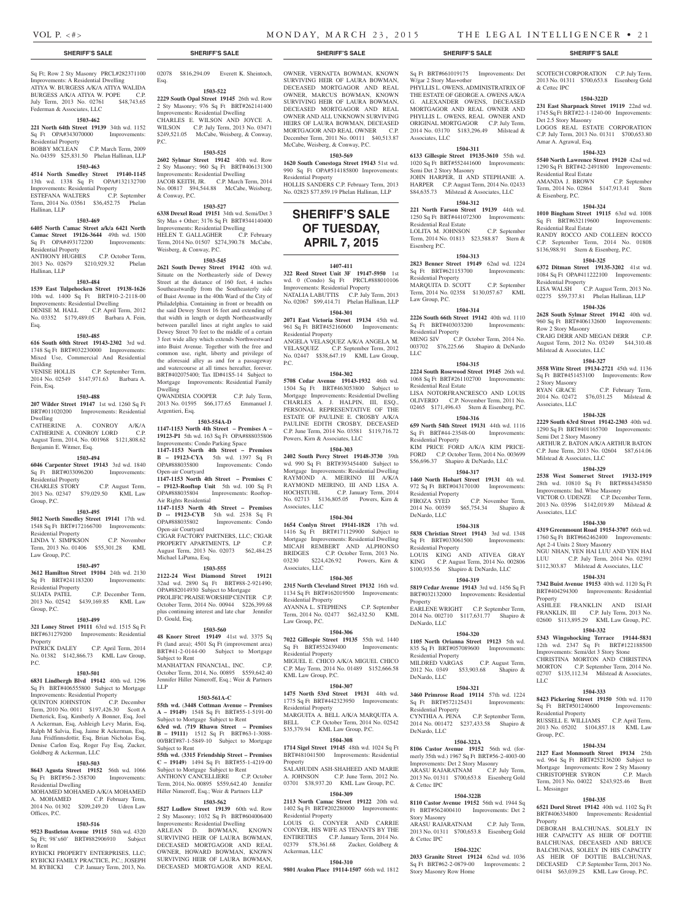Sq Ft; Row 2 Sty Masonry PRCL#282371100 Improvements: A Residential Dwelling
ATIYA W. BURGESS A/K/A ATIYA WALIDA BURGESS A/K/A ATIYA W. POPE C.P. July Term, 2013 No. 02761 $48,743.65 Federman & Associates, LLC

**1503-462**

**221 North 64th Street 19139** 34th wd. 1152 Sq Ft OPA#343070000 Improvements: Residential Property
BOBBY MCLEAN C.P. March Term, 2009 No. 04359 $25,831.50 Phelan Hallinan, LLP

**1503-463**

**4514 North Smedley Street 19140-1145** 13th wd. 1338 Sq Ft OPA#132132700 Improvements: Residential Property
ESTEFANA WALTERS C.P. September Term, 2014 No. 03561 $36,452.75 Phelan Hallinan, LLP

**1503-469**

**6405 North Camac Street a/k/a 6421 North Camac Street 19126-3644** 49th wd. 1500 Sq Ft OPA#493172200 Improvements: Residential Property
ANTHONY HUGHES C.P. October Term, 2013 No. 02679 $210,929.32 Phelan Hallinan, LLP

**1503-484**

**1539 East Tulpehocken Street 19138-1626** 10th wd. 1400 Sq Ft BRT#10-2-2118-00 Improvements: Residential Dwelling
DENISE M. HALL C.P. April Term, 2012 No. 03352 $179,489.05 Barbara A. Fein, Esq.

**1503-485**

**616 South 60th Street 19143-2302** 3rd wd. 1748 Sq Ft BRT#032230000 Improvements: Mixed Use, Commercial And Residential Building
VENISE HOLLIS C.P. September Term, 2014 No. 02549 $147,971.63 Barbara A. Fein, Esq.

**1503-488**

**207 Wilder Street 19147** 1st wd. 1260 Sq Ft BRT#011020200 Improvements: Residential Dwelling
CATHERINE A. CONROY A/K/A CATHERINE A. CONROY LORD C.P. August Term, 2014, No. 001968 $121,808.62 Benjamin E. Witmer, Esq.

**1503-494**

**6046 Carpenter Street 19143** 3rd wd. 1840 Sq Ft BRT#033096200 Improvements: Residential Property
CHARLES STORY C.P. August Term, 2013 No. 02347 $79,029.50 KML Law Group, P.C.

**1503-495**

**5012 North Smedley Street 19141** 17th wd. 1548 Sq Ft BRT#172166700 Improvements: Residential Property
LINDA Y. SIMPKSON C.P. November Term, 2013 No. 01406 $55,301.28 KML Law Group, P.C.

**1503-497**

**3612 Hamilton Street 19104** 24th wd. 2130 Sq Ft BRT#241183200 Improvements: Residential Property
SUJATA PATEL C.P. December Term, 2013 No. 02542 $439,169.85 KML Law Group, P.C.

**1503-499**

**321 Loney Street 19111** 63rd wd. 1515 Sq Ft BRT#631279200 Improvements: Residential Property
PATRICK DALEY C.P. April Term, 2014 No. 01382 $142,866.73 KML Law Group, P.C.

**1503-501**

**6831 Lindbergh Blvd 19142** 40th wd. 1296 Sq Ft BRT#406555800 Subject to Mortgage Improvements: Residential Property
QUINTON JOHNSTON C.P. December Term, 2010 No. 0011 $197,426.30 Scott A Dietterick, Esq, Kimberly A Bonner, Esq, Joel A Ackerman, Esq, Ashleigh Levy Marin, Esq, Ralph M Salvia, Esq, Jaime R Ackerman, Esq, Jana Fridfinnsdottir, Esq, Brian Nicholas Esq, Denise Carlon Esq, Roger Fay Esq, Zucker, Goldberg & Ackerman, LLC

**1503-503**

**8643 Agusta Street 19152** 56th wd. 1066 Sq Ft BRT#56-2-358700 Improvements: Residential Dwelling
MOHAMED MOHAMED A/K/A MOHAMED A. MOHAMED C.P. February Term, 2014 No. 01302 $209,249.20 Udren Law Offices, P.C.

**1503-516**

**9523 Bustleton Avenue 19115** 58th wd. 4320 Sq Ft; 98'x60' BRT#882906910 Subject to Rent
RYBICKI PROPERTY ENTERPRISES, LLC; RYBICKI FAMILY PRACTICE, P.C.; JOSEPH M. RYBICKI C.P. January Term, 2013, No. 02078 $816,294.09 Everett K. Sheintoch, Esq.

**1503-522**

**2229 South Opal Street 19145** 26th wd. Row 2 Sty Masonry; 976 Sq Ft BRT#262141400 Improvements: Residential Dwelling
CHARLES E. WILSON AND JOYCE A. WILSON C.P. July Term, 2013 No. 03471 $249,521.05 McCabe, Weisberg, & Conway, P.C.

**1503-525**

**2602 Sylmar Street 19142** 40th wd. Row 2 Sty Masonry; 960 Sq Ft BRT#406131300 Improvements: Residential Dwelling
JACOB KEITH, JR. C.P. March Term, 2014 No. 00817 $94,544.88 McCabe, Weisberg, & Conway, P.C.

**1503-527**

**6338 Drexel Road 19151** 34th wd. Semi/Det 3 Sty Mas + Other; 3176 Sq Ft BRT#344140400 Improvements: Residential Dwelling
HELEN T. GALLAGHER C.P. February Term, 2014 No. 01507 $274,390.78 McCabe, Weisberg, & Conway, P.C.

**1503-545**

**2621 South Dewey Street 19142** 40th wd. Situate on the Northeasterly side of Dewey Street at the distance of 160 feet, 4 inches Southeastwardly from the Southeasterly side of Buist Avenue in the 40th Ward of the City of Philadelphia. Containing in front or breadth on the said Dewey Street 16 feet and extending of that width in length or depth Northeastwardly between parallel lines at right angles to said Dewey Street 70 feet to the middle of a certain 3 feet wide alley which extends Northwestward into Buist Avenue. Together with the free and common use, right, liberty and privilege of the aforesaid alley as and for a passageway and watercourse at all times hereafter, forever. BRT#402075400; Tax ID#41S5-14 Subject to Mortgage Improvements: Residential Family Dwelling
QWANDISIA COOPER C.P. July Term, 2013 No. 01595 $66,177.65 Emmanuel J. Argentieri, Esq.

**1503-554A-D**

**1147-1153 North 4th Street – Premises A – 19123-P1** 5th wd. 163 Sq Ft OPA#888035806 Improvements: Condo Parking Space
**1147-1153 North 4th Street – Premises B – 19123-CYA** 5th wd. 1397 Sq Ft OPA#888035800 Improvements: Condo Open-air Courtyard
**1147-1153 North 4th Street – Premises C – 19123-Rooftop Unit** 5th wd. 100 Sq Ft OPA#888035804 Improvements: Rooftop-Air Rights Residential
**1147-1153 North 4th Street – Premises D -- 19123-CYB** 5th wd. 2538 Sq Ft OPA#888035802 Improvements: Condo Open-air Courtyard
CIGAR FACTORY PARTNERS, LLC; CIGAR PROPERTY APARTMENTS, LP C.P. August Term, 2013 No. 02073 $62,484.25 Michael LiPuma, Esq.

**1503-555**

**2122-24 West Diamond Street 19121** 32nd wd. 2890 Sq Ft BRT#88-2-921490; OPA#882014930 Subject to Mortgage
PROLIFIC PRAISE WORSHIP CENTER C.P. October Term, 2014 No. 00944 $226,399.68 plus continuing interest and late char Jennifer D. Gould, Esq.

**1503-560**

**48 Knorr Street 19149** 41st wd. 3375 Sq Ft (land area); 4501 Sq Ft (improvement area) BRT#41-2-0144-00 Subject to Mortgage Subject to Rent
MANHATTAN FINANCIAL, INC. C.P. October Term, 2014, No. 00895 $559,642.40 Jennifer Hiller Nimeroff, Esq.; Weir & Partners LLP

**1503-561A-C**

**55th wd.** (**3448 Cottman Avenue – Premises A – 19149**) 1548 Sq Ft BRT#55-1-5191-00 Subject to Mortgage Subject to Rent
**63rd wd.** (**719 Rhawn Street – Premises B – 19111**) 1512 Sq Ft BRT#63-1-3088-00/BRT#87-1-5849-10 Subject to Mortgage Subject to Rent
**55th wd.** (**3315 Friendship Street – Premises C – 19149**) 1494 Sq Ft BRT#55-1-4219-00 Subject to Mortgage Subject to Rent
ANTHONY CANCELLIERE C.P. October Term, 2014, No. 00895 $559,642.40 Jennifer Hiller Nimeroff, Esq.; Weir & Partners LLP

**1503-562**

**5527 Ludlow Street 19139** 60th wd. Row 2 Sty Masonry; 1032 Sq Ft BRT#604006400 Improvements: Residential Dwelling
ARLEAN D. BOWMAN, KNOWN SURVIVING HEIR OF LAURA BOWMAN, DECEASED MORTGAGOR AND REAL OWNER, HOWARD BOWMAN, KNOWN SURVIVING HEIR OF LAURA BOWMAN, DECEASED MORTGAGOR AND REAL OWNER, VERNATTA BOWMAN, KNOWN SURVIVING HEIR OF LAURA BOWMAN, DECEASED MORTGAGOR AND REAL OWNER, MARCUS BOWMAN, KNOWN SURVIVING HEIR OF LAURA BOWMAN, DECEASED MORTGAGOR AND REAL OWNER AND ALL UNKNOWN SURVIVING HEIRS OF LAURA BOWMAN, DECEASED MORTGAGOR AND REAL OWNER C.P. December Term, 2011 No. 00111 $40,513.87 McCabe, Weisberg, & Conway, P.C.

**1503-569**

**1620 South Conestoga Street 19143** 51st wd. 990 Sq Ft OPA#514185800 Improvements: Residential Property
HOLLIS SANDERS C.P. February Term, 2013 No. 02823 $77,859.19 Phelan Hallinan, LLP

# SHERIFF'S SALE OF TUESDAY, APRIL 7, 2015

**1407-411**

**322 Reed Street Unit 3F 19147-5950** 1st wd. 0 (Condo) Sq Ft PRCL#888010106 Improvements: Residential Property
NATALIA LABUTTIS C.P. July Term, 2013 No. 02067 $99,414.71 Phelan Hallinan, LLP

**1504-301**

**2071 East Victoria Street 19134** 45th wd. 961 Sq Ft BRT#452160600 Improvements: Residential Property
ANGELA VELASQUEZ A/K/A ANGELA M. VELASQUEZ C.P. September Term, 2012 No. 02447 $38,647.19 KML Law Group, P.C.

**1504-302**

**5708 Cedar Avenue 19143-1932** 46th wd. 1504 Sq Ft BRT#463053800 Subject to Mortgage Improvements: Residential Dwelling
CHARLES A. J. HALPIN, III, ESQ., PERSONAL REPRESENTATIVE OF THE ESTATE OF PAULINE E. CROSBY A/K/A PAULINE EDITH CROSBY, DECEASED C.P. June Term, 2014 No. 03581 $119,716.72 Powers, Kirn & Associates, LLC

**1504-303**

**2402 South Percy Street 19148-3730** 39th wd. 990 Sq Ft BRT#393454400 Subject to Mortgage Improvements: Residential Dwelling
RAYMOND A. MEIRINO III A/K/A RAYMOND MEIRINO, III AND LISA A. HOCHSTUHL C.P. January Term, 2014 No. 02713 $136,805.05 Powers, Kirn & Associates, LLC

**1504-304**

**1654 Conlyn Street 19141-1828** 17th wd. 1416 Sq Ft BRT#171129900 Subject to Mortgage Improvements: Residential Dwelling
MICAH REMBERT AND ALPHONSO BRIDGES C.P. October Term, 2013 No. 03230 $224,426.92 Powers, Kirn & Associates, LLC

**1504-305**

**2315 North Cleveland Street 19132** 16th wd. 1134 Sq Ft BRT#162019500 Improvements: Residential Property
AYANNA L. STEPHENS C.P. September Term, 2014 No. 02477 $62,432.50 KML Law Group, P.C.

**1504-306**

**7022 Gillespie Street 19135** 55th wd. 1440 Sq Ft BRT#552439400 Improvements: Residential Property
MIGUEL E. CHICO A/K/A MIGUEL CHICO C.P. May Term, 2014 No. 01489 $152,666.58 KML Law Group, P.C.

**1504-307**

**1475 North 53rd Street 19131** 44th wd. 1775 Sq Ft BRT#442323950 Improvements: Residential Property
MARGUITA A. BELL A/K/A MARQUITA A. BELL C.P. October Term, 2014 No. 02542 $35,379.94 KML Law Group, P.C.

**1504-308**

**1714 Sigel Street 19145** 48th wd. 1024 Sq Ft BRT#481041500 Improvements: Residential Property
SALAHUDIN ASH-SHAHEED AND MARIE A. JOHNSON C.P. June Term, 2012 No. 03701 $38,937.20 KML Law Group, P.C.

**1504-309**

**2113 North Camac Street 19122** 20th wd. 1402 Sq Ft BRT#202280000 Improvements: Residential Property
LOUIS G. CONYER AND CARRIE CONYER, HIS WIFE AS TENANTS BY THE ENTIRETIES C.P. January Term, 2014 No. 02379 $78,361.68 Zucker, Goldberg & Ackerman, LLC

**1504-310**

**9801 Avalon Place 19114-1507** 66th wd. 1812 Sq Ft BRT#661019175 Improvements: Det W/gar 2 Story Mas+other
PHYLLIS L. OWENS, ADMINISTRATRIX OF THE ESTATE OF GEORGE A. OWENS A/K/A G. ALEXANDER OWENS, DECEASED MORTGAGOR AND REAL OWNER AND PHYLLIS L. OWENS, REAL OWNER AND ORIGINAL MORTGAGOR C.P. July Term, 2014 No. 03170 $183,296.49 Milstead & Associates, LLC

**1504-311**

**6133 Gillespie Street 19135-3610** 55th wd. 1020 Sq Ft BRT#552441600 Improvements: Semi Det 2 Story Masonry
JOHN HARPER, II AND STEPHANIE A. HARPER C.P. August Term, 2014 No. 02433 $84,635.73 Milstead & Associates, LLC

**1504-312**

**221 North Farson Street 19139** 44th wd. 1250 Sq Ft BRT#441072300 Improvements: Residential Real Estate
LOLITA M. JOHNSON C.P. September Term, 2014 No. 01813 $23,588.87 Stern & Eisenberg P.C.

**1504-313**

**2823 Benner Street 19149** 62nd wd. 1224 Sq Ft BRT#621153700 Improvements: Residential Property
MARQUITA D. SCOTT C.P. September Term, 2014 No. 02358 $130,057.67 KML Law Group, P.C.

**1504-314**

**2226 South 66th Street 19142** 40th wd. 1110 Sq Ft BRT#403033200 Improvements: Residential Property
MENG SIV C.P. October Term, 2014 No. 003702 $76,225.66 Shapiro & DeNardo LLC

**1504-315**

**2224 South Rosewood Street 19145** 26th wd. 1068 Sq Ft BRT#261102700 Improvements: Residential Real Estate
LISA NOTORFRANCRESCO AND LOUIS OLIVERIO C.P. November Term, 2011 No. 02465 $171,496.43 Stern & Eisenberg, P.C.

**1504-316**

**659 North 54th Street 19131** 44th wd. 1116 Sq Ft BRT#44-23548-00 Improvements: Residential Property
KIM PRICE FORD A/K/A KIM PRICE-FORD C.P. October Term, 2014 No. 003699 $56,696.37 Shapiro & DeNardo, LLC

**1504-317**

**1460 North Hobart Street 19131** 4th wd. 972 Sq Ft BRT#043170100 Improvements: Residential Property
FIROZA SYED C.P. November Term, 2014 No. 00359 $65,754.34 Shapiro & DeNardo, LLC

**1504-318**

**5838 Christian Street 19143** 3rd wd. 1348 Sq Ft BRT#033061500 Improvements: Residential Property
LOUIS KING AND ATIVEA GRAY KING C.P. August Term, 2014 No. 002806 $100,935.56 Shapiro & DeNardo, LLC

**1504-319**

**5819 Cedar Avenue 19143** 3rd wd. 1456 Sq Ft BRT#032132000 Improvements: Residential Property
EARLENE WRIGHT C.P. September Term, 2014 No. 002710 $117,631.77 Shapiro & DeNardo, LLC

**1504-320**

**1105 North Orianna Street 19123** 5th wd. 835 Sq Ft BRT#057089600 Improvements: Residential Property
MILDRED VARGAS C.P. August Term, 2012 No. 0349 $53,903.68 Shapiro & DeNardo, LLC

**1504-321**

**3460 Primrose Road 19114** 57th wd. 1224 Sq Ft BRT#572125431 Improvements: Residential Property
CYNTHIA A. PENA C.P. September Term, 2014 No. 001472 $237,433.58 Shapiro & DeNardo, LLC

**1504-322A**

**8106 Castor Avenue 19152** 56th wd. (formerly 35th wd.) 1967 Sq Ft BRT#56-2-4003-00 Improvements: Det 2 Story Masonry
ARASU RAJARATNAM C.P. July Term, 2013 No. 01311 $700,653.8 Eisenberg Gold & Cettec IPC

**1504-322B**

**8110 Castor Avenue 19152** 56th wd. 1944 Sq Ft BRT#562400410 Improvements: Det 2 Story Masonry
ARASU RAJARATNAM C.P. July Term, 2013 No. 01311 $700,653.8 Eisenberg Gold & Cettec IPC

**1504-322C**

**2033 Granite Street 19124** 62nd wd. 1036 Sq Ft BRT#62-2-0879-00 Improvements: 2 Story Masonry Row Home
SCOTECH CORPORATION C.P. July Term, 2013 No. 01311 $700,653.8 Eisenberg Gold & Cettec IPC

**1504-322D**

**231 East Sharpnack Street 19119** 22nd wd. 1745 Sq Ft BRT#22-1-1240-00 Improvements: Det 2.5 Story Masonry
LOGOS REAL ESTATE CORPORATION C.P. July Term, 2013 No. 01311 $700,653.80 Amar A. Agrawal, Esq.

**1504-323**

**5540 North Lawrence Street 19120** 42nd wd. 1290 Sq Ft BRT#42-2491800 Improvements: Residential Real Estate
AMANDA J. BROWN C.P. September Term, 2014 No. 02864 $147,913.41 Stern & Eisenberg, P.C.

**1504-324**

**1010 Bingham Street 19115** 63rd wd. 1008 Sq Ft BRT#632119600 Improvements: Residential Real Estate
RANDY ROCCO AND COLLEEN ROCCO C.P. September Term, 2014 No. 01808 $136,988.91 Stern & Eisenberg, P.C.

**1504-325**

**6372 Ditman Street 19135-3202** 41st wd. 1084 Sq Ft OPA#411222100 Improvements: Residential Property
LISA WALSH C.P. August Term, 2013 No. 02275 $59,737.81 Phelan Hallinan, LLP

**1504-326**

**2628 South Sylmar Street 19142** 40th wd. 960 Sq Ft BRT#406132600 Improvements: Row 2 Story Masonry
CRAIG DERR AND MEGAN DERR C.P. August Term, 2012 No. 03249 $44,310.48 Milstead & Associates, LLC

**1504-327**

**3558 Witte Street 19134-2721** 45th wd. 1136 Sq Ft BRT#451453100 Improvements: Row 2 Story Masonry
RYAN GRACE C.P. February Term, 2014 No. 02472 $76,031.25 Milstead & Associates, LLC

**1504-328**

**2229 South 63rd Street 19142-2303** 40th wd. 1290 Sq Ft BRT#401165700 Improvements: Semi Det 2 Story Masonry
ARTHUR Z. BATON A/K/A ARTHUR BATON C.P. June Term, 2013 No. 02604 $87,614.06 Milstead & Associates, LLC

**1504-329**

**2538 West Somerset Street 19132-1919** 28th wd. 10810 Sq Ft BRT#884345850 Improvements: Ind. Whse Masonry
VICTOR O. UDENZE C.P. December Term, 2013 No. 03596 $142,019.89 Milstead & Associates, LLC

**1504-330**

**4319 Greenmount Road 19154-3707** 66th wd. 1760 Sq Ft BRT#662462400 Improvements: Apt 2-4 Units 2 Story Masonry
NGU NHAN, YEN HAI LUU AND YEN HAI LUU C.P. July Term, 2014 No. 02391 $112,303.87 Milstead & Associates, LLC

**1504-331**

**7342 Buist Avenue 19153** 40th wd. 1120 Sq Ft BRT#404294300 Improvements: Residential Property
ASHLEE FRANKLIN AND ISIAH FRANKLIN, III C.P. July Term, 2013 No. 02600 $113,895.29 KML Law Group, P.C.

**1504-332**

**5343 Wingohocking Terrace 19144-5831** 12th wd. 2347 Sq Ft BRT#122188500 Improvements: Semi/det 3 Story Stone
CHRISTINA MORTON AND CHRISTINA MORTON C.P. September Term, 2014 No. 02707 $135,112.34 Milstead & Associates, LLC

**1504-333**

**8423 Pickering Street 19150** 50th wd. 1170 Sq Ft BRT#501240600 Improvements: Residential Property
RUSSELL E. WILLIAMS C.P. April Term, 2013 No. 05202 $104,857.18 KML Law Group, P.C.

**1504-334**

**2127 East Monmouth Street 19134** 25th wd. 964 Sq Ft BRT#252136200 Subject to Mortgage Improvements: Row 2 Sty Masonry
CHRISTOPHER SYRON C.P. March Term, 2013 No. 04022 $243,925.46 Brett L. Messinger

**1504-335**

**6521 Dorel Street 19142** 40th wd. 1102 Sq Ft BRT#406334800 Improvements: Residential Property
DEBORAH BALCHUNAS, SOLELY IN HER CAPACITY AS HEIR OF DOTTIE BALCHUNAS, DECEASED AND BRUCE BALCHUNAS, SOLELY IN HIS CAPACITY AS HEIR OF DOTTIE BALCHUNAS, DECEASED C.P. September Term, 2013 No. 04184 $63,039.25 KML Law Group, P.C.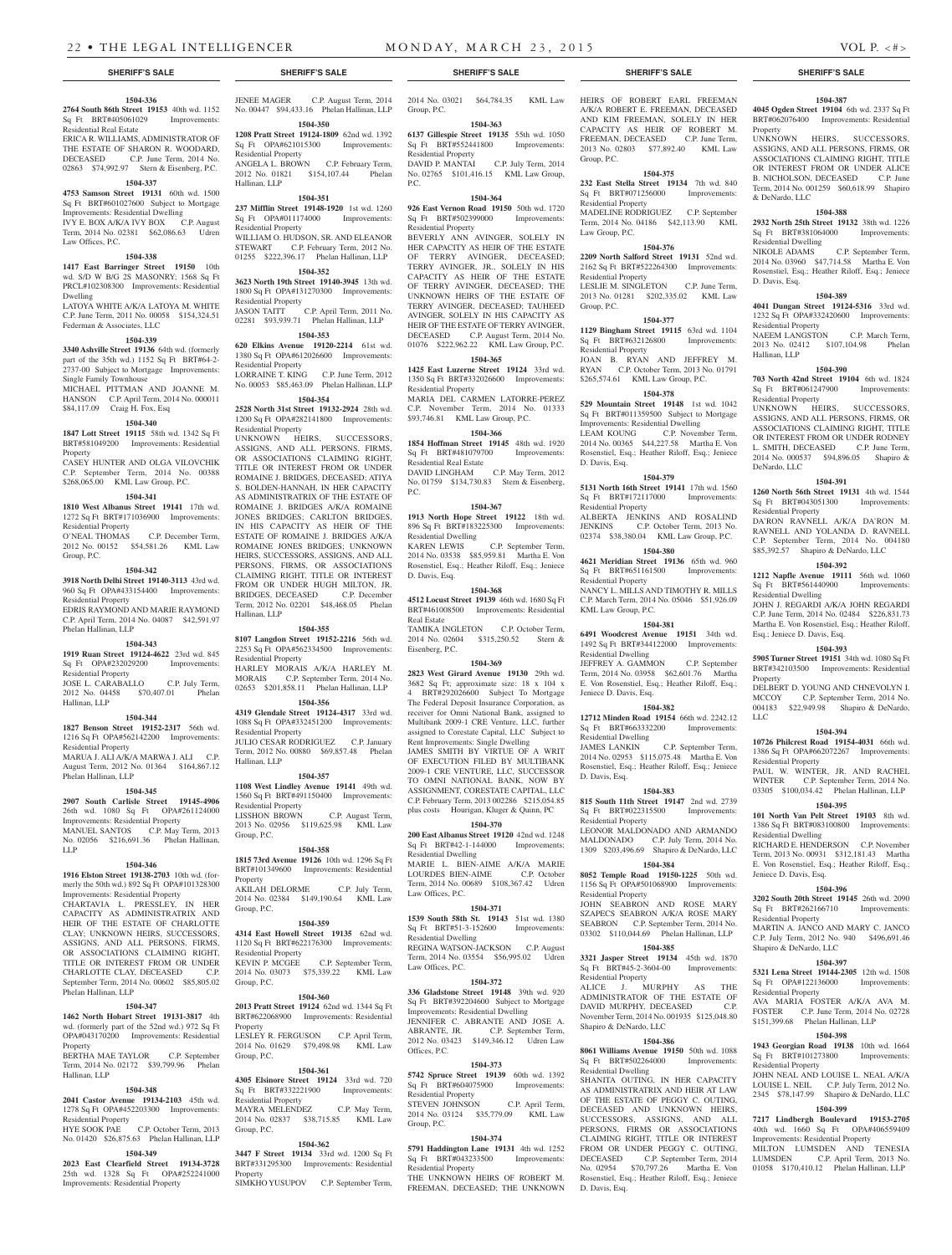**1504-336**

**2764 South 86th Street 19153** 40th wd. 1152 Sq Ft BRT#405061029 Improvements: Residential Real Estate

ERICA R. WILLIAMS, ADMINISTRATOR OF THE ESTATE OF SHARON R. WOODARD, DECEASED C.P. June Term, 2014 No. 02863 $74,992.97 Stern & Eisenberg, P.C.

**1504-337**

**4753 Samson Street 19131** 60th wd. 1500 Sq Ft BRT#601027600 Subject to Mortgage Improvements: Residential Dwelling

IVY E. BOX A/K/A IVY BOX C.P. August Term, 2014 No. 02381 $62,086.63 Udren Law Offices, P.C.

**1504-338**

**1417 East Barringer Street 19150** 10th wd. S/D W B/G 2S MASONRY; 1568 Sq Ft PRCL#102308300 Improvements: Residential Dwelling

LATOYA WHITE A/K/A LATOYA M. WHITE C.P. June Term, 2011 No. 00058 $154,324.51 Federman & Associates, LLC

**1504-339**

**3340 Ashville Street 19136** 64th wd. (formerly part of the 35th wd.) 1152 Sq Ft BRT#64-2-2737-00 Subject to Mortgage Improvements: Single Family Townhouse

MICHAEL PITTMAN AND JOANNE M. HANSON C.P. April Term, 2014 No. 000011 $84,117.09 Craig H. Fox, Esq

**1504-340**

**1847 Lott Street 19115** 58th wd. 1342 Sq Ft BRT#581049200 Improvements: Residential Property

CASEY HUNTER AND OLGA VILOVCHIK C.P. September Term, 2014 No. 00388 $268,065.00 KML Law Group, P.C.

**1504-341**

**1810 West Albanus Street 19141** 17th wd. 1272 Sq Ft BRT#171036900 Improvements: Residential Property

O'NEAL THOMAS C.P. December Term, 2012 No. 00152 $54,581.26 KML Law Group, P.C.

**1504-342**

**3918 North Delhi Street 19140-3113** 43rd wd. 960 Sq Ft OPA#433154400 Improvements: Residential Property

EDRIS RAYMOND AND MARIE RAYMOND C.P. April Term, 2014 No. 04087 $42,591.97 Phelan Hallinan, LLP

**1504-343**

**1919 Ruan Street 19124-4622** 23rd wd. 845 Sq Ft OPA#232029200 Improvements: Residential Property

JOSE L. CARABALLO C.P. July Term, 2012 No. 04458 $70,407.01 Phelan Hallinan, LLP

**1504-344**

**1827 Benson Street 19152-2317** 56th wd. 1216 Sq Ft OPA#562142200 Improvements: Residential Property

MARUA J. ALI A/K/A MARWA J. ALI C.P. August Term, 2012 No. 01364 $164,867.12 Phelan Hallinan, LLP

**1504-345**

**2907 South Carlisle Street 19145-4906** 26th wd. 1080 Sq Ft OPA#261124000 Improvements: Residential Property

MANUEL SANTOS C.P. May Term, 2013 No. 02056 $216,691.36 Phelan Hallinan, LLP

**1504-346**

**1916 Elston Street 19138-2703** 10th wd. (formerly the 50th wd.) 892 Sq Ft OPA#101328300 Improvements: Residential Property

CHARTAVIA L. PRESSLEY, IN HER CAPACITY AS ADMINISTRATRIX AND HEIR OF THE ESTATE OF CHARLOTTE CLAY; UNKNOWN HEIRS, SUCCESSORS, ASSIGNS, AND ALL PERSONS, FIRMS, OR ASSOCIATIONS CLAIMING RIGHT, TITLE OR INTEREST FROM OR UNDER CHARLOTTE CLAY, DECEASED C.P. September Term, 2014 No. 00602 $85,805.02 Phelan Hallinan, LLP

**1504-347**

**1462 North Hobart Street 19131-3817** 4th wd. (formerly part of the 52nd wd.) 972 Sq Ft OPA#043170200 Improvements: Residential Property

BERTHA MAE TAYLOR C.P. September Term, 2014 No. 02172 $39,799.96 Phelan Hallinan, LLP

**1504-348**

**2041 Castor Avenue 19134-2103** 45th wd. 1278 Sq Ft OPA#452203300 Improvements: Residential Property

HYE SOOK PAE C.P. October Term, 2013 No. 01420 $26,875.63 Phelan Hallinan, LLP

**1504-349**

**2023 East Clearfield Street 19134-3728** 25th wd. 1328 Sq Ft OPA#252241000 Improvements: Residential Property

JENEE MAGER C.P. August Term, 2014 No. 00447 $94,433.16 Phelan Hallinan, LLP

**1504-350**

**1208 Pratt Street 19124-1809** 62nd wd. 1392 Sq Ft OPA#621015300 Improvements: Residential Property

ANGELA L. BROWN C.P. February Term, 2012 No. 01821 $154,107.44 Phelan Hallinan, LLP

**1504-351**

**237 Mifflin Street 19148-1920** 1st wd. 1260 Sq Ft OPA#011174000 Improvements: Residential Property

WILLIAM O. HUDSON, SR. AND ELEANOR STEWART C.P. February Term, 2012 No. 01255 $222,396.17 Phelan Hallinan, LLP

**1504-352**

**3623 North 19th Street 19140-3945** 13th wd. 1800 Sq Ft OPA#131270300 Improvements: Residential Property

JASON TAITT C.P. April Term, 2011 No. 02281 $93,939.71 Phelan Hallinan, LLP

**1504-353**

**620 Elkins Avenue 19120-2214** 61st wd. 1380 Sq Ft OPA#612026600 Improvements: Residential Property

LORRAINE T. KING C.P. June Term, 2012 No. 00053 $85,463.09 Phelan Hallinan, LLP

**1504-354**

**2528 North 31st Street 19132-2924** 28th wd. 1200 Sq Ft OPA#282141800 Improvements: Residential Property

UNKNOWN HEIRS, SUCCESSORS, ASSIGNS, AND ALL PERSONS, FIRMS, OR ASSOCIATIONS CLAIMING RIGHT, TITLE OR INTEREST FROM OR UNDER ROMAINE J. BRIDGES, DECEASED; ATIYA S. BOLDEN-HANNAH, IN HER CAPACITY AS ADMINISTRATRIX OF THE ESTATE OF ROMAINE J. BRIDGES A/K/A ROMAINE JONES BRIDGES; CARLTON BRIDGES, IN HIS CAPACITY AS HEIR OF THE ESTATE OF ROMAINE J. BRIDGES A/K/A ROMAINE JONES BRIDGES; UNKNOWN HEIRS, SUCCESSORS, ASSIGNS, AND ALL PERSONS, FIRMS, OR ASSOCIATIONS CLAIMING RIGHT, TITLE OR INTEREST FROM OR UNDER HUGH MILTON, JR. BRIDGES, DECEASED C.P. December Term, 2012 No. 02201 $48,468.05 Phelan Hallinan, LLP

**1504-355**

**8107 Langdon Street 19152-2216** 56th wd. 2253 Sq Ft OPA#562334500 Improvements: Residential Property

HARLEY MORAIS A/K/A HARLEY M. MORAIS C.P. September Term, 2014 No. 02653 $201,858.11 Phelan Hallinan, LLP

**1504-356**

**4319 Glendale Street 19124-4317** 33rd wd. 1088 Sq Ft OPA#332451200 Improvements: Residential Property

JULIO CESAR RODRIGUEZ C.P. January Term, 2012 No. 00880 $69,857.48 Phelan Hallinan, LLP

**1504-357**

**1108 West Lindley Avenue 19141** 49th wd. 1560 Sq Ft BRT#491150400 Improvements: Residential Property

LISSHON BROWN C.P. August Term, 2013 No. 02956 $119,625.98 KML Law Group, P.C.

**1504-358**

**1815 73rd Avenue 19126** 10th wd. 1296 Sq Ft BRT#101349600 Improvements: Residential Property

AKILAH DELORME C.P. July Term, 2014 No. 02384 $149,190.64 KML Law Group, P.C.

**1504-359**

**4314 East Howell Street 19135** 62nd wd. 1120 Sq Ft BRT#622176300 Improvements: Residential Property

KEVIN P. MCGEE C.P. September Term, 2014 No. 03073 $75,339.22 KML Law Group, P.C.

**1504-360**

**2013 Pratt Street 19124** 62nd wd. 1344 Sq Ft BRT#622068900 Improvements: Residential Property

LESLEY R. FERGUSON C.P. April Term, 2014 No. 01629 $79,498.98 KML Law Group, P.C.

**1504-361**

**4305 Elsinore Street 19124** 33rd wd. 720 Sq Ft BRT#332221900 Improvements: Residential Property

MAYRA MELENDEZ C.P. May Term, 2014 No. 02837 $38,715.85 KML Law Group, P.C.

**1504-362**

**3447 F Street 19134** 33rd wd. 1200 Sq Ft BRT#331295300 Improvements: Residential Property

SIMKHO YUSUPOV C.P. September Term, 2014 No. 03021 $64,784.35 KML Law Group, P.C.

**1504-363**

**6137 Gillespie Street 19135** 55th wd. 1050 Sq Ft BRT#552441800 Improvements: Residential Property

DAVID P. MANTAI C.P. July Term, 2014 No. 02765 $101,416.15 KML Law Group, P.C.

**1504-364**

**926 East Vernon Road 19150** 50th wd. 1720 Sq Ft BRT#502399000 Improvements: Residential Property

BEVERLY ANN AVINGER, SOLELY IN HER CAPACITY AS HEIR OF THE ESTATE OF TERRY AVINGER, DECEASED; TERRY AVINGER, JR., SOLELY IN HIS CAPACITY AS HEIR OF THE ESTATE OF TERRY AVINGER, DECEASED; THE UNKNOWN HEIRS OF THE ESTATE OF TERRY AVINGER, DECEASED; TAUHEED AVINGER, SOLELY IN HIS CAPACITY AS HEIR OF THE ESTATE OF TERRY AVINGER, DECEASED C.P. August Term, 2014 No. 01076 $222,962.22 KML Law Group, P.C.

**1504-365**

**1425 East Luzerne Street 19124** 33rd wd. 1350 Sq Ft BRT#332026600 Improvements: Residential Property

MARIA DEL CARMEN LATORRE-PEREZ C.P. November Term, 2014 No. 01333 $93,746.81 KML Law Group, P.C.

**1504-366**

**1854 Hoffman Street 19145** 48th wd. 1920 Sq Ft BRT#481079700 Improvements: Residential Real Estate

DAVID LINGHAM C.P. May Term, 2012 No. 01759 $134,730.83 Stern & Eisenberg, P.C.

**1504-367**

**1913 North Hope Street 19122** 18th wd. 896 Sq Ft BRT#183225300 Improvements: Residential Dwelling

KAREN LEWIS C.P. September Term, 2014 No. 03538 $85,959.81 Martha E. Von Rosenstiel, Esq.; Heather Riloff, Esq.; Jeniece D. Davis, Esq.

**1504-368**

**4512 Locust Street 19139** 46th wd. 1680 Sq Ft BRT#461008500 Improvements: Residential Real Estate

TAMIKA INGLETON C.P. October Term, 2014 No. 02604 $315,250.52 Stern & Eisenberg, P.C.

**1504-369**

**2823 West Girard Avenue 19130** 29th wd. 3682 Sq Ft; approximate size: 18 x 104 x 4 BRT#292026600 Subject To Mortgage The Federal Deposit Insurance Corporation, as receiver for Omni National Bank, assigned to Multibank 2009-1 CRE Venture, LLC, further assigned to Corestate Capital, LLC Subject to Rent Improvements: Single Dwelling

JAMES SMITH BY VIRTUE OF A WRIT OF EXECUTION FILED BY MULTIBANK 2009-1 CRE VENTURE, LLC, SUCCESSOR TO OMNI NATIONAL BANK, NOW BY ASSIGNMENT, CORESTATE CAPITAL, LLC C.P. February Term, 2013 002286 $215,054.85 plus costs Hourigan, Kluger & Quinn, PC

**1504-370**

**200 East Albanus Street 19120** 42nd wd. 1248 Sq Ft BRT#42-1-144000 Improvements: Residential Dwelling

MARIE L. BIEN-AIME A/K/A MARIE LOURDES BIEN-AIME C.P. October Term, 2014 No. 00689 $108,367.42 Udren Law Offices, P.C.

**1504-371**

**1539 South 58th St. 19143** 51st wd. 1380 Sq Ft BRT#51-3-152600 Improvements: Residential Dwelling

REGINA WATSON-JACKSON C.P. August Term, 2014 No. 03554 $56,995.02 Udren Law Offices, P.C.

**1504-372**

**336 Gladstone Street 19148** 39th wd. 920 Sq Ft BRT#392204600 Subject to Mortgage Improvements: Residential Dwelling

JENNIFER C. ABRANTE AND JOSE A. ABRANTE, JR. C.P. September Term, 2012 No. 03423 $149,346.12 Udren Law Offices, P.C.

**1504-373**

**5742 Spruce Street 19139** 60th wd. 1392 Sq Ft BRT#604075900 Improvements: Residential Property

STEVEN JOHNSON C.P. April Term, 2014 No. 03124 $35,779.09 KML Law Group, P.C.

**1504-374**

**5791 Haddington Lane 19131** 4th wd. 1252 Sq Ft BRT#043233500 Improvements: Residential Property

THE UNKNOWN HEIRS OF ROBERT M. FREEMAN, DECEASED; THE UNKNOWN HEIRS OF ROBERT EARL FREEMAN A/K/A ROBERT E. FREEMAN, DECEASED AND KIM FREEMAN, SOLELY IN HER CAPACITY AS HEIR OF ROBERT M. FREEMAN, DECEASED C.P. June Term, 2013 No. 02803 $77,892.40 KML Law Group, P.C.

**1504-375**

**232 East Stella Street 19134** 7th wd. 840 Sq Ft BRT#071256000 Improvements: Residential Property

MADELINE RODRIGUEZ C.P. September Term, 2014 No. 04186 $42,113.90 KML Law Group, P.C.

**1504-376**

**2209 North Salford Street 19131** 52nd wd. 2162 Sq Ft BRT#522264300 Improvements: Residential Property

LESLIE M. SINGLETON C.P. June Term, 2013 No. 01281 $202,335.02 KML Law Group, P.C.

**1504-377**

**1129 Bingham Street 19115** 63rd wd. 1104 Sq Ft BRT#632126800 Improvements: Residential Property

JOAN B. RYAN AND JEFFREY M. RYAN C.P. October Term, 2013 No. 01791 $265,574.61 KML Law Group, P.C.

**1504-378**

**529 Mountain Street 19148** 1st wd. 1042 Sq Ft BRT#011359500 Subject to Mortgage Improvements: Residential Dwelling

LEAM KOUNG C.P. November Term, 2014 No. 00365 $44,227.58 Martha E. Von Rosenstiel, Esq.; Heather Riloff, Esq.; Jeniece D. Davis, Esq.

**1504-379**

**5131 North 16th Street 19141** 17th wd. 1560 Sq Ft BRT#172117000 Improvements: Residential Property

ALBERTA JENKINS AND ROSALIND JENKINS C.P. October Term, 2013 No. 02374 $38,380.04 KML Law Group, P.C.

**1504-380**

**4621 Meridian Street 19136** 65th wd. 960 Sq Ft BRT#651161500 Improvements: Residential Property

NANCY L. MILLS AND TIMOTHY R. MILLS C.P. March Term, 2014 No. 05046 $51,926.09 KML Law Group, P.C.

**1504-381**

**6491 Woodcrest Avenue 19151** 34th wd. 1492 Sq Ft BRT#344122000 Improvements: Residential Dwelling

JEFFREY A. GAMMON C.P. September Term, 2014 No. 03958 $62,601.76 Martha E. Von Rosenstiel, Esq.; Heather Riloff, Esq.; Jeniece D. Davis, Esq.

**1504-382**

**12712 Minden Road 19154** 66th wd. 2242.12 Sq Ft BRT#663332200 Improvements: Residential Dwelling

JAMES LANKIN C.P. September Term, 2014 No. 02953 $115,075.48 Martha E. Von Rosenstiel, Esq.; Heather Riloff, Esq.; Jeniece D. Davis, Esq.

**1504-383**

**815 South 11th Street 19147** 2nd wd. 2739 Sq Ft BRT#022315500 Improvements: Residential Property

LEONOR MALDONADO AND ARMANDO MALDONADO C.P. July Term, 2014 No. 1309 $203,496.69 Shapiro & DeNardo, LLC

**1504-384**

**8052 Temple Road 19150-1225** 50th wd. 1156 Sq Ft OPA#501068900 Improvements: Residential Property

JOHN SEABRON AND ROSE MARY SZAPECS SEABRON A/K/A ROSE MARY SEABRON C.P. September Term, 2014 No. 03302 $110,044.69 Phelan Hallinan, LLP

**1504-385**

**3321 Jasper Street 19134** 45th wd. 1870 Sq Ft BRT#45-2-3604-00 Improvements: Residential Property

ALICE J. MURPHY AS THE ADMINISTRATOR OF THE ESTATE OF DAVID MURPHY, DECEASED C.P. November Term, 2014 No. 001935 $125,048.80 Shapiro & DeNardo, LLC

**1504-386**

**8061 Williams Avenue 19150** 50th wd. 1088 Sq Ft BRT#502264000 Improvements: Residential Dwelling

SHANITA OUTING, IN HER CAPACITY AS ADMINISTRATRIX AND HEIR AT LAW OF THE ESTATE OF PEGGY C. OUTING, DECEASED AND UNKNOWN HEIRS, SUCCESSORS, ASSIGNS, AND ALL PERSONS, FIRMS OR ASSOCIATIONS CLAIMING RIGHT, TITLE OR INTEREST FROM OR UNDER PEGGY C. OUTING, DECEASED C.P. September Term, 2014 No. 02954 $70,797.26 Martha E. Von Rosenstiel, Esq.; Heather Riloff, Esq.; Jeniece D. Davis, Esq.

**1504-387**

**4045 Ogden Street 19104** 6th wd. 2337 Sq Ft BRT#062076400 Improvements: Residential Property

UNKNOWN HEIRS, SUCCESSORS, ASSIGNS, AND ALL PERSONS, FIRMS, OR ASSOCIATIONS CLAIMING RIGHT, TITLE OR INTEREST FROM OR UNDER ALICE B. NICHOLSON, DECEASED C.P. June Term, 2014 No. 001259 $60,618.99 Shapiro & DeNardo, LLC

**1504-388**

**2932 North 25th Street 19132** 38th wd. 1226 Sq Ft BRT#381064000 Improvements: Residential Dwelling

NIKOLE ADAMS C.P. September Term, 2014 No. 03960 $47,714.58 Martha E. Von Rosenstiel, Esq.; Heather Riloff, Esq.; Jeniece D. Davis, Esq.

**1504-389**

**4041 Dungan Street 19124-5316** 33rd wd. 1232 Sq Ft OPA#332420600 Improvements: Residential Property

NAEEM LANGSTON C.P. March Term, 2013 No. 02412 $107,104.98 Phelan Hallinan, LLP

**1504-390**

**703 North 42nd Street 19104** 6th wd. 1824 Sq Ft BRT#061247900 Improvements: Residential Property

UNKNOWN HEIRS, SUCCESSORS, ASSIGNS, AND ALL PERSONS, FIRMS, OR ASSOCIATIONS CLAIMING RIGHT, TITLE OR INTEREST FROM OR UNDER RODNEY L. SMITH, DECEASED C.P. June Term, 2014 No. 000537 $94,896.05 Shapiro & DeNardo, LLC

**1504-391**

**1260 North 56th Street 19131** 4th wd. 1544 Sq Ft BRT#043051300 Improvements: Residential Property

DA'RON RAVNELL A/K/A DA'RON M. RAVNELL AND YOLANDA D. RAVNELL C.P. September Term, 2014 No. 004180 $85,392.57 Shapiro & DeNardo, LLC

**1504-392**

**1212 Napfle Avenue 19111** 56th wd. 1060 Sq Ft BRT#561440900 Improvements: Residential Dwelling

JOHN J. REGARDI A/K/A JOHN REGARDI C.P. June Term, 2014 No. 02484 $226,831.73 Martha E. Von Rosenstiel, Esq.; Heather Riloff, Esq.; Jeniece D. Davis, Esq.

**1504-393**

**5905 Turner Street 19151** 34th wd. 1080 Sq Ft BRT#342103500 Improvements: Residential Property

DELBERT D. YOUNG AND CHNEVOLYN I. MCCOY C.P. September Term, 2014 No. 004183 $22,949.98 Shapiro & DeNardo, LLC

**1504-394**

**10726 Philcrest Road 19154-4031** 66th wd. 1386 Sq Ft OPA#662072267 Improvements: Residential Property

PAUL W. WINTER, JR. AND RACHEL WINTER C.P. September Term, 2014 No. 03305 $100,034.42 Phelan Hallinan, LLP

**1504-395**

**101 North Van Pelt Street 19103** 8th wd. 1386 Sq Ft BRT#083100800 Improvements: Residential Dwelling

RICHARD E. HENDERSON C.P. November Term, 2013 No. 00931 $312,181.43 Martha E. Von Rosenstiel, Esq.; Heather Riloff, Esq.; Jeniece D. Davis, Esq.

**1504-396**

**3202 South 20th Street 19145** 26th wd. 2090 Sq Ft BRT#262166710 Improvements: Residential Property

MARTIN A. JANCO AND MARY C. JANCO C.P. July Term, 2012 No. 940 $496,691.46 Shapiro & DeNardo, LLC

**1504-397**

**5321 Lena Street 19144-2305** 12th wd. 1508 Sq Ft OPA#122136000 Improvements: Residential Property

AVA MARIA FOSTER A/K/A AVA M. FOSTER C.P. June Term, 2014 No. 02728 $151,399.68 Phelan Hallinan, LLP

**1504-398**

**1943 Georgian Road 19138** 10th wd. 1664 Sq Ft BRT#101273800 Improvements: Residential Property

JOHN NEAL AND LOUISE L. NEAL A/K/A LOUISE L. NEIL C.P. July Term, 2012 No. 2345 $78,147.99 Shapiro & DeNardo, LLC

**1504-399**

**7217 Lindbergh Boulevard 19153-2705** 40th wd. 1660 Sq Ft OPA#406559409 Improvements: Residential Property

MILTON LUMSDEN AND TENESIA LUMSDEN C.P. April Term, 2013 No. 01058 $170,410.12 Phelan Hallinan, LLP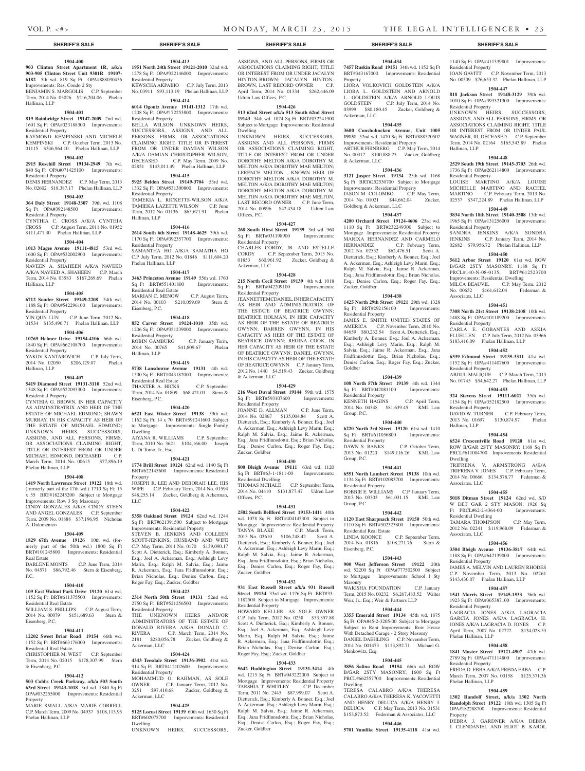**SHERIFF'S SALE**

**1504-400**

**903 Clinton Street Apartment 1R, a/k/a 903-905 Clinton Street Unit 9301R 19107-6182** 5th wd. 819 Sq Ft OPA#888030456 Improvements: Res. Condo 2 Sty
BENJAMIN S. MARGOLIS C.P. September Term, 2014 No. 03026 $216,204.06 Phelan Hallinan, LLP

**1504-401**

**819 Bainbridge Street 19147-2009** 2nd wd. 1601 Sq Ft OPA#023188300 Improvements: Residential Property
RAYMOND KEMPINSKI AND MICHELE KEMPINSKI C.P. October Term, 2013 No. 01115 $346,964.10 Phelan Hallinan, LLP

**1504-402**

**2915 Rosehill Street 19134-2949** 7th wd. 840 Sq Ft OPA#071425100 Improvements: Residential Property
DENIS HERNANDEZ C.P. May Term, 2013 No. 02602 $18,387.17 Phelan Hallinan, LLP

**1504-403**

**364 Daly Street 19148-3307** 39th wd. 1108 Sq Ft OPA#392148500 Improvements: Residential Property
CYNTHIA C. CROSS A/K/A CYNTHIA CROSS C.P. August Term, 2011 No. 01952 $111,471.30 Phelan Hallinan, LLP

**1504-404**

**1013 Magee Avenue 19111-4815** 53rd wd. 1600 Sq Ft OPA#532002900 Improvements: Residential Property
NAVEEN A. SHAHEEN A/K/A NAVEED A/K/A NAVEED A. SHAHEEN C.P. March Term, 2014 No. 03583 $167,269.69 Phelan Hallinan, LLP

**1504-405**

**6712 Souder Street 19149-2208** 54th wd. 1188 Sq Ft OPA#542296100 Improvements: Residential Property
YIN QUN LUN C.P. June Term, 2012 No. 01534 $135,490.71 Phelan Hallinan, LLP

**1504-406**

**10769 Helmer Drive 19154-4106** 66th wd. 1840 Sq Ft OPA#662108700 Improvements: Residential Property
YAKOV KANTAROVICH C.P. July Term, 2014 No. 02050 $206,129.07 Phelan Hallinan, LLP

**1504-407**

**5419 Diamond Street 19131-3110** 52nd wd. 1348 Sq Ft OPA#522093300 Improvements: Residential Property
CYNTHIA G. BROWN, IN HER CAPACITY AS ADMINSTRATRIX AND HEIR OF THE ESTATE OF MICHAEL EDMOND; SHAWN MURRAY, IN HIS CAPACITY AS HEIR OF THE ESTATE OF MICHAEL EDMOND; UNKNOWN HEIRS, SUCCESSORS, ASSIGNS, AND ALL PERSONS, FIRMS, OR ASSOCIATIONS CLAIMING RIGHT, TITLE OR INTEREST FROM OR UNDER MICHAEL EDMOND, DECEASED C.P. March Term, 2014 No. 00615 $77,896.19 Phelan Hallinan, LLP

**1504-408**

**1419 North Lawrence Street 19122** 18th wd. (formerly part of the 17th wd.) 1710 Sq Ft; 15 x 55 BRT#182245200 Subject to Mortgage Improvements: Row 3 Sty Masonary
CINDY GONZALES A/K/A CINDY STEEN AND ANGEL GONZALES C.P. September Term, 2009 No. 01888 $37,196.95 Nicholas A. Didomenico

**1504-409**

**1829 67th Avenue 19126** 10th wd. (formerly part of the 50th wd.) 1800 Sq Ft BRT#101245800 Improvements: Residential Real Estate
DARLENE MONTS C.P. June Term, 2014 No. 04571 $86,792.46 Stern & Eisenberg, P.C.

**1504-410**

**109 East Walnut Park Drive 19120** 61st wd. 1152 Sq Ft BRT#611375500 Improvements: Residential Real Estate
WILLIAM S. PHILLIPS C.P. August Term, 2014 No. 00079 $151,689.63 Stern & Eisenberg, P.C.

**1504-411**

**12202 Sweet Briar Road 19154** 66th wd. 1152 Sq Ft BRT#663176000 Improvements: Residential Real Estate
CHRISTOPHER M. WEST C.P. September Term, 2014 No. 02015 $178,307.99 Stern & Eisenberg, P.C.

**1504-412**

**503 Cobbs Creek Parkway, a/k/a 503 South 63rd Street 19143-1018** 3rd wd. 1840 Sq Ft OPA#032255000 Improvements: Residential Property
MARIE SMALL A/K/A MARIE CORRELL C.P. March Term, 2009 No. 04937 $108,113.95 Phelan Hallinan, LLP

**1504-413**

**1951 North 24th Street 19121-2010** 32nd wd. 1278 Sq Ft OPA#322146000 Improvements: Residential Property
KEWSCHA AKPABIO C.P. July Term, 2013 No. 03911 $93,113.19 Phelan Hallinan, LLP

**1504-414**

**6014 Ogontz Avenue 19141-1312** 17th wd. 1208 Sq Ft OPA#172253800 Improvements: Residential Property
BELLA WILSON; UNKNOWN HEIRS, SUCCESSORS, ASSIGNS, AND ALL PERSONS, FIRMS, OR ASSOCIATIONS CLAIMING RIGHT, TITLE OR INTEREST FROM OR UNDER DAMIAN WILSON A/K/A DAMIAN CHRISTOPHER WILSON, DECEASED C.P. May Term, 2009 No. 02851 $143,011.49 Phelan Hallinan, LLP

**1504-415**

**5925 Belden Street 19149-3704** 53rd wd. 1332 Sq Ft OPA#531300800 Improvements: Residential Property
TAMEKIA L. RICKETTS-WILSON A/K/A TAMIEKA LAZETTE WILSON C.P. June Term, 2012 No. 01136 $65,671.91 Phelan Hallinan, LLP

**1504-416**

**2614 South 6th Street 19148-4625** 39th wd. 1170 Sq Ft OPA#392357700 Improvements: Residential Property
SAMANTHA HO A/K/A SAMATHA HO C.P. July Term, 2012 No. 01846 $111,604.20 Phelan Hallinan, LLP

**1504-417**

**3463 Princeton Avenue 19149** 55th wd. 1760 Sq Ft BRT#551401800 Improvements: Residential Real Estate
MARIAN C. MENOW C.P. August Term, 2014 No. 00103 $210,059.69 Stern & Eisenberg, P.C.

**1504-418**

**852 Carver Street 19124-1010** 35th wd. 1206 Sq Ft OPA#351239000 Improvements: Residential Property
ROBIN GAMBURG C.P. January Term, 2014 No. 00765 $41,809.67 Phelan Hallinan, LLP

**1504-419**

**5738 Lansdowne Avenue 19131** 4th wd. 1500 Sq Ft BRT#043182000 Improvements: Residential Real Estate
THAXTER A. HICKS C.P. September Term, 2014 No. 01809 $68,421.01 Stern & Eisenberg, P.C.

**1504-420**

**6521 East Wister Street 19138** 59th wd. 1162 Sq Ft; 14 x 70 BRT#591241600 Subject to Mortgage Improvements: Single Family Dwelling
AIYANA R. WILLIAMS C.P. September Term, 2010 No. 3621 $104,166.00 Joseph L. Di Tomo, Jr., Esq.

**1504-421**

**1774 Brill Street 19124** 62nd wd. 1140 Sq Ft BRT#622145600 Improvements: Residential Property
JOSEPH R. LEE AND DEBORAH LEE, HIS WIFE C.P. February Term, 2014 No. 01594 $48,255.14 Zucker, Goldberg & Ackerman, LLC

**1504-422**

**5358 Oakland Street 19124** 62nd wd. 1244 Sq Ft BRT#621391500 Subject to Mortgage Improvements: Residential Property
STEVEN B. JENKINS AND COLLEEN SCOTT-JENKINS, HUSBAND AND WIFE C.P. May Term, 2011 No. 0170 $139,090.17 Scott A. Dietterick, Esq.; Kimberly A. Bonner, Esq.; Joel A. Ackerman, Esq.; Ashleigh Levy Marin, Esq.; Ralph M. Salvia, Esq.; Jaime R. Ackerman, Esq.; Jana Fridfinnsdottir, Esq.; Brian Nicholas, Esq.; Denise Carlon, Esq.; Roger Fay, Esq.; Zucker, Goldber

**1504-423**

**2314 North 50th Street 19131** 52nd wd. 2750 Sq Ft BRT#521256500 Improvements: Residential Property
THE UNKNOWN HEIRS AND/OR ADMINISTRATORS OF THE ESTATE OF DONALD RIVERA A/K/A DONALD C. RIVERA C.P. March Term, 2014 No. 2181 $280,056.78 Zucker, Goldberg & Ackerman, LLC

**1504-424**

**4343 Teesdale Street 19136-3902** 41st wd. 914 Sq Ft BRT#412102600 Improvements: Residential Property
MOHAMMUD O. RAHMAN, AS SOLE OWNER C.P. January Term, 2012 No. 3251 $97,410.68 Zucker, Goldberg & Ackerman, LLC

**1504-425**

**5125 Locust Street 19139** 60th wd. 1650 Sq Ft BRT#602075700 Improvements: Residential Dwelling
UNKNOWN HEIRS, SUCCESSORS, ASSIGNS, AND ALL PERSONS, FIRMS OR ASSOCIATIONS CLAIMING RIGHT, TITLE OR INTEREST FROM OR UNDER JACALYN HINTON-BROWN; JACALYN HINTON-BROWN, LAST RECORD OWNER C.P. April Term, 2014 No. 01334 $262,446.09 Udren Law Offices, P.C.

**1504-426**

**513 62nd Street a/k/a 513 South 62nd Street 19143** 34th wd. 1074 Sq Ft BRT#032241900 Subject to Mortgage Improvements: Residential Dwelling
UNKNOWN HEIRS, SUCCESSORS, ASSIGNS AND ALL PERSONS, FIRMS OR ASSOCIATIONS CLAIMING RIGHT, TITLE OR INTEREST FROM OR UNDER DOROTHY MELTON A/K/A DOROTHY M. MELTON A/K/A DOROTHY MAE MELTON; LERENCE MELTON , KNOWN HEIR OF DOROTHY MELTON A/K/A DOROTHY M. MELTON A/K/A DOROTHY MAE MELTON; DOROTHY MELTON A/K/A DOROTHY M. MELTON A/K/A DOROTHY MAE MELTON, LAST RECORD OWNER C.P. June Term, 2014 No. 00996 $42,434.18 Udren Law Offices, P.C.

**1504-427**

**268 South Hirst Street 19139** 3rd wd. 960 Sq Ft BRT#031198900 Improvements: Residential Property
CHARLES CORDY, JR. AND ESTELLE CORDY C.P. September Term, 2013 No. 01853 $60,961.92 Zucker, Goldberg & Ackerman, LLC

**1504-428**

**215 North Cecil Street 19139** 4th wd. 1018 Sq Ft BRT#042209100 Improvements: Residential Property
JEANNETTEMCDANIEL, IN HER CAPACITY AS HEIR AND ADMINISTRATRIX OF THE ESTATE OF BEATRICE GWYNN; BEATRICE HOLMAN, IN HER CAPACITY AS HEIR OF THE ESTATE OF BEATRICE GWYNN; DARREN GWYNN, IN HIS CAPACITY AS HEIR OF THE ESTATE OF BEATRICE GWYNN; REGINA COOK, IN HER CAPACITY AS HEIR OF THE ESTATE OF BEATRICE GWYNN; DANIEL GWYNN, IN HIS CAPACITY AS HEIR OF THE ESTATE OF BEATRICE GWYNN C.P. January Term, 2012 No. 1440 $4,519.43 Zucker, Goldberg & Ackerman, LLC

**1504-429**

**216 West Duval Street 19144** 59th wd. 1575 Sq Ft BRT#593107600 Improvements: Residential Property
JOANNE D. ALLMAN C.P. June Term, 2014 No. 02867 $135,004.84 Scott A. Dietterick, Esq.; Kimberly A. Bonner, Esq.; Joel A. Ackerman, Esq.; Ashleigh Levy Marin, Esq.; Ralph M. Salvia, Esq.; Jaime R. Ackerman, Esq.; Jana Fridfinnsdottir, Esq.; Brian Nicholas, Esq.; Denise Carlon, Esq.; Roger Fay, Esq.; Zucker, Goldber

**1504-430**

**800 Bleigh Avenue 19111** 63rd wd. 1120 Sq Ft BRT#63-1-1811-00 Improvements: Residential Dwelling
THOMAS MCHALE C.P. September Term, 2014 No. 04410 $131,877.47 Udren Law Offices, P.C.

**1504-431**

**2502 South Bellford Street 19153-1411** 40th wd. 1078 Sq Ft BRT#404145300 Subject to Mortgage Improvements: Residential Property
TANYA BLAKE C.P. March Term, 2013 No. 03610 $106,248.42 Scott A. Dietterick, Esq.; Kimberly A. Bonner, Esq.; Joel A. Ackerman, Esq.; Ashleigh Levy Marin, Esq.; Ralph M. Salvia, Esq.; Jaime R. Ackerman, Esq.; Jana Fridfinnsdottir, Esq.; Brian Nicholas, Esq.; Denise Carlon, Esq.; Roger Fay, Esq.; Zucker, Goldber

**1504-432**

**931 East Russell Street a/k/a 931 Russell Street 19134** 33rd wd. 1176 Sq Ft BRT#33-1182500 Subject to Mortgage Improvements: Residential Property
HOWARD KELLER, AS SOLE OWNER C.P. July Term, 2012 No. 0258 $53,357.88 Scott A. Dietterick, Esq.; Kimberly A. Bonner, Esq.; Joel A. Ackerman, Esq.; Ashleigh Levy Marin, Esq.; Ralph M. Salvia, Esq.; Jaime R. Ackerman, Esq.; Jana Fridfinnsdottir, Esq.; Brian Nicholas, Esq.; Denise Carlon, Esq.; Roger Fay, Esq.; Zucker, Goldber

**1504-433**

**5642 Haddington Street 19131-3414** 4th wd. 1215 Sq Ft BRT#043222000 Subject to Mortgage Improvements: Residential Property
TARSHIA T. WHITLEY C.P. December Term, 2011 No. 2445 $87,999.07 Scott A. Dietterick, Esq.; Kimberly A. Bonner, Esq.; Joel A. Ackerman, Esq.; Ashleigh Levy Marin, Esq.; Ralph M. Salvia, Esq.; Jaime R. Ackerman, Esq.; Jana Fridfinnsdottir, Esq.; Brian Nicholas, Esq.; Denise Carlon, Esq.; Roger Fay, Esq.; Zucker, Goldber

**1504-434**

**7457 Ruskin Road 19151** 34th wd. 1152 Sq Ft BRT#343167000 Improvements: Residential Property
LIORA VOLKOVICH GOLDSTEIN A/K/A LIORA L. GOLDSTEIN AND ARNOLD L. GOLDSTEIN A/K/A ARNOLD LOUIS GOLDSTEIN C.P. July Term, 2014 No. 03999 $80,180.45 Zucker, Goldberg & Ackerman, LLC

**1504-435**

**3600 Conshohocken Avenue, Unit 1005 19131** 52nd wd. 1470 Sq Ft BRT#888520507 Improvements: Residential Property
ARTHUR FEINBERG C.P. May Term, 2014 No. 00312 $100,888.25 Zucker, Goldberg & Ackerman, LLC

**1504-436**

**3121 Jasper Street 19134** 25th wd. 1168 Sq Ft BRT#252530700 Subject to Mortgage Improvements: Residential Property
JASON M. COLOMBO C.P. May Term, 2014 No. 01021 $44,662.04 Zucker, Goldberg & Ackerman, LLC

**1504-437**

**4200 Orchard Street 19124-4606** 23rd wd. 1110 Sq Ft BRT#232249300 Subject to Mortgage Improvements: Residential Property
MARIXA HERNANDEZ AND CARMELO HERNANDEZ C.P. February Term, 2012 No. 02532 $62,476.51 Scott A. Dietterick, Esq.; Kimberly A. Bonner, Esq.; Joel A. Ackerman, Esq.; Ashleigh Levy Marin, Esq.; Ralph M. Salvia, Esq.; Jaime R. Ackerman, Esq.; Jana Fridfinnsdottir, Esq.; Brian Nicholas, Esq.; Denise Carlon, Esq.; Roger Fay, Esq.; Zucker, Goldber

**1504-438**

**1425 North 29th Street 19121** 29th wd. 1328 Sq Ft BRT#292156100 Improvements: Residential Property
JAMES E. SMITH; UNITED STATES OF AMERICA C.P. November Term, 2010 No. 04659 $80,232.54 Scott A. Dietterick, Esq.; Kimberly A. Bonner, Esq.; Joel A. Ackerman, Esq.; Ashleigh Levy Marin, Esq.; Ralph M. Salvia, Esq.; Jaime R. Ackerman, Esq.; Jana Fridfinnsdottir, Esq.; Brian Nicholas, Esq.; Denise Carlon, Esq.; Roger Fay, Esq.; Zucker, Goldber

**1504-439**

**108 North 57th Street 19139** 4th wd. 1344 Sq Ft BRT#042081100 Improvements: Residential Property
KENNETH HAGINS C.P. April Term, 2014 No. 04348 $81,639.45 KML Law Group, P.C.

**1504-440**

**6220 North 3rd Street 19120** 61st wd. 1410 Sq Ft BRT#611056800 Improvements: Residential Property
DAWN S. BANKS C.P. October Term, 2013 No. 01220 $149,116.26 KML Law Group, P.C.

**1504-441**

**6551 North Lambert Street 19138** 10th wd. 1134 Sq Ft BRT#102083700 Improvements: Residential Property
BOBBIE E. WILLIAMS C.P. January Term, 2013 No. 03303 $61,031.15 KML Law Group, P.C.

**1504-442**

**1120 East Sharpnack Street 19150** 50th wd. 1110 Sq Ft BRT#502323800 Improvements: Residential Real Estate
LINDA KOONCE C.P. September Term, 2014 No. 01816 $108,271.76 Stern & Eisenberg, P.C.

**1504-443**

**900 West Jefferson Street 19122** 20th wd. 52200 Sq Ft OPA#777502500 Subject to Mortgage Improvements: School 1 Sty Masonry
WAKISHA FOUNDATION C.P. January Term, 2015 No. 00232 $6,267,483.52 Walter Weir, Jr., Esq.; Weir & Partners LLP

**1504-444**

**3355 Emerald Street 19134** 45th wd. 1875 Sq Ft OPA#45-2-3205-00 Subject to Mortgage Subject to Rent Improvements: Row House With Detached Garage - 2 Story Masonry
DANIEL DAEHLING C.P. November Term, 2014 No. 001473 $113,892.71 Michael G. Menkowitz, Esq.

**1504-445**

**3856 Salina Road 19154** 66th wd. ROW B/GAR 2STY MASONRY; 1600 Sq Ft PRCL#662557700 Improvements: Residential Dwelling
TERESA CALABRO A/K/A THERESA CALABRO A/K/A THERESA K. YACOVETTI AND HENRY DELUCA A/K/A HENRY J. DELUCA C.P. May Term, 2013 No. 01531 $153,873.52 Federman & Associates, LLC

**1504-446**

**5701 Vandike Street 19135-4118** 41st wd. 1140 Sq Ft OPA#411339801 Improvements: Residential Property
JOAN GAVITT C.P. November Term, 2013 No. 00509 $76,653.32 Phelan Hallinan, LLP

**1504-447**

**818 Jackson Street 19148-3129** 39th wd. 1010 Sq Ft OPA#393321300 Improvements: Residential Property
UNKNOWN HEIRS, SUCCESSORS, ASSIGNS, AND ALL PERSONS, FIRMS, OR ASSOCIATIONS CLAIMING RIGHT, TITLE OR INTEREST FROM OR UNDER PAUL WAGNER, III, DECEASED C.P. September Term, 2014 No. 02164 $165,543.89 Phelan Hallinan, LLP

**1504-448**

**2529 South 19th Street 19145-3703** 26th wd. 1736 Sq Ft OPA#262114800 Improvements: Residential Property
LOUISE MARTINO A/K/A LOUISE MICHELLE MARTINO AND RACHEL MARTINO C.P. February Term, 2013 No. 02537 $347,224.89 Phelan Hallinan, LLP

**1504-449**

**3834 North 18th Street 19140-3508** 13th wd. 1965 Sq Ft OPA#131256000 Improvements: Residential Property
SANDRA JENKINS A/K/A SONDRA JENKINS C.P. January Term, 2014 No. 02682 $79,956.72 Phelan Hallinan, LLP

**1504-450**

**5612 Arbor Street 19120** 61st wd. ROW B/GAR 2STY MASONRY; 1188 Sq Ft PRCL#140-N-08-0135; BRT#612523700 Improvements: Residential Dwelling
MILCA BEAUVIL C.P. May Term, 2012 No. 00652 $161,612.04 Federman & Associates, LLC

**1504-451**

**7308 North 21st Street 19138-2108** 10th wd. 1488 Sq Ft OPA#101189200 Improvements: Residential Property
CARLA E. GOBANTES AND ASKIA FLUELLEN C.P. July Term, 2012 No. 03966 $183,416.09 Phelan Hallinan, LLP

**1504-452**

**6339 Edmund Street 19135-3311** 41st wd. 1152 Sq Ft OPA#411407600 Improvements: Residential Property
ABDUL MALIQUE C.P. March Term, 2013 No. 01745 $54,642.27 Phelan Hallinan, LLP

**1504-453**

**324 Stevens Street 19111-6021** 35th wd. 1154 Sq Ft OPA#352182500 Improvements: Residential Property
DAVID W. TURNER C.P. February Term, 2013 No. 01697 $130,874.97 Phelan Hallinan, LLP

**1504-454**

**6524 Crescentville Road 19120** 61st wd. ROW B/GAR 2STY MASONRY; 1168 Sq Ft PRCL#611004700 Improvements: Residential Dwelling
TRIFRENA V. ARMSTRONG A/K/A TRIFRENA V. JONES C.P. February Term, 2014 No. 00666 $134,578.77 Federman & Associates, LLC

**1504-455**

**5018 Ditman Street 19124** 62nd wd. S/D W DET GAR 2 STY MASON; 1926 Sq Ft PRCL#62-2-4364-00 Improvements: Residential Dwelling
TAMARA THOMPSON C.P. May Term, 2012 No. 02241 $119,968.09 Federman & Associates, LLC

**1504-456**

**3304 Bleigh Avenue 19136-3817** 64th wd. 1188 Sq Ft OPA#642139000 Improvements: Residential Property
JAMES A. MELVIN AND LAUREN RHODES C.P. November Term, 2013 No. 02261 $143,436.07 Phelan Hallinan, LLP

**1504-457**

**1541 Morris Street 19145-1533** 36th wd. 1923 Sq Ft OPA#365387100 Improvements: Residential Property
LAGRACIA JONES A/K/A LAGRACIA GARCIA JONES A/K/A LAGRACIA H. JONES A/K/A LAGRACIA D. JONES C.P. April Term, 2007 No. 02722 $134,028.53 Phelan Hallinan, LLP

**1504-458**

**1841 Master Street 19121-4907** 47th wd. 2789 Sq Ft OPA#471114800 Improvements: Residential Property
FREDA D. EBBA A/K/A FREDA EBBA C.P. March Term, 2007 No. 00158 $125,371.36 Phelan Hallinan, LLP

**1504-459**

**1302 Randolf Street, a/k/a 1302 North Randolph Street 19122** 18th wd. 1305 Sq Ft OPA#182288700 Improvements: Residential Property
DEBRA J. GARDNER A/K/A DEBRA J. CLENDANIEL AND ELIOT B. KAROL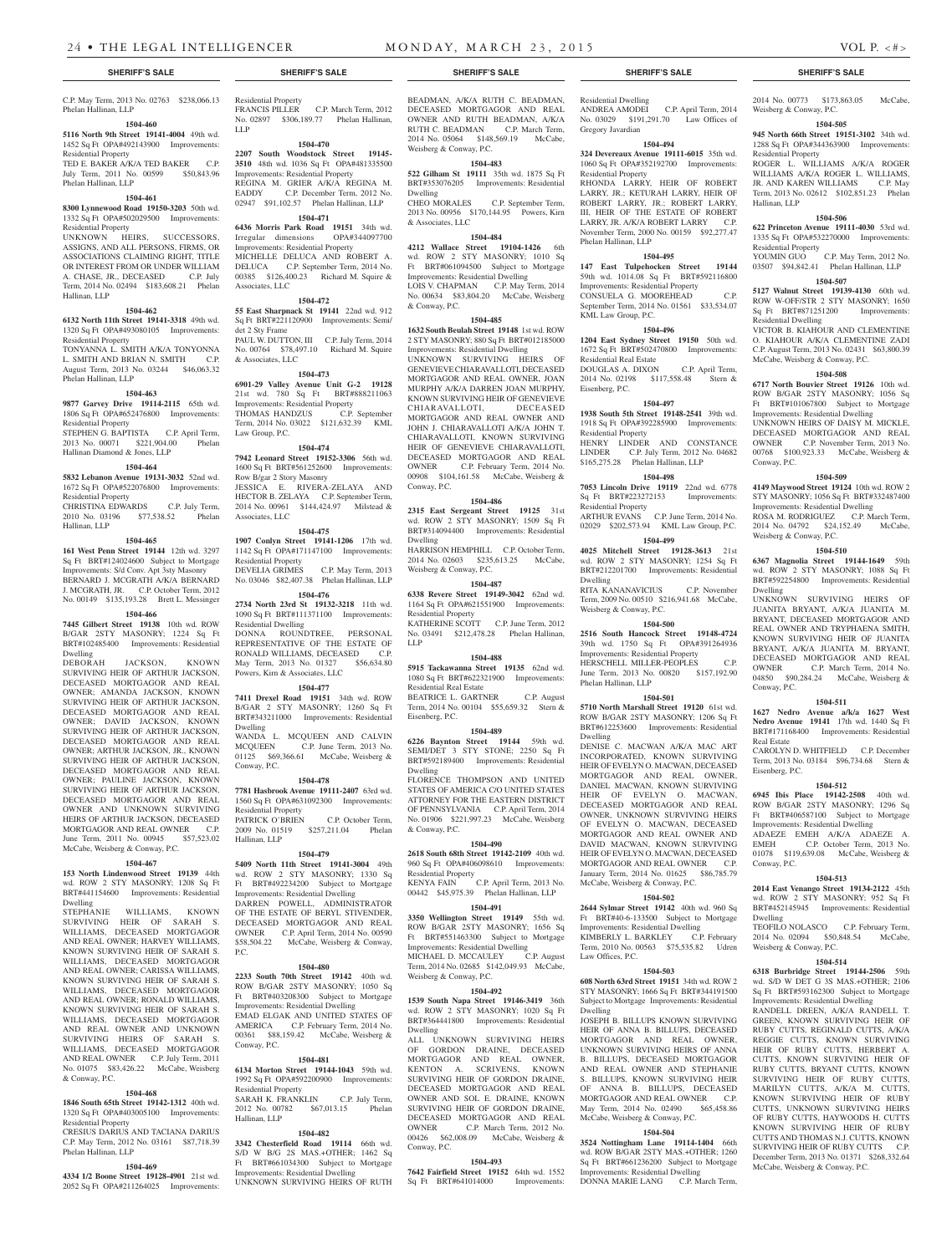C.P. May Term, 2013 No. 02763 $238,066.13 Phelan Hallinan, LLP

**1504-460**

**5116 North 9th Street 19141-4004** 49th wd. 1452 Sq Ft OPA#492143900 Improvements: Residential Property

TED E. BAKER A/K/A TED BAKER C.P. July Term, 2011 No. 00599 $50,843.96 Phelan Hallinan, LLP

**1504-461**

**8300 Lynnewood Road 19150-3203** 50th wd. 1332 Sq Ft OPA#502029500 Improvements: Residential Property

UNKNOWN HEIRS, SUCCESSORS, ASSIGNS, AND ALL PERSONS, FIRMS, OR ASSOCIATIONS CLAIMING RIGHT, TITLE OR INTEREST FROM OR UNDER WILLIAM A. CHASE, JR., DECEASED C.P. July Term, 2014 No. 02494 $183,608.21 Phelan Hallinan, LLP

**1504-462**

**6132 North 11th Street 19141-3318** 49th wd. 1320 Sq Ft OPA#493080105 Improvements: Residential Property

TONYANNA L. SMITH A/K/A TONYONNA L. SMITH AND BRIAN N. SMITH C.P. August Term, 2013 No. 03244 $46,063.32 Phelan Hallinan, LLP

**1504-463**

**9877 Garvey Drive 19114-2115** 65th wd. 1806 Sq Ft OPA#652476800 Improvements: Residential Property

STEPHEN G. BAPTISTA C.P. April Term, 2013 No. 00071 $221,904.00 Phelan Hallinan Diamond & Jones, LLP

**1504-464**

**5832 Lebanon Avenue 19131-3032** 52nd wd. 1672 Sq Ft OPA#522076800 Improvements: Residential Property

CHRISTINA EDWARDS C.P. July Term, 2010 No. 03196 $77,538.52 Phelan Hallinan, LLP

**1504-465**

**161 West Penn Street 19144** 12th wd. 3297 Sq Ft BRT#124024600 Subject to Mortgage Improvements: S/d Conv. Apt 3sty Masonry

BERNARD J. MCGRATH A/K/A BERNARD J. MCGRATH, JR. C.P. October Term, 2012 No. 00149 $135,193.28 Brett L. Messinger

**1504-466**

**7445 Gilbert Street 19138** 10th wd. ROW B/GAR 2STY MASONRY; 1224 Sq Ft BRT#102485400 Improvements: Residential Dwelling

DEBORAH JACKSON, KNOWN SURVIVING HEIR OF ARTHUR JACKSON, DECEASED MORTGAGOR AND REAL OWNER; AMANDA JACKSON, KNOWN SURVIVING HEIR OF ARTHUR JACKSON, DECEASED MORTGAGOR AND REAL OWNER; DAVID JACKSON, KNOWN SURVIVING HEIR OF ARTHUR JACKSON, DECEASED MORTGAGOR AND REAL OWNER; ARTHUR JACKSON, JR., KNOWN SURVIVING HEIR OF ARTHUR JACKSON, DECEASED MORTGAGOR AND REAL OWNER; PAULINE JACKSON, KNOWN SURVIVING HEIR OF ARTHUR JACKSON, DECEASED MORTGAGOR AND REAL OWNER AND UNKNOWN SURVIVING HEIRS OF ARTHUR JACKSON, DECEASED MORTGAGOR AND REAL OWNER C.P. June Term, 2011 No. 00945 $57,523.02 McCabe, Weisberg & Conway, P.C.

**1504-467**

**153 North Lindenwood Street 19139** 44th wd. ROW 2 STY MASONRY; 1208 Sq Ft BRT#441154600 Improvements: Residential Dwelling

STEPHANIE WILLIAMS, KNOWN SURVIVING HEIR OF SARAH S. WILLIAMS, DECEASED MORTGAGOR AND REAL OWNER; HARVEY WILLIAMS, KNOWN SURVIVING HEIR OF SARAH S. WILLIAMS, DECEASED MORTGAGOR AND REAL OWNER; CARISSA WILLIAMS, KNOWN SURVIVING HEIR OF SARAH S. WILLIAMS, DECEASED MORTGAGOR AND REAL OWNER; RONALD WILLIAMS, KNOWN SURVIVING HEIR OF SARAH S. WILLIAMS, DECEASED MORTGAGOR AND REAL OWNER AND UNKNOWN SURVIVING HEIRS OF SARAH S. WILLIAMS, DECEASED MORTGAGOR AND REAL OWNER C.P. July Term, 2011 No. 01075 $83,426.22 McCabe, Weisberg & Conway, P.C.

**1504-468**

**1846 South 65th Street 19142-1312** 40th wd. 1320 Sq Ft OPA#403005100 Improvements: Residential Property

CRESIUS DARIUS AND TACIANA DARIUS C.P. May Term, 2012 No. 03161 $87,718.39 Phelan Hallinan, LLP

**1504-469**

**4334 1/2 Boone Street 19128-4901** 21st wd. 2052 Sq Ft OPA#211264025 Improvements: Residential Property

FRANCIS PILLER C.P. March Term, 2012 No. 02897 $306,189.77 Phelan Hallinan, LLP

**1504-470**

**2207 South Woodstock Street 19145-3510** 48th wd. 1036 Sq Ft OPA#481335500 Improvements: Residential Property

REGINA M. GRIER A/K/A REGINA M. EADDY C.P. December Term, 2012 No. 02947 $91,102.57 Phelan Hallinan, LLP

**1504-471**

**6436 Morris Park Road 19151** 34th wd. Irregular dimensions OPA#344097700 Improvements: Residential Property

MICHELLE DELUCA AND ROBERT A. DELUCA C.P. September Term, 2014 No. 00385 $126,400.23 Richard M. Squire & Associates, LLC

**1504-472**

**55 East Sharpnack St 19141** 22nd wd. 912 Sq Ft BRT#221120900 Improvements: Semi/det 2 Sty Frame

PAUL W. DUTTON, III C.P. July Term, 2014 No. 00764 $78,497.10 Richard M. Squire & Associates, LLC

**1504-473**

**6901-29 Valley Avenue Unit G-2 19128** 21st wd. 780 Sq Ft BRT#888211063 Improvements: Residential Property

THOMAS HANDZUS C.P. September Term, 2014 No. 03022 $121,632.39 KML Law Group, P.C.

**1504-474**

**7942 Leonard Street 19152-3306** 56th wd. 1600 Sq Ft BRT#561252600 Improvements: Row B/gar 2 Story Masonry

JESSICA E. RIVERA-ZELAYA AND HECTOR B. ZELAYA C.P. September Term, 2014 No. 00961 $144,424.97 Milstead & Associates, LLC

**1504-475**

**1907 Conlyn Street 19141-1206** 17th wd. 1142 Sq Ft OPA#171147100 Improvements: Residential Property

DEVELIA GRIMES C.P. May Term, 2013 No. 03046 $82,407.38 Phelan Hallinan, LLP

**1504-476**

**2734 North 23rd St 19132-3218** 11th wd. 1090 Sq Ft BRT#111371100 Improvements: Residential Dwelling

DONNA ROUNDTREE, PERSONAL REPRESENTATIVE OF THE ESTATE OF RONALD WILLIAMS, DECEASED C.P. May Term, 2013 No. 01327 $56,634.80 Powers, Kirn & Associates, LLC

**1504-477**

**7411 Drexel Road 19151** 34th wd. ROW B/GAR 2 STY MASONRY; 1260 Sq Ft BRT#343211000 Improvements: Residential Dwelling

WANDA L. MCQUEEN AND CALVIN MCQUEEN C.P. June Term, 2013 No. 01125 $69,366.61 McCabe, Weisberg & Conway, P.C.

**1504-478**

**7781 Hasbrook Avenue 19111-2407** 63rd wd. 1560 Sq Ft OPA#631092300 Improvements: Residential Property

PATRICK O'BRIEN C.P. October Term, 2009 No. 01519 $257,211.04 Phelan Hallinan, LLP

**1504-479**

**5409 North 11th Street 19141-3004** 49th wd. ROW 2 STY MASONRY; 1330 Sq Ft BRT#492234200 Subject to Mortgage Improvements: Residential Dwelling

DARREN POWELL, ADMINISTRATOR OF THE ESTATE OF BERYL STIVENDER, DECEASED MORTGAGOR AND REAL OWNER C.P. April Term, 2014 No. 00590 $58,504.22 McCabe, Weisberg & Conway, P.C.

**1504-480**

**2233 South 70th Street 19142** 40th wd. ROW B/GAR 2STY MASONRY; 1050 Sq Ft BRT#403208300 Subject to Mortgage Improvements: Residential Dwelling

EMAD ELGAK AND UNITED STATES OF AMERICA C.P. February Term, 2014 No. 00361 $88,159.42 McCabe, Weisberg & Conway, P.C.

**1504-481**

**6134 Morton Street 19144-1043** 59th wd. 1992 Sq Ft OPA#592200900 Improvements: Residential Property

SARAH K. FRANKLIN C.P. July Term, 2012 No. 00782 $67,013.15 Phelan Hallinan, LLP

**1504-482**

**3342 Chesterfield Road 19114** 66th wd. S/D W B/G 2S MAS.+OTHER; 1462 Sq Ft BRT#661034300 Subject to Mortgage Improvements: Residential Dwelling

UNKNOWN SURVIVING HEIRS OF RUTH BEADMAN, A/K/A RUTH C. BEADMAN, DECEASED MORTGAGOR AND REAL OWNER AND RUTH BEADMAN, A/K/A RUTH C. BEADMAN C.P. March Term, 2014 No. 05064 $148,569.19 McCabe, Weisberg & Conway, P.C.

**1504-483**

**522 Gilham St 19111** 35th wd. 1875 Sq Ft BRT#353076205 Improvements: Residential Dwelling

CHEO MORALES C.P. September Term, 2013 No. 00956 $170,144.95 Powers, Kirn & Associates, LLC

**1504-484**

**4212 Wallace Street 19104-1426** 6th wd. ROW 2 STY MASONRY; 1010 Sq Ft BRT#061094500 Subject to Mortgage Improvements: Residential Dwelling

LOIS V. CHAPMAN C.P. May Term, 2014 No. 00634 $83,804.20 McCabe, Weisberg & Conway, P.C.

**1504-485**

**1632 South Beulah Street 19148** 1st wd. ROW 2 STY MASONRY; 880 Sq Ft BRT#012185000 Improvements: Residential Dwelling

UNKNOWN SURVIVING HEIRS OF GENEVIEVE CHIARAVALLOTI, DECEASED MORTGAGOR AND REAL OWNER, JOAN MURPHY A/K/A DARREN JOAN MURPHY, KNOWN SURVIVING HEIR OF GENEVIEVE CHIARAVALLOTI, DECEASED MORTGAGOR AND REAL OWNER AND JOHN J. CHIARAVALLOTI A/K/A JOHN T. CHIARAVALLOTI, KNOWN SURVIVING HEIR OF GENEVIEVE CHIARAVALLOTI, DECEASED MORTGAGOR AND REAL OWNER C.P. February Term, 2014 No. 00908 $104,161.58 McCabe, Weisberg & Conway, P.C.

**1504-486**

**2315 East Sergeant Street 19125** 31st wd. ROW 2 STY MASONRY; 1509 Sq Ft BRT#314094400 Improvements: Residential Dwelling

HARRISON HEMPHILL C.P. October Term, 2014 No. 02603 $235,613.25 McCabe, Weisberg & Conway, P.C.

**1504-487**

**6338 Revere Street 19149-3042** 62nd wd. 1164 Sq Ft OPA#621551900 Improvements: Residential Property

KATHERINE SCOTT C.P. June Term, 2012 No. 03491 $212,478.28 Phelan Hallinan, LLP

**1504-488**

**5915 Tackawanna Street 19135** 62nd wd. 1080 Sq Ft BRT#622321900 Improvements: Residential Real Estate

BEATRICE L. GARTNER C.P. August Term, 2014 No. 00104 $55,659.32 Stern & Eisenberg, P.C.

**1504-489**

**6226 Baynton Street 19144** 59th wd. SEMI/DET 3 STY STONE; 2250 Sq Ft BRT#592189400 Improvements: Residential Dwelling

FLORENCE THOMPSON AND UNITED STATES OF AMERICA C/O UNITED STATES ATTORNEY FOR THE EASTERN DISTRICT OF PENNSYLVANIA C.P. April Term, 2014 No. 01906 $221,997.23 McCabe, Weisberg & Conway, P.C.

**1504-490**

**2618 South 68th Street 19142-2109** 40th wd. 960 Sq Ft OPA#406098610 Improvements: Residential Property

KENYA FAIN C.P. April Term, 2013 No. 00442 $45,975.39 Phelan Hallinan, LLP

**1504-491**

**3350 Wellington Street 19149** 55th wd. ROW B/GAR 2STY MASONRY; 1656 Sq Ft BRT#551463300 Subject to Mortgage Improvements: Residential Dwelling

MICHAEL D. MCCAULEY C.P. August Term, 2014 No. 02685 $142,049.93 McCabe, Weisberg & Conway, P.C.

**1504-492**

**1539 South Napa Street 19146-3419** 36th wd. ROW 2 STY MASONRY; 1020 Sq Ft BRT#364441800 Improvements: Residential Dwelling

ALL UNKNOWN SURVIVING HEIRS OF GORDON DRAINE, DECEASED MORTGAGOR AND REAL OWNER, KENTON A. SCRIVENS, KNOWN SURVIVING HEIR OF GORDON DRAINE, DECEASED MORTGAGOR AND REAL OWNER AND SOL E. DRAINE, KNOWN SURVIVING HEIR OF GORDON DRAINE, DECEASED MORTGAGOR AND REAL OWNER C.P. March Term, 2012 No. 00426 $62,008.09 McCabe, Weisberg & Conway, P.C.

**1504-493**

**7642 Fairfield Street 19152** 64th wd. 1552 Sq Ft BRT#641014000 Improvements: Residential Dwelling

ANDREA AMODEI C.P. April Term, 2014 No. 03029 $191,291.70 Law Offices of Gregory Javardian

**1504-494**

**324 Devereaux Avenue 19111-6015** 35th wd. 1060 Sq Ft OPA#352192700 Improvements: Residential Property

RHONDA LARRY, HEIR OF ROBERT LARRY, JR.; KETURAH LARRY, HEIR OF ROBERT LARRY, JR.; ROBERT LARRY, III, HEIR OF THE ESTATE OF ROBERT LARRY, JR. A/K/A ROBERT LARRY C.P. November Term, 2000 No. 00159 $92,277.47 Phelan Hallinan, LLP

**1504-495**

**147 East Tulpehocken Street 19144** 59th wd. 1014.08 Sq Ft BRT#592116800 Improvements: Residential Property

CONSUELA G. MOOREHEAD C.P. September Term, 2014 No. 01561 $33,534.07 KML Law Group, P.C.

**1504-496**

**1204 East Sydney Street 19150** 50th wd. 1672 Sq Ft BRT#502470800 Improvements: Residential Real Estate

DOUGLAS A. DIXON C.P. April Term, 2014 No. 02198 $117,558.48 Stern & Eisenberg, P.C.

**1504-497**

**1938 South 5th Street 19148-2541** 39th wd. 1918 Sq Ft OPA#392285900 Improvements: Residential Property

HENRY LINDER AND CONSTANCE LINDER C.P. July Term, 2012 No. 04682 $165,275.28 Phelan Hallinan, LLP

**1504-498**

**7053 Lincoln Drive 19119** 22nd wd. 6778 Sq Ft BRT#223272153 Improvements: Residential Property

ARTHUR EVANS C.P. June Term, 2014 No. 02029 $202,573.94 KML Law Group, P.C.

**1504-499**

**4025 Mitchell Street 19128-3613** 21st wd. ROW 2 STY MASONRY; 1254 Sq Ft BRT#212201700 Improvements: Residential Dwelling

RITA KANANAVICIUS C.P. November Term, 2009 No. 00510 $216,941.68 McCabe, Weisberg & Conway, P.C.

**1504-500**

**2516 South Hancock Street 19148-4724** 39th wd. 1750 Sq Ft OPA#391264936 Improvements: Residential Property

HERSCHELL MILLER-PEOPLES C.P. June Term, 2013 No. 00820 $157,192.90 Phelan Hallinan, LLP

**1504-501**

**5710 North Marshall Street 19120** 61st wd. ROW B/GAR 2STY MASONRY; 1206 Sq Ft BRT#612253600 Improvements: Residential Dwelling

DENISE C. MACWAN A/K/A MAC ART INCORPORATED, KNOWN SURVIVING HEIR OF EVELYN O. MACWAN, DECEASED MORTGAGOR AND REAL OWNER, DANIEL MACWAN, KNOWN SURVIVING HEIR OF EVELYN O. MACWAN, DECEASED MORTGAGOR AND REAL OWNER, UNKNOWN SURVIVING HEIRS OF EVELYN O. MACWAN, DECEASED MORTGAGOR AND REAL OWNER AND DAVID MACWAN, KNOWN SURVIVING HEIR OF EVELYN O. MACWAN, DECEASED MORTGAGOR AND REAL OWNER C.P. January Term, 2014 No. 01625 $86,785.79 McCabe, Weisberg & Conway, P.C.

**1504-502**

**2644 Sylmar Street 19142** 40th wd. 960 Sq Ft BRT#40-6-133500 Subject to Mortgage Improvements: Residential Dwelling

KIMBERLY L. BARKLEY C.P. February Term, 2010 No. 00563 $75,535.82 Udren Law Offices, P.C.

**1504-503**

**608 North 63rd Street 19151** 34th wd. ROW 2 STY MASONRY; 1666 Sq Ft BRT#344191500 Subject to Mortgage Improvements: Residential Dwelling

JOSEPH B. BILLUPS KNOWN SURVIVING HEIR OF ANNA B. BILLUPS, DECEASED MORTGAGOR AND REAL OWNER, UNKNOWN SURVIVING HEIRS OF ANNA B. BILLUPS, DECEASED MORTGAGOR AND REAL OWNER AND STEPHANIE S. BILLUPS, KNOWN SURVIVING HEIR OF ANNA B. BILLUPS, DECEASED MORTGAGOR AND REAL OWNER C.P. May Term, 2014 No. 02490 $65,458.86 McCabe, Weisberg & Conway, P.C.

**1504-504**

**3524 Nottingham Lane 19114-1404** 66th wd. ROW B/GAR 2STY MAS.+OTHER; 1260 Sq Ft BRT#661236200 Subject to Mortgage Improvements: Residential Dwelling

DONNA MARIE LANG C.P. March Term, 2014 No. 00773 $173,863.05 McCabe, Weisberg & Conway, P.C.

**1504-505**

**945 North 66th Street 19151-3102** 34th wd. 1288 Sq Ft OPA#344363900 Improvements: Residential Property

ROGER L. WILLIAMS A/K/A ROGER WILLIAMS A/K/A ROGER L. WILLIAMS, JR. AND KAREN WILLIAMS C.P. May Term, 2013 No. 02612 $102,851.23 Phelan Hallinan, LLP

**1504-506**

**622 Princeton Avenue 19111-4030** 53rd wd. 1335 Sq Ft OPA#532270000 Improvements: Residential Property

YOUMIN GUO C.P. May Term, 2012 No. 03507 $94,842.41 Phelan Hallinan, LLP

**1504-507**

**5127 Walnut Street 19139-4130** 60th wd. ROW W-OFF/STR 2 STY MASONRY; 1650 Sq Ft BRT#871251200 Improvements: Residential Dwelling

VICTOR B. KIAHOUR AND CLEMENTINE O. KIAHOUR A/K/A CLEMENTINE ZADI C.P. August Term, 2013 No. 02431 $63,800.39 McCabe, Weisberg & Conway, P.C.

**1504-508**

**6717 North Bouvier Street 19126** 10th wd. ROW B/GAR 2STY MASONRY; 1056 Sq Ft BRT#101067800 Subject to Mortgage Improvements: Residential Dwelling

UNKNOWN HEIRS OF DAISY M. MICKLE, DECEASED MORTGAGOR AND REAL OWNER C.P. November Term, 2013 No. 00768 $100,923.33 McCabe, Weisberg & Conway, P.C.

**1504-509**

**4149 Maywood Street 19124** 10th wd. ROW 2 STY MASONRY; 1056 Sq Ft BRT#332487400 Improvements: Residential Dwelling

ROSA M. RODRIGUEZ C.P. March Term, 2014 No. 04792 $24,152.49 McCabe, Weisberg & Conway, P.C.

**1504-510**

**6367 Magnolia Street 19144-1649** 59th wd. ROW 2 STY MASONRY; 1088 Sq Ft BRT#592254800 Improvements: Residential Dwelling

UNKNOWN SURVIVING HEIRS OF JUANITA BRYANT, A/K/A JUANITA M. BRYANT, DECEASED MORTGAGOR AND REAL OWNER AND TRYPHAENA SMITH, KNOWN SURVIVING HEIR OF JUANITA BRYANT, A/K/A JUANITA M. BRYANT, DECEASED MORTGAGOR AND REAL OWNER C.P. March Term, 2014 No. 04850 $90,284.24 McCabe, Weisberg & Conway, P.C.

**1504-511**

**1627 Nedro Avenue a/k/a 1627 West Nedro Avenue 19141** 17th wd. 1440 Sq Ft BRT#171168400 Improvements: Residential Real Estate

CAROLYN D. WHITFIELD C.P. December Term, 2013 No. 03184 $96,734.68 Stern & Eisenberg, P.C.

**1504-512**

**6945 Ibis Place 19142-2508** 40th wd. ROW B/GAR 2STY MASONRY; 1296 Sq Ft BRT#406587100 Subject to Mortgage Improvements: Residential Dwelling

ADAEZE EMEH A/K/A ADAEZE A. EMEH C.P. October Term, 2013 No. 01078 $119,639.08 McCabe, Weisberg & Conway, P.C.

**1504-513**

**2014 East Venango Street 19134-2122** 45th wd. ROW 2 STY MASONRY; 952 Sq Ft BRT#452145945 Improvements: Residential Dwelling

TEOFILO NOLASCO C.P. February Term, 2014 No. 02094 $50,848.54 McCabe, Weisberg & Conway, P.C.

**1504-514**

**6318 Burbridge Street 19144-2506** 59th wd. S/D W DET G 3S MAS.+OTHER; 2106 Sq Ft BRT#593162300 Subject to Mortgage Improvements: Residential Dwelling

RANDELL DREEN, A/K/A RANDELL T. GREEN, KNOWN SURVIVING HEIR OF RUBY CUTTS, REGINALD CUTTS, A/K/A REGGIE CUTTS, KNOWN SURVIVING HEIR OF RUBY CUTTS, HERBERT A. CUTTS, KNOWN SURVIVING HEIR OF RUBY CUTTS, BRYANT CUTTS, KNOWN SURVIVING HEIR OF RUBY CUTTS, MARILYN CUTTS, A/K/A M. CUTTS, KNOWN SURVIVING HEIR OF RUBY CUTTS, UNKNOWN SURVIVING HEIRS OF RUBY CUTTS, HAYWOODS H. CUTTS KNOWN SURVIVING HEIR OF RUBY CUTTS AND THOMAS N.J. CUTTS, KNOWN SURVIVING HEIR OF RUBY CUTTS C.P. December Term, 2013 No. 01371 $268,332.64 McCabe, Weisberg & Conway, P.C.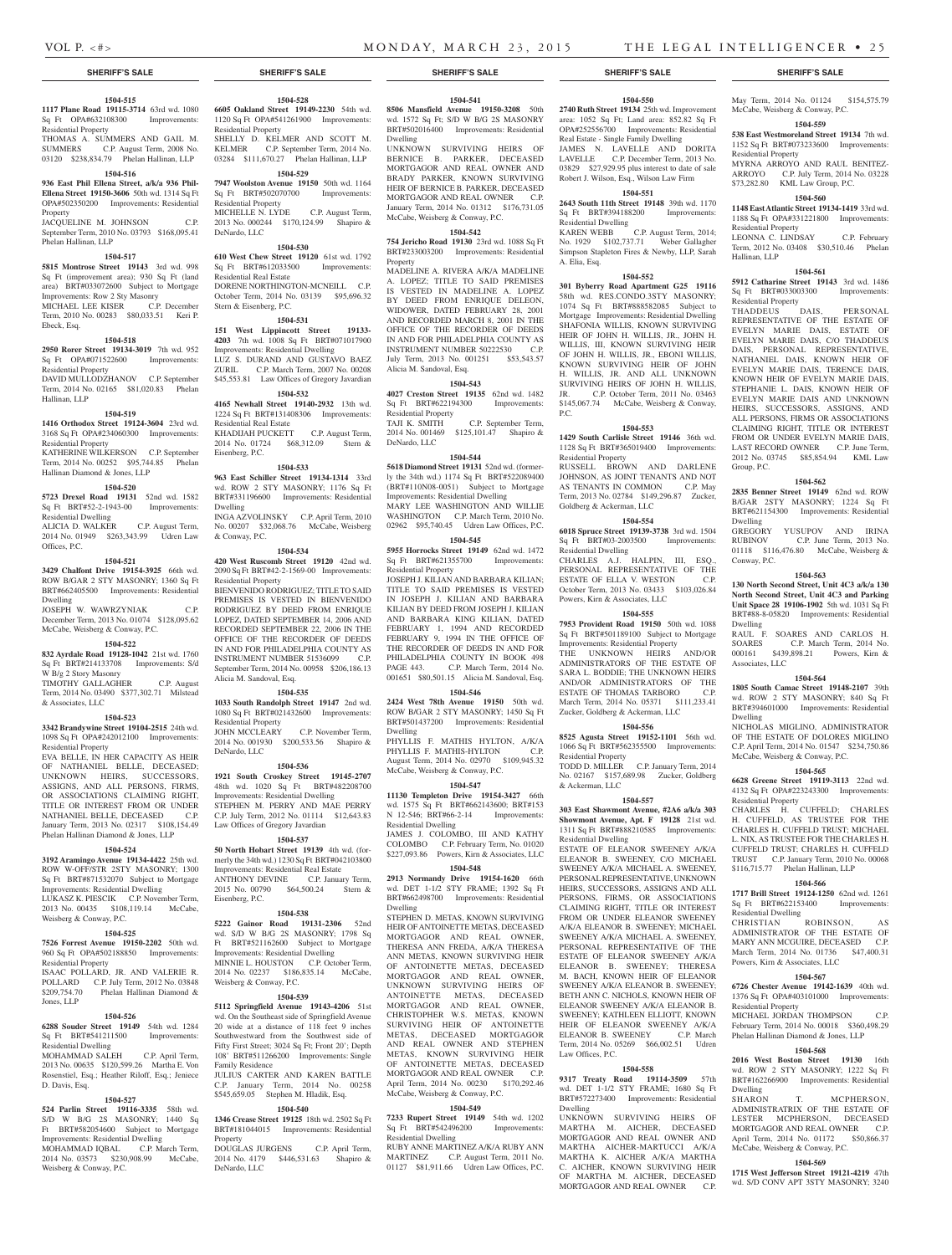## SHERIFF'S SALE

**1504-515**
**1117 Plane Road 19115-3714** 63rd wd. 1080 Sq Ft OPA#632108300 Improvements: Residential Property
THOMAS A. SUMMERS AND GAIL M. SUMMERS C.P. August Term, 2008 No. 03120 $238,834.79 Phelan Hallinan, LLP

**1504-516**
**936 East Phil Ellena Street, a/k/a 936 Phil-Ellena Street 19150-3606** 50th wd. 1314 Sq Ft OPA#502350200 Improvements: Residential Property
JACQUELINE M. JOHNSON C.P. September Term, 2010 No. 03793 $168,095.41 Phelan Hallinan, LLP

**1504-517**
**5815 Montrose Street 19143** 3rd wd. 998 Sq Ft (improvement area); 930 Sq Ft (land area) BRT#033072600 Subject to Mortgage Improvements: Row 2 Sty Masonry
MICHAEL LEE KISER C.P. December Term, 2010 No. 00283 $80,033.51 Keri P. Ebeck, Esq.

**1504-518**
**2950 Rorer Street 19134-3019** 7th wd. 952 Sq Ft OPA#071522600 Improvements: Residential Property
DAVID MULLODZHANOV C.P. September Term, 2014 No. 02165 $81,020.83 Phelan Hallinan, LLP

**1504-519**
**1416 Orthodox Street 19124-3604** 23rd wd. 3168 Sq Ft OPA#234060300 Improvements: Residential Property
KATHERINE WILKERSON C.P. September Term, 2014 No. 00252 $95,744.85 Phelan Hallinan Diamond & Jones, LLP

**1504-520**
**5723 Drexel Road 19131** 52nd wd. 1582 Sq Ft BRT#52-2-1943-00 Improvements: Residential Dwelling
ALICIA D. WALKER C.P. August Term, 2014 No. 01949 $263,343.99 Udren Law Offices, P.C.

**1504-521**
**3429 Chalfont Drive 19154-3925** 66th wd. ROW B/GAR 2 STY MASONRY; 1360 Sq Ft BRT#662405500 Improvements: Residential Dwelling
JOSEPH W. WAWRZYNIAK C.P. December Term, 2013 No. 01074 $128,095.62 McCabe, Weisberg & Conway, P.C.

**1504-522**
**832 Ayrdale Road 19128-1042** 21st wd. 1760 Sq Ft BRT#214133708 Improvements: S/d W B/g 2 Story Masonry
TIMOTHY GALLAGHER C.P. August Term, 2014 No. 03490 $377,302.71 Milstead & Associates, LLC

**1504-523**
**3342 Brandywine Street 19104-2515** 24th wd. 1098 Sq Ft OPA#242012100 Improvements: Residential Property
EVA BELLE, IN HER CAPACITY AS HEIR OF NATHANIEL BELLE, DECEASED; UNKNOWN HEIRS, SUCCESSORS, ASSIGNS, AND ALL PERSONS, FIRMS, OR ASSOCIATIONS CLAIMING RIGHT, TITLE OR INTEREST FROM OR UNDER NATHANIEL BELLE, DECEASED C.P. January Term, 2013 No. 02317 $108,154.49 Phelan Hallinan Diamond & Jones, LLP

**1504-524**
**3192 Aramingo Avenue 19134-4422** 25th wd. ROW W-OFF/STR 2STY MASONRY; 1300 Sq Ft BRT#871532070 Subject to Mortgage Improvements: Residential Dwelling
LUKASZ K. PIESCIK C.P. November Term, 2013 No. 00435 $108,119.14 McCabe, Weisberg & Conway, P.C.

**1504-525**
**7526 Forrest Avenue 19150-2202** 50th wd. 960 Sq Ft OPA#502188850 Improvements: Residential Property
ISAAC POLLARD, JR. AND VALERIE R. POLLARD C.P. July Term, 2012 No. 03848 $209,754.70 Phelan Hallinan Diamond & Jones, LLP

**1504-526**
**6288 Souder Street 19149** 54th wd. 1284 Sq Ft BRT#541211500 Improvements: Residential Dwelling
MOHAMMAD SALEH C.P. April Term, 2013 No. 00635 $120,599.26 Martha E. Von Rosenstiel, Esq.; Heather Riloff, Esq.; Jeniece D. Davis, Esq.

**1504-527**
**524 Parlin Street 19116-3335** 58th wd. S/D W B/G 2S MASONRY; 1440 Sq Ft BRT#582054600 Subject to Mortgage Improvements: Residential Dwelling
MOHAMMAD IQBAL C.P. March Term, 2014 No. 03573 $230,908.99 McCabe, Weisberg & Conway, P.C.

**1504-528**
**6605 Oakland Street 19149-2230** 54th wd. 1120 Sq Ft OPA#541261900 Improvements: Residential Property
SHELLY D. KELMER AND SCOTT M. KELMER C.P. September Term, 2014 No. 03284 $111,670.27 Phelan Hallinan, LLP

**1504-529**
**7947 Woolston Avenue 19150** 50th wd. 1164 Sq Ft BRT#502070700 Improvements: Residential Property
MICHELLE N. LYDE C.P. August Term, 2013 No. 000244 $170,124.99 Shapiro & DeNardo, LLC

**1504-530**
**610 West Chew Street 19120** 61st wd. 1792 Sq Ft BRT#612033500 Improvements: Residential Real Estate
DORENE NORTHINGTON-MCNEILL C.P. October Term, 2014 No. 03139 $95,696.32 Stern & Eisenberg, P.C.

**1504-531**
**151 West Lippincott Street 19133-4203** 7th wd. 1008 Sq Ft BRT#071017900 Improvements: Residential Dwelling
LUZ S. DURAND AND GUSTAVO BAEZ ZURIL C.P. March Term, 2007 No. 00208 $45,553.81 Law Offices of Gregory Javardian

**1504-532**
**4165 Newhall Street 19140-2932** 13th wd. 1224 Sq Ft BRT#131408306 Improvements: Residential Real Estate
KHADIJAH PUCKETT C.P. August Term, 2014 No. 01724 $68,312.09 Stern & Eisenberg, P.C.

**1504-533**
**963 East Schiller Street 19134-1314** 33rd wd. ROW 2 STY MASONRY; 1176 Sq Ft BRT#331196600 Improvements: Residential Dwelling
INGA AZVOLINSKY C.P. April Term, 2010 No. 00207 $32,068.76 McCabe, Weisberg & Conway, P.C.

**1504-534**
**420 West Ruscomb Street 19120** 42nd wd. 2090 Sq Ft BRT#42-2-1569-00 Improvements: Residential Property
BIENVENIDO RODRIGUEZ; TITLE TO SAID PREMISES IS VESTED IN BIENVENIDO RODRIGUEZ BY DEED FROM ENRIQUE LOPEZ, DATED SEPTEMBER 14, 2006 AND RECORDED SEPTEMBER 22, 2006 IN THE OFFICE OF THE RECORDER OF DEEDS IN AND FOR PHILADELPHIA COUNTY AS INSTRUMENT NUMBER 51536099 C.P. September Term, 2014 No. 00958 $206,186.13 Alicia M. Sandoval, Esq.

**1504-535**
**1033 South Randolph Street 19147** 2nd wd. 1080 Sq Ft BRT#021432600 Improvements: Residential Property
JOHN MCCLEARY C.P. November Term, 2014 No. 001930 $200,533.56 Shapiro & DeNardo, LLC

**1504-536**
**1921 South Croskey Street 19145-2707** 48th wd. 1020 Sq Ft BRT#482208700 Improvements: Residential Dwelling
STEPHEN M. PERRY AND MAE PERRY C.P. July Term, 2012 No. 01114 $12,643.83 Law Offices of Gregory Javardian

**1504-537**
**50 North Hobart Street 19139** 4th wd. (formerly the 34th wd.) 1230 Sq Ft BRT#042103800 Improvements: Residential Real Estate
ANTHONY DEVINE C.P. January Term, 2015 No. 00790 $64,500.24 Stern & Eisenberg, P.C.

**1504-538**
**5222 Gainor Road 19131-2306** 52nd wd. S/D W B/G 2S MASONRY; 1798 Sq Ft BRT#521162600 Subject to Mortgage Improvements: Residential Dwelling
MINNIE L. HOUSTON C.P. October Term, 2014 No. 02237 $186,835.14 McCabe, Weisberg & Conway, P.C.

**1504-539**
**5112 Springfield Avenue 19143-4206** 51st wd. On the Southeast side of Springfield Avenue 20 wide at a distance of 118 feet 9 inches Southwestward from the Southwest side of Fifty First Street; 3024 Sq Ft; Front 20'; Depth 108' BRT#511266200 Improvements: Single Family Residence
JULIUS CARTER AND KAREN BATTLE C.P. January Term, 2014 No. 00258 $545,659.05 Stephen M. Hladik, Esq.

**1504-540**
**1346 Crease Street 19125** 18th wd. 2502 Sq Ft BRT#181044015 Improvements: Residential Property
DOUGLAS JURGENS C.P. April Term, 2014 No. 4179 $446,531.63 Shapiro & DeNardo, LLC

**1504-541**
**8506 Mansfield Avenue 19150-3208** 50th wd. 1572 Sq Ft; S/D W B/G 2S MASONRY BRT#502016400 Improvements: Residential Dwelling
UNKNOWN SURVIVING HEIRS OF BERNICE B. PARKER, DECEASED MORTGAGOR AND REAL OWNER AND BRADY PARKER, KNOWN SURVIVING HEIR OF BERNICE B. PARKER, DECEASED MORTGAGOR AND REAL OWNER C.P. January Term, 2014 No. 01312 $176,731.05 McCabe, Weisberg & Conway, P.C.

**1504-542**
**754 Jericho Road 19130** 23rd wd. 1088 Sq Ft BRT#233003200 Improvements: Residential Property
MADELINE A. RIVERA A/K/A MADELINE A. LOPEZ; TITLE TO SAID PREMISES IS VESTED IN MADELINE A. LOPEZ BY DEED FROM ENRIQUE DELEON, WIDOWER, DATED FEBRUARY 28, 2001 AND RECORDED MARCH 8, 2001 IN THE OFFICE OF THE RECORDER OF DEEDS IN AND FOR PHILADELPHIA COUNTY AS INSTRUMENT NUMBER 50222530 C.P. July Term, 2013 No. 001251 $53,543.57 Alicia M. Sandoval, Esq.

**1504-543**
**4027 Creston Street 19135** 62nd wd. 1482 Sq Ft BRT#622194300 Improvements: Residential Property
TAJI K. SMITH C.P. September Term, 2014 No. 001469 $125,101.47 Shapiro & DeNardo, LLC

**1504-544**
**5618 Diamond Street 19131** 52nd wd. (formerly the 34th wd.) 1174 Sq Ft BRT#522089400 (BRT#110N08-0051) Subject to Mortgage Improvements: Residential Dwelling
MARY LEE WASHINGTON AND WILLIE WASHINGTON C.P. March Term, 2010 No. 02962 $95,740.45 Udren Law Offices, P.C.

**1504-545**
**5955 Horrocks Street 19149** 62nd wd. 1472 Sq Ft BRT#621355700 Improvements: Residential Property
JOSEPH J. KILIAN AND BARBARA KILIAN; TITLE TO SAID PREMISES IS VESTED IN JOSEPH J. KILIAN AND BARBARA KILIAN BY DEED FROM JOSEPH J. KILIAN AND BARBARA KING KILIAN, DATED FEBRUARY 1, 1994 AND RECORDED FEBRUARY 9, 1994 IN THE OFFICE OF THE RECORDER OF DEEDS IN AND FOR PHILADELPHIA COUNTY IN BOOK 498 PAGE 443. C.P. March Term, 2014 No. 001651 $80,501.15 Alicia M. Sandoval, Esq.

**1504-546**
**2424 West 78th Avenue 19150** 50th wd. ROW B/GAR 2 STY MASONRY; 1450 Sq Ft BRT#501437200 Improvements: Residential Dwelling
PHYLLIS F. MATHIS HYLTON, A/K/A PHYLLIS F. MATHIS-HYLTON C.P. August Term, 2014 No. 02970 $109,945.32 McCabe, Weisberg & Conway, P.C.

**1504-547**
**11130 Templeton Drive 19154-3427** 66th wd. 1575 Sq Ft BRT#662143600; BRT#153 N 12-546; BRT#66-2-14 Improvements: Residential Dwelling
JAMES J. COLOMBO, III AND KATHY COLOMBO C.P. February Term, No. 01020 $227,093.86 Powers, Kirn & Associates, LLC

**1504-548**
**2913 Normandy Drive 19154-1620** 66th wd. DET 1-1/2 STY FRAME; 1392 Sq Ft BRT#662498700 Improvements: Residential Dwelling
STEPHEN D. METAS, KNOWN SURVIVING HEIR OF ANTOINETTE METAS, DECEASED MORTGAGOR AND REAL OWNER, THERESA ANN FREDA, A/K/A THERESA ANN METAS, KNOWN SURVIVING HEIR OF ANTOINETTE METAS, DECEASED MORTGAGOR AND REAL OWNER, UNKNOWN SURVIVING HEIRS OF ANTOINETTE METAS, DECEASED MORTGAGOR AND REAL OWNER, CHRISTOPHER W.S. METAS, KNOWN SURVIVING HEIR OF ANTOINETTE METAS, DECEASED MORTGAGOR AND REAL OWNER AND STEPHEN METAS, KNOWN SURVIVING HEIR OF ANTOINETTE METAS, DECEASED MORTGAGOR AND REAL OWNER C.P. April Term, 2014 No. 00230 $170,292.46 McCabe, Weisberg & Conway, P.C.

**1504-549**
**7233 Rupert Street 19149** 54th wd. 1202 Sq Ft BRT#542496200 Improvements: Residential Dwelling
RUBY ANNE MARTINEZ A/K/A RUBY ANN MARTINEZ C.P. August Term, 2011 No. 01127 $81,911.66 Udren Law Offices, P.C.

**1504-550**
**2740 Ruth Street 19134** 25th wd. Improvement area: 1052 Sq Ft; Land area: 852.82 Sq Ft OPA#252556700 Improvements: Residential Real Estate - Single Family Dwelling
JAMES N. LAVELLE AND DORITA LAVELLE C.P. December Term, 2013 No. 03829 $27,929.95 plus interest to date of sale Robert J. Wilson, Esq., Wilson Law Firm

**1504-551**
**2643 South 11th Street 19148** 39th wd. 1170 Sq Ft BRT#394188200 Improvements: Residential Dwelling
KAREN WEBB C.P. August Term, 2014; No. 1929 $102,737.71 Weber Gallagher Simpson Stapleton Fires & Newby, LLP, Sarah A. Elia, Esq.

**1504-552**
**301 Byberry Road Apartment G25 19116** 58th wd. RES.CONDO.3STY MASONRY; 1074 Sq Ft BRT#888582085 Subject to Mortgage Improvements: Residential Dwelling
SHAFONIA WILLIS, KNOWN SURVIVING HEIR OF JOHN H. WILLIS, JR., JOHN H. WILLIS, III, KNOWN SURVIVING HEIR OF JOHN H. WILLIS, JR., EBONI WILLIS, KNOWN SURVIVING HEIR OF JOHN H. WILLIS, JR. AND ALL UNKNOWN SURVIVING HEIRS OF JOHN H. WILLIS, JR. C.P. October Term, 2011 No. 03463 $145,067.74 McCabe, Weisberg & Conway, P.C.

**1504-553**
**1429 South Carlisle Street 19146** 36th wd. 1128 Sq Ft BRT#365019400 Improvements: Residential Property
RUSSELL BROWN AND DARLENE JOHNSON, AS JOINT TENANTS AND NOT AS TENANTS IN COMMON C.P. May Term, 2013 No. 02784 $149,296.87 Zucker, Goldberg & Ackerman, LLC

**1504-554**
**6018 Spruce Street 19139-3738** 3rd wd. 1504 Sq Ft BRT#03-2003500 Improvements: Residential Dwelling
CHARLES A.J. HALPIN, III, ESQ., PERSONAL REPRESENTATIVE OF THE ESTATE OF ELLA V. WESTON C.P. October Term, 2013 No. 03433 $103,026.84 Powers, Kirn & Associates, LLC

**1504-555**
**7953 Provident Road 19150** 50th wd. 1088 Sq Ft BRT#501189100 Subject to Mortgage Improvements: Residential Property
THE UNKNOWN HEIRS AND/OR ADMINISTRATORS OF THE ESTATE OF SARA L. BODDIE; THE UNKNOWN HEIRS AND/OR ADMINISTRATORS OF THE ESTATE OF THOMAS TARBORO C.P. March Term, 2014 No. 05371 $111,233.41 Zucker, Goldberg & Ackerman, LLC

**1504-556**
**8525 Agusta Street 19152-1101** 56th wd. 1066 Sq Ft BRT#562355500 Improvements: Residential Property
TODD D. MILLER C.P. January Term, 2014 No. 02167 $157,689.98 Zucker, Goldberg & Ackerman, LLC

**1504-557**
**303 East Shawmont Avenue, #2A6 a/k/a 303 Showmont Avenue, Apt. F 19128** 21st wd. 1311 Sq Ft BRT#888210585 Improvements: Residential Dwelling
ESTATE OF ELEANOR SWEENEY A/K/A ELEANOR B. SWEENEY, C/O MICHAEL SWEENEY A/K/A MICHAEL A. SWEENEY, PERSONAL REPRESENTATIVE, UNKNOWN HEIRS, SUCCESSORS, ASSIGNS AND ALL PERSONS, FIRMS, OR ASSOCIATIONS CLAIMING RIGHT, TITLE OR INTEREST FROM OR UNDER ELEANOR SWEENEY A/K/A ELEANOR B. SWEENEY; MICHAEL SWEENEY A/K/A MICHAEL A. SWEENEY, PERSONAL REPRESENTATIVE OF THE ESTATE OF ELEANOR SWEENEY A/K/A ELEANOR B. SWEENEY; THERESA M. BACH, KNOWN HEIR OF ELEANOR SWEENEY A/K/A ELEANOR B. SWEENEY; BETH ANN C. NICHOLS, KNOWN HEIR OF ELEANOR SWEENEY A/K/A ELEANOR B. SWEENEY; KATHLEEN ELLIOTT, KNOWN HEIR OF ELEANOR SWEENEY A/K/A ELEANOR B. SWEENEY C.P. March Term, 2014 No. 05269 $66,002.51 Udren Law Offices, P.C.

**1504-558**
**9317 Treaty Road 19114-3509** 57th wd. DET 1-1/2 STY FRAME; 1680 Sq Ft BRT#572273400 Improvements: Residential Dwelling
UNKNOWN SURVIVING HEIRS OF MARTHA M. AICHER, DECEASED MORTGAGOR AND REAL OWNER AND MARTHA AICHER-MARTUCCI A/K/A MARTHA K. AICHER A/K/A MARTHA C. AICHER, KNOWN SURVIVING HEIR OF MARTHA M. AICHER, DECEASED MORTGAGOR AND REAL OWNER C.P. May Term, 2014 No. 01124 $154,575.79 McCabe, Weisberg & Conway, P.C.

**1504-559**
**538 East Westmoreland Street 19134** 7th wd. 1152 Sq Ft BRT#073233600 Improvements: Residential Property
MYRNA ARROYO AND RAUL BENITEZ-ARROYO C.P. July Term, 2014 No. 03228 $73,282.80 KML Law Group, P.C.

**1504-560**
**1148 East Atlantic Street 19134-1419** 33rd wd. 1188 Sq Ft OPA#331221800 Improvements: Residential Property
LEONNA C. LINDSAY C.P. February Term, 2012 No. 03408 $30,510.46 Phelan Hallinan, LLP

**1504-561**
**5912 Catharine Street 19143** 3rd wd. 1486 Sq Ft BRT#033003300 Improvements: Residential Property
THADDEUS DAIS, PERSONAL REPRESENTATIVE OF THE ESTATE OF EVELYN MARIE DAIS, ESTATE OF EVELYN MARIE DAIS, C/O THADDEUS DAIS, PERSONAL REPRESENTATIVE, NATHANIEL DAIS, KNOWN HEIR OF EVELYN MARIE DAIS, TERENCE DAIS, KNOWN HEIR OF EVELYN MARIE DAIS, STEPHANIE L. DAIS, KNOWN HEIR OF EVELYN MARIE DAIS AND UNKNOWN HEIRS, SUCCESSORS, ASSIGNS, AND ALL PERSONS, FIRMS OR ASSOCIATIONS CLAIMING RIGHT, TITLE OR INTEREST FROM OR UNDER EVELYN MARIE DAIS, LAST RECORD OWNER C.P. June Term, 2012 No. 03745 $85,854.94 KML Law Group, P.C.

**1504-562**
**2835 Benner Street 19149** 62nd wd. ROW B/GAR 2STY MASONRY; 1224 Sq Ft BRT#621154300 Improvements: Residential Dwelling
GREGORY YUSUPOV AND IRINA RUBINOV C.P. June Term, 2013 No. 01118 $116,476.80 McCabe, Weisberg & Conway, P.C.

**1504-563**
**130 North Second Street, Unit 4C3 a/k/a 130 North Second Street, Unit 4C3 and Parking Unit Space 28 19106-1902** 5th wd. 1031 Sq Ft BRT#88-8-05820 Improvements: Residential Dwelling
RAUL F. SOARES AND CARLOS H. SOARES C.P. March Term, 2014 No. 000161 $439,898.21 Powers, Kirn & Associates, LLC

**1504-564**
**1805 South Camac Street 19148-2107** 39th wd. ROW 2 STY MASONRY; 840 Sq Ft BRT#394601000 Improvements: Residential Dwelling
NICHOLAS MIGLINO, ADMINISTRATOR OF THE ESTATE OF DOLORES MIGLINO C.P. April Term, 2014 No. 01547 $234,750.86 McCabe, Weisberg & Conway, P.C.

**1504-565**
**6628 Greene Street 19119-3113** 22nd wd. 4132 Sq Ft OPA#223243300 Improvements: Residential Property
CHARLES H. CUFFELD; CHARLES H. CUFFELD, AS TRUSTEE FOR THE CHARLES H. CUFFELD TRUST; MICHAEL L. NIX, AS TRUSTEE FOR THE CHARLES H. CUFFELD TRUST; CHARLES H. CUFFELD TRUST C.P. January Term, 2010 No. 00068 $116,715.77 Phelan Hallinan, LLP

**1504-566**
**1717 Brill Street 19124-1250** 62nd wd. 1261 Sq Ft BRT#622153400 Improvements: Residential Dwelling
CHRISTIAN ROBINSON, AS ADMINISTRATOR OF THE ESTATE OF MARY ANN MCGUIRE, DECEASED C.P. March Term, 2014 No. 01736 $47,400.31 Powers, Kirn & Associates, LLC

**1504-567**
**6726 Chester Avenue 19142-1639** 40th wd. 1376 Sq Ft OPA#403101000 Improvements: Residential Property
MICHAEL JORDAN THOMPSON C.P. February Term, 2014 No. 00018 $360,498.29 Phelan Hallinan Diamond & Jones, LLP

**1504-568**
**2016 West Boston Street 19130** 16th wd. ROW 2 STY MASONRY; 1222 Sq Ft BRT#162266900 Improvements: Residential Dwelling
SHARON T. MCPHERSON, ADMINISTRATRIX OF THE ESTATE OF LESTER MCPHERSON, DECEASED MORTGAGOR AND REAL OWNER C.P. April Term, 2014 No. 01172 $50,866.37 McCabe, Weisberg & Conway, P.C.

**1504-569**
**1715 West Jefferson Street 19121-4219** 47th wd. S/D CONV APT 3STY MASONRY; 3240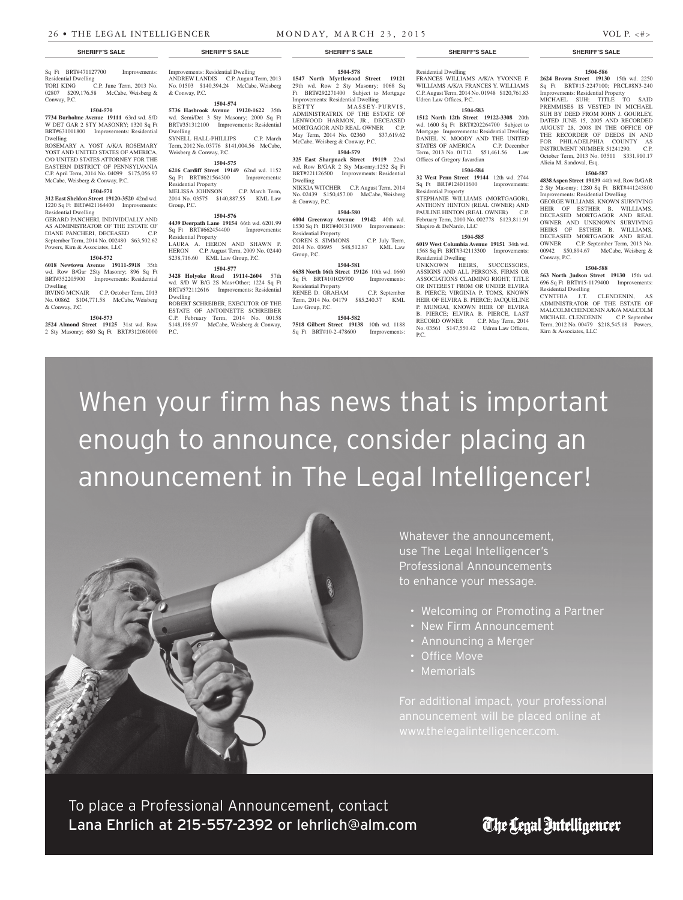SHERIFF'S SALE

Sq Ft BRT#471127700 Improvements: Residential Dwelling
TORI KING C.P. June Term, 2013 No. 02807 $209,176.58 McCabe, Weisberg & Conway, P.C.

**1504-570**

**7734 Burholme Avenue 19111** 63rd wd. S/D W DET GAR 2 STY MASONRY; 1320 Sq Ft BRT#631011800 Improvements: Residential Dwelling
ROSEMARY A. YOST A/K/A ROSEMARY YOST AND UNITED STATES OF AMERICA, C/O UNITED STATES ATTORNEY FOR THE EASTERN DISTRICT OF PENNSYLVANIA C.P. April Term, 2014 No. 04099 $175,056.97 McCabe, Weisberg & Conway, P.C.

**1504-571**

**312 East Sheldon Street 19120-3520** 42nd wd. 1220 Sq Ft BRT#421164400 Improvements: Residential Dwelling
GERARD PANCHERI, INDIVIDUALLY AND AS ADMINISTRATOR OF THE ESTATE OF DIANE PANCHERI, DECEASED C.P. September Term, 2014 No. 002480 $63,502.62 Powers, Kirn & Associates, LLC

**1504-572**

**6018 Newtown Avenue 19111-5918** 35th wd. Row B/Gar 2Sty Masonry; 896 Sq Ft BRT#352205900 Improvements: Residential Dwelling
IRVING MCNAIR C.P. October Term, 2013 No. 00862 $104,771.58 McCabe, Weisberg & Conway, P.C.

**1504-573**

**2524 Almond Street 19125** 31st wd. Row 2 Sty Masonry; 680 Sq Ft BRT#312080000 Improvements: Residential Dwelling
ANDREW LANDIS C.P. August Term, 2013 No. 01503 $140,394.24 McCabe, Weisberg & Conway, P.C.

**1504-574**

**5736 Hasbrook Avenue 19120-1622** 35th wd. Semi/Det 3 Sty Masonry; 2000 Sq Ft BRT#351312100 Improvements: Residential Dwelling
SYNELL HALL-PHILLIPS C.P. March Term, 2012 No. 03776 $141,004.56 McCabe, Weisberg & Conway, P.C.

**1504-575**

**6216 Cardiff Street 19149** 62nd wd. 1152 Sq Ft BRT#621564300 Improvements: Residential Property
MELISSA JOHNSON C.P. March Term, 2014 No. 03575 $140,887.55 KML Law Group, P.C.

**1504-576**

**4439 Deerpath Lane 19154** 66th wd. 6201.99 Sq Ft BRT#662454400 Improvements: Residential Property
LAURA A. HERON AND SHAWN P. HERON C.P. August Term, 2009 No. 02440 $238,716.60 KML Law Group, P.C.

**1504-577**

**3428 Holyoke Road 19114-2604** 57th wd. S/D W B/G 2S Mas+Other; 1224 Sq Ft BRT#572112616 Improvements: Residential Dwelling
ROBERT SCHREIBER, EXECUTOR OF THE ESTATE OF ANTOINETTE SCHREIBER C.P. February Term, 2014 No. 00158 $148,198.97 McCabe, Weisberg & Conway, P.C.

**1504-578**

**1547 North Myrtlewood Street 19121** 29th wd. Row 2 Sty Masonry; 1068 Sq Ft BRT#292271400 Subject to Mortgage Improvements: Residential Dwelling
BETTY MASSEY-PURVIS, ADMINISTRATRIX OF THE ESTATE OF LENWOOD HARMON, JR., DECEASED MORTGAGOR AND REAL OWNER C.P. May Term, 2014 No. 02360 $37,619.62 McCabe, Weisberg & Conway, P.C.

**1504-579**

**325 East Sharpnack Street 19119** 22nd wd. Row B/GAR 2 Sty Masonry;1252 Sq Ft BRT#221126500 Improvements: Residential Dwelling
NIKKIA WITCHER C.P. August Term, 2014 No. 02439 $150,457.00 McCabe, Weisberg & Conway, P.C.

**1504-580**

**6004 Greenway Avenue 19142** 40th wd. 1530 Sq Ft BRT#401311900 Improvements: Residential Property
COREN S. SIMMONS C.P. July Term, 2014 No. 03695 $48,512.87 KML Law Group, P.C.

**1504-581**

**6638 North 16th Street 19126** 10th wd. 1660 Sq Ft BRT#101029700 Improvements: Residential Property
RENEE D. GRAHAM C.P. September Term, 2014 No. 04179 $85,240.37 KML Law Group, P.C.

**1504-582**

**7518 Gilbert Street 19138** 10th wd. 1188 Sq Ft BRT#10-2-478600 Improvements: Residential Dwelling
FRANCES WILLIAMS A/K/A YVONNE F. WILLIAMS A/K/A FRANCES Y. WILLIAMS C.P. August Term, 2014 No. 01948 $120,761.83 Udren Law Offices, P.C.

**1504-583**

**1512 North 12th Street 19122-3308** 20th wd. 1600 Sq Ft BRT#202264700 Subject to Mortgage Improvements: Residential Dwelling
DANIEL N. MOODY AND THE UNITED STATES OF AMERICA C.P. December Term, 2013 No. 01712 $51,461.56 Law Offices of Gregory Javardian

**1504-584**

**32 West Penn Street 19144** 12th wd. 2744 Sq Ft BRT#124011600 Improvements: Residential Property
STEPHANIE WILLIAMS (MORTGAGOR), ANTHONY HINTON (REAL OWNER) AND PAULINE HINTON (REAL OWNER) C.P. February Term, 2010 No. 002778 $123,811.91 Shapiro & DeNardo, LLC

**1504-585**

**6019 West Columbia Avenue 19151** 34th wd. 1568 Sq Ft BRT#342113300 Improvements: Residential Dwelling
UNKNOWN HEIRS, SUCCESSORS, ASSIGNS AND ALL PERSONS, FIRMS OR ASSOCIATIONS CLAIMING RIGHT, TITLE OR INTEREST FROM OR UNDER ELVIRA B. PIERCE; VIRGINIA P. TOMS, KNOWN HEIR OF ELVIRA B. PIERCE; JACQUELINE P. MUNGAI, KNOWN HEIR OF ELVIRA B. PIERCE; ELVIRA B. PIERCE, LAST RECORD OWNER C.P. May Term, 2014 No. 03561 $147,550.42 Udren Law Offices, P.C.

**1504-586**

**2624 Brown Street 19130** 15th wd. 2250 Sq Ft BRT#15-2247100; PRCL#8N3-240 Improvements: Residential Property
MICHAEL SUH; TITLE TO SAID PREMMISES IS VESTED IN MICHAEL SUH BY DEED FROM JOHN J. GOURLEY, DATED JUNE 15, 2005 AND RECORDED AUGUST 28, 2008 IN THE OFFICE OF THE RECORDER OF DEEDS IN AND FOR PHILADELPHIA COUNTY AS INSTRUMENT NUMBER 51241290. C.P. October Term, 2013 No. 03511 $331,910.17 Alicia M. Sandoval, Esq.

**1504-587**

**4838 Aspen Street 19139** 44th wd. Row B/GAR 2 Sty Masonry; 1280 Sq Ft BRT#441243800 Improvements: Residential Dwelling
GEORGE WILLIAMS, KNOWN SURVIVING HEIR OF ESTHER B. WILLIAMS, DECEASED MORTGAGOR AND REAL OWNER AND UNKNOWN SURVIVING HEIRS OF ESTHER B. WILLIAMS, DECEASED MORTGAGOR AND REAL OWNER C.P. September Term, 2013 No. 00942 $50,894.67 McCabe, Weisberg & Conway, P.C.

**1504-588**

**563 North Judson Street 19130** 15th wd. 696 Sq Ft BRT#15-1179400 Improvements: Residential Dwelling
CYNTHIA J.T. CLENDENIN, AS ADMINISTRATOR OF THE ESTATE OF MALCOLM CHENDENIN A/K/A MALCOLM MICHAEL CLENDENIN C.P. September Term, 2012 No. 00479 $218,545.18 Powers, Kirn & Associates, LLC

When your firm has news that is important enough to announce, consider placing an announcement in The Legal Intelligencer!

Whatever the announcement, use The Legal Intelligencer's Professional Announcements to enhance your message.

- Welcoming or Promoting a Partner
- New Firm Announcement
- Announcing a Merger
- Office Move
- Memorials

For additional impact, your professional announcement will be placed online at www.thelegalintelligencer.com.

To place a Professional Announcement, contact
Lana Ehrlich at 215-557-2392 or lehrlich@alm.com

The Legal Intelligencer